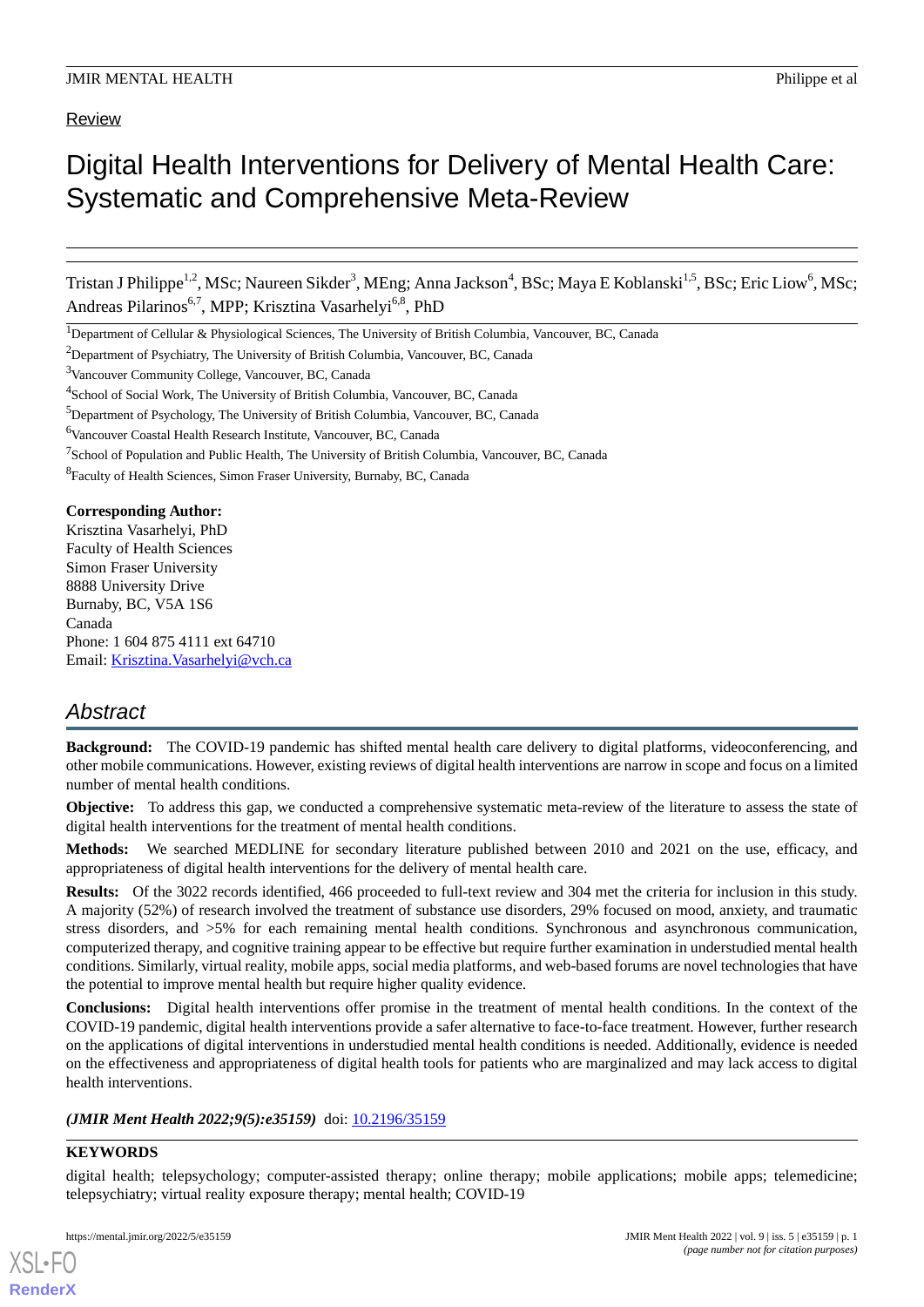Review

# Digital Health Interventions for Delivery of Mental Health Care: Systematic and Comprehensive Meta-Review

Tristan J Philippe[1,2], MSc; Naureen Sikder[3], MEng; Anna Jackson[4], BSc; Maya E Koblanski[1,5], BSc; Eric Liow[6], MSc; Andreas Pilarinos[6,7], MPP; Krisztina Vasarhelyi[6,8], PhD

[1]Department of Cellular & Physiological Sciences, The University of British Columbia, Vancouver, BC, Canada

[2]Department of Psychiatry, The University of British Columbia, Vancouver, BC, Canada

[3]Vancouver Community College, Vancouver, BC, Canada

[4]School of Social Work, The University of British Columbia, Vancouver, BC, Canada

[5]Department of Psychology, The University of British Columbia, Vancouver, BC, Canada

[6]Vancouver Coastal Health Research Institute, Vancouver, BC, Canada

[7]School of Population and Public Health, The University of British Columbia, Vancouver, BC, Canada

[8]Faculty of Health Sciences, Simon Fraser University, Burnaby, BC, Canada

**Corresponding Author:**
Krisztina Vasarhelyi, PhD
Faculty of Health Sciences
Simon Fraser University
8888 University Drive
Burnaby, BC, V5A 1S6
Canada
Phone: 1 604 875 4111 ext 64710
Email: Krisztina.Vasarhelyi@vch.ca

## Abstract

**Background:** The COVID-19 pandemic has shifted mental health care delivery to digital platforms, videoconferencing, and other mobile communications. However, existing reviews of digital health interventions are narrow in scope and focus on a limited number of mental health conditions.

**Objective:** To address this gap, we conducted a comprehensive systematic meta-review of the literature to assess the state of digital health interventions for the treatment of mental health conditions.

**Methods:** We searched MEDLINE for secondary literature published between 2010 and 2021 on the use, efficacy, and appropriateness of digital health interventions for the delivery of mental health care.

**Results:** Of the 3022 records identified, 466 proceeded to full-text review and 304 met the criteria for inclusion in this study. A majority (52%) of research involved the treatment of substance use disorders, 29% focused on mood, anxiety, and traumatic stress disorders, and >5% for each remaining mental health conditions. Synchronous and asynchronous communication, computerized therapy, and cognitive training appear to be effective but require further examination in understudied mental health conditions. Similarly, virtual reality, mobile apps, social media platforms, and web-based forums are novel technologies that have the potential to improve mental health but require higher quality evidence.

**Conclusions:** Digital health interventions offer promise in the treatment of mental health conditions. In the context of the COVID-19 pandemic, digital health interventions provide a safer alternative to face-to-face treatment. However, further research on the applications of digital interventions in understudied mental health conditions is needed. Additionally, evidence is needed on the effectiveness and appropriateness of digital health tools for patients who are marginalized and may lack access to digital health interventions.

***(JMIR Ment Health 2022;9(5):e35159)*** doi: 10.2196/35159

**KEYWORDS**

digital health; telepsychology; computer-assisted therapy; online therapy; mobile applications; mobile apps; telemedicine; telepsychiatry; virtual reality exposure therapy; mental health; COVID-19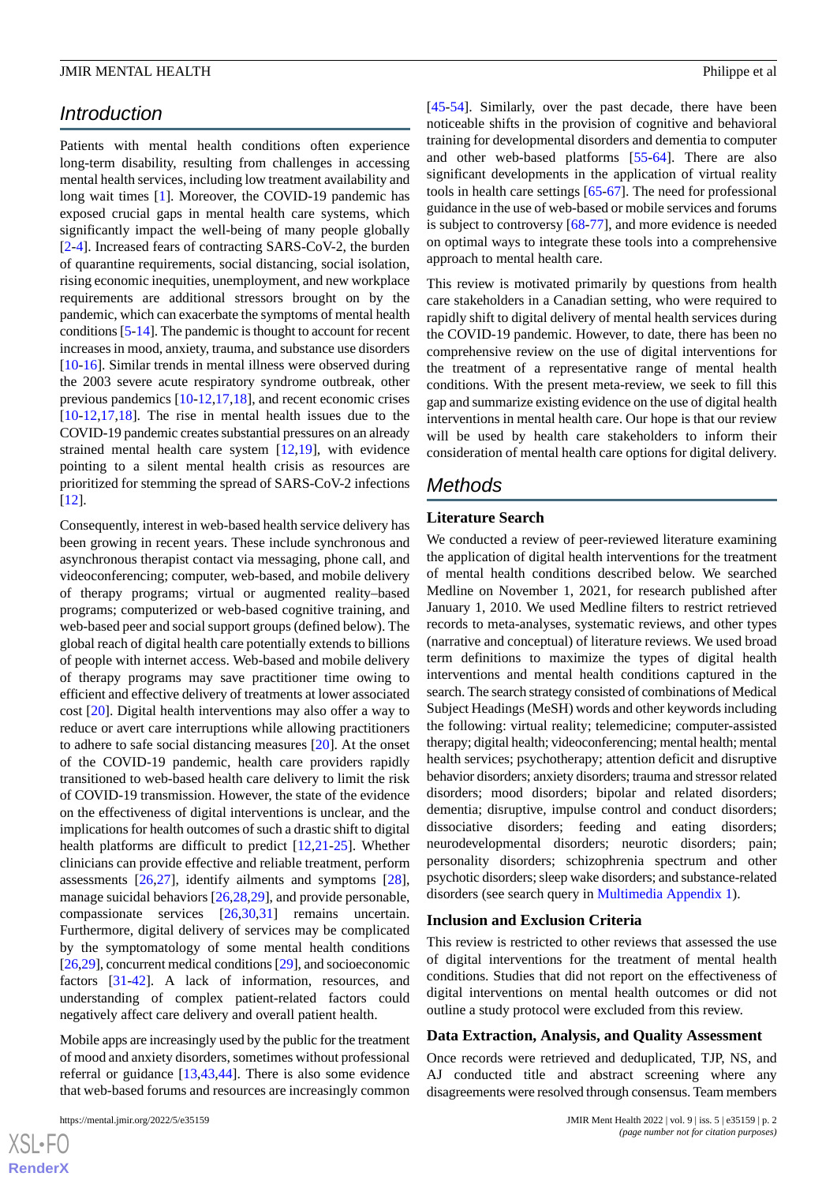## Introduction

Patients with mental health conditions often experience long-term disability, resulting from challenges in accessing mental health services, including low treatment availability and long wait times [1]. Moreover, the COVID-19 pandemic has exposed crucial gaps in mental health care systems, which significantly impact the well-being of many people globally [2-4]. Increased fears of contracting SARS-CoV-2, the burden of quarantine requirements, social distancing, social isolation, rising economic inequities, unemployment, and new workplace requirements are additional stressors brought on by the pandemic, which can exacerbate the symptoms of mental health conditions [5-14]. The pandemic is thought to account for recent increases in mood, anxiety, trauma, and substance use disorders [10-16]. Similar trends in mental illness were observed during the 2003 severe acute respiratory syndrome outbreak, other previous pandemics [10-12,17,18], and recent economic crises [10-12,17,18]. The rise in mental health issues due to the COVID-19 pandemic creates substantial pressures on an already strained mental health care system [12,19], with evidence pointing to a silent mental health crisis as resources are prioritized for stemming the spread of SARS-CoV-2 infections [12].

Consequently, interest in web-based health service delivery has been growing in recent years. These include synchronous and asynchronous therapist contact via messaging, phone call, and videoconferencing; computer, web-based, and mobile delivery of therapy programs; virtual or augmented reality–based programs; computerized or web-based cognitive training, and web-based peer and social support groups (defined below). The global reach of digital health care potentially extends to billions of people with internet access. Web-based and mobile delivery of therapy programs may save practitioner time owing to efficient and effective delivery of treatments at lower associated cost [20]. Digital health interventions may also offer a way to reduce or avert care interruptions while allowing practitioners to adhere to safe social distancing measures [20]. At the onset of the COVID-19 pandemic, health care providers rapidly transitioned to web-based health care delivery to limit the risk of COVID-19 transmission. However, the state of the evidence on the effectiveness of digital interventions is unclear, and the implications for health outcomes of such a drastic shift to digital health platforms are difficult to predict [12,21-25]. Whether clinicians can provide effective and reliable treatment, perform assessments [26,27], identify ailments and symptoms [28], manage suicidal behaviors [26,28,29], and provide personable, compassionate services [26,30,31] remains uncertain. Furthermore, digital delivery of services may be complicated by the symptomatology of some mental health conditions [26,29], concurrent medical conditions [29], and socioeconomic factors [31-42]. A lack of information, resources, and understanding of complex patient-related factors could negatively affect care delivery and overall patient health.

Mobile apps are increasingly used by the public for the treatment of mood and anxiety disorders, sometimes without professional referral or guidance [13,43,44]. There is also some evidence that web-based forums and resources are increasingly common [45-54]. Similarly, over the past decade, there have been noticeable shifts in the provision of cognitive and behavioral training for developmental disorders and dementia to computer and other web-based platforms [55-64]. There are also significant developments in the application of virtual reality tools in health care settings [65-67]. The need for professional guidance in the use of web-based or mobile services and forums is subject to controversy [68-77], and more evidence is needed on optimal ways to integrate these tools into a comprehensive approach to mental health care.

This review is motivated primarily by questions from health care stakeholders in a Canadian setting, who were required to rapidly shift to digital delivery of mental health services during the COVID-19 pandemic. However, to date, there has been no comprehensive review on the use of digital interventions for the treatment of a representative range of mental health conditions. With the present meta-review, we seek to fill this gap and summarize existing evidence on the use of digital health interventions in mental health care. Our hope is that our review will be used by health care stakeholders to inform their consideration of mental health care options for digital delivery.

## Methods

### Literature Search

We conducted a review of peer-reviewed literature examining the application of digital health interventions for the treatment of mental health conditions described below. We searched Medline on November 1, 2021, for research published after January 1, 2010. We used Medline filters to restrict retrieved records to meta-analyses, systematic reviews, and other types (narrative and conceptual) of literature reviews. We used broad term definitions to maximize the types of digital health interventions and mental health conditions captured in the search. The search strategy consisted of combinations of Medical Subject Headings (MeSH) words and other keywords including the following: virtual reality; telemedicine; computer-assisted therapy; digital health; videoconferencing; mental health; mental health services; psychotherapy; attention deficit and disruptive behavior disorders; anxiety disorders; trauma and stressor related disorders; mood disorders; bipolar and related disorders; dementia; disruptive, impulse control and conduct disorders; dissociative disorders; feeding and eating disorders; neurodevelopmental disorders; neurotic disorders; pain; personality disorders; schizophrenia spectrum and other psychotic disorders; sleep wake disorders; and substance-related disorders (see search query in Multimedia Appendix 1).

### Inclusion and Exclusion Criteria

This review is restricted to other reviews that assessed the use of digital interventions for the treatment of mental health conditions. Studies that did not report on the effectiveness of digital interventions on mental health outcomes or did not outline a study protocol were excluded from this review.

### Data Extraction, Analysis, and Quality Assessment

Once records were retrieved and deduplicated, TJP, NS, and AJ conducted title and abstract screening where any disagreements were resolved through consensus. Team members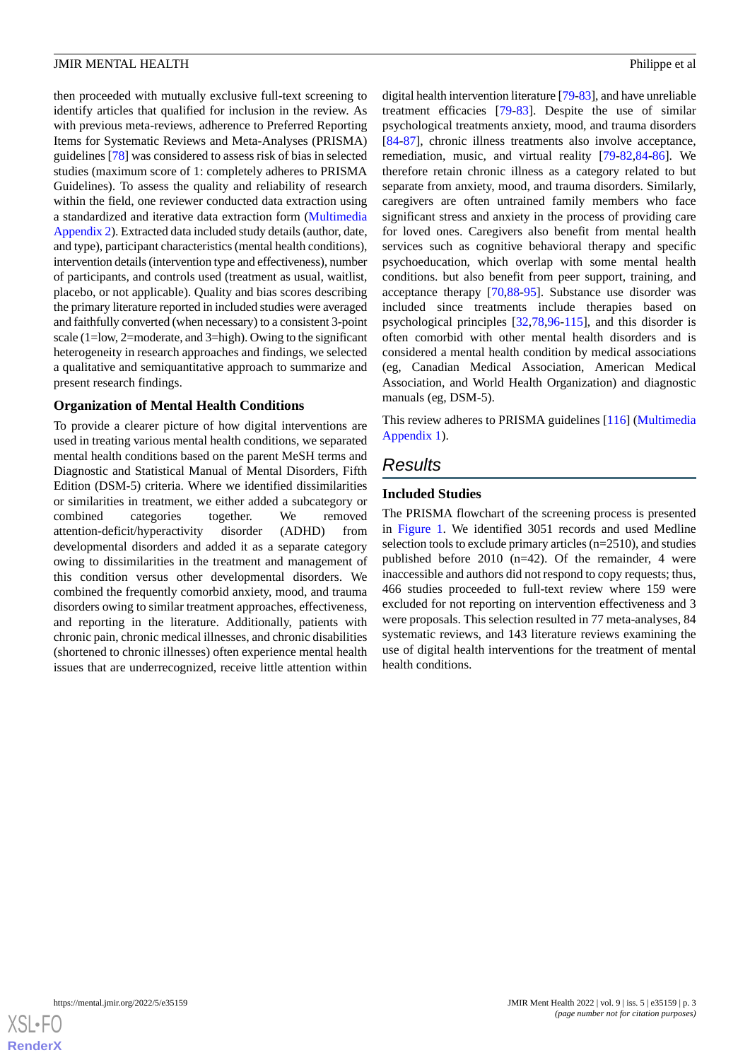then proceeded with mutually exclusive full-text screening to identify articles that qualified for inclusion in the review. As with previous meta-reviews, adherence to Preferred Reporting Items for Systematic Reviews and Meta-Analyses (PRISMA) guidelines [78] was considered to assess risk of bias in selected studies (maximum score of 1: completely adheres to PRISMA Guidelines). To assess the quality and reliability of research within the field, one reviewer conducted data extraction using a standardized and iterative data extraction form (Multimedia Appendix 2). Extracted data included study details (author, date, and type), participant characteristics (mental health conditions), intervention details (intervention type and effectiveness), number of participants, and controls used (treatment as usual, waitlist, placebo, or not applicable). Quality and bias scores describing the primary literature reported in included studies were averaged and faithfully converted (when necessary) to a consistent 3-point scale (1=low, 2=moderate, and 3=high). Owing to the significant heterogeneity in research approaches and findings, we selected a qualitative and semiquantitative approach to summarize and present research findings.

### Organization of Mental Health Conditions

To provide a clearer picture of how digital interventions are used in treating various mental health conditions, we separated mental health conditions based on the parent MeSH terms and Diagnostic and Statistical Manual of Mental Disorders, Fifth Edition (DSM-5) criteria. Where we identified dissimilarities or similarities in treatment, we either added a subcategory or combined categories together. We removed attention-deficit/hyperactivity disorder (ADHD) from developmental disorders and added it as a separate category owing to dissimilarities in the treatment and management of this condition versus other developmental disorders. We combined the frequently comorbid anxiety, mood, and trauma disorders owing to similar treatment approaches, effectiveness, and reporting in the literature. Additionally, patients with chronic pain, chronic medical illnesses, and chronic disabilities (shortened to chronic illnesses) often experience mental health issues that are underrecognized, receive little attention within digital health intervention literature [79-83], and have unreliable treatment efficacies [79-83]. Despite the use of similar psychological treatments anxiety, mood, and trauma disorders [84-87], chronic illness treatments also involve acceptance, remediation, music, and virtual reality [79-82,84-86]. We therefore retain chronic illness as a category related to but separate from anxiety, mood, and trauma disorders. Similarly, caregivers are often untrained family members who face significant stress and anxiety in the process of providing care for loved ones. Caregivers also benefit from mental health services such as cognitive behavioral therapy and specific psychoeducation, which overlap with some mental health conditions. but also benefit from peer support, training, and acceptance therapy [70,88-95]. Substance use disorder was included since treatments include therapies based on psychological principles [32,78,96-115], and this disorder is often comorbid with other mental health disorders and is considered a mental health condition by medical associations (eg, Canadian Medical Association, American Medical Association, and World Health Organization) and diagnostic manuals (eg, DSM-5).

This review adheres to PRISMA guidelines [116] (Multimedia Appendix 1).

## Results

### Included Studies

The PRISMA flowchart of the screening process is presented in Figure 1. We identified 3051 records and used Medline selection tools to exclude primary articles (n=2510), and studies published before 2010 (n=42). Of the remainder, 4 were inaccessible and authors did not respond to copy requests; thus, 466 studies proceeded to full-text review where 159 were excluded for not reporting on intervention effectiveness and 3 were proposals. This selection resulted in 77 meta-analyses, 84 systematic reviews, and 143 literature reviews examining the use of digital health interventions for the treatment of mental health conditions.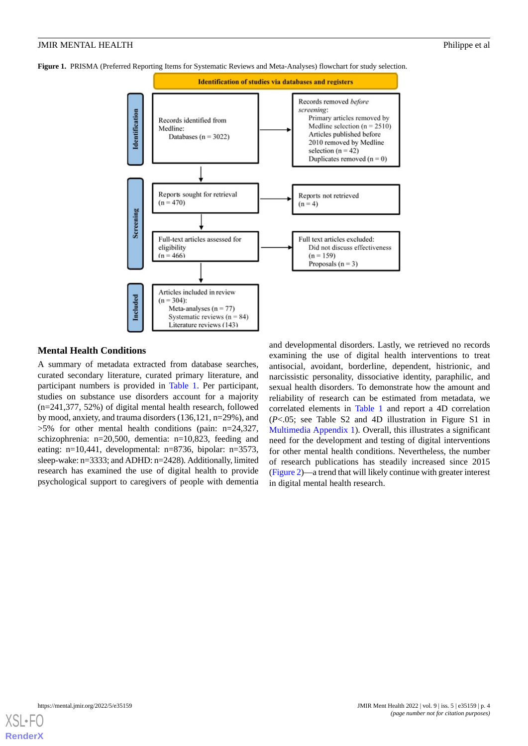**Figure 1.** PRISMA (Preferred Reporting Items for Systematic Reviews and Meta-Analyses) flowchart for study selection.

**Identification of studies via databases and registers**

**Identification**

Records identified from Medline:
Databases (n = 3022)

→ Records removed *before screening*:
Primary articles removed by Medline selection (n = 2510)
Articles published before 2010 removed by Medline selection (n = 42)
Duplicates removed (n = 0)

**Screening**

Reports sought for retrieval (n = 470)

→ Reports not retrieved (n = 4)

Full-text articles assessed for eligibility (n = 466)

→ Full text articles excluded:
Did not discuss effectiveness (n = 159)
Proposals (n = 3)

**Included**

Articles included in review (n = 304):
Meta-analyses (n = 77)
Systematic reviews (n = 84)
Literature reviews (143)

## Mental Health Conditions

A summary of metadata extracted from database searches, curated secondary literature, curated primary literature, and participant numbers is provided in Table 1. Per participant, studies on substance use disorders account for a majority (n=241,377, 52%) of digital mental health research, followed by mood, anxiety, and trauma disorders (136,121, n=29%), and >5% for other mental health conditions (pain: n=24,327, schizophrenia: n=20,500, dementia: n=10,823, feeding and eating: n=10,441, developmental: n=8736, bipolar: n=3573, sleep-wake: n=3333; and ADHD: n=2428). Additionally, limited research has examined the use of digital health to provide psychological support to caregivers of people with dementia and developmental disorders. Lastly, we retrieved no records examining the use of digital health interventions to treat antisocial, avoidant, borderline, dependent, histrionic, and narcissistic personality, dissociative identity, paraphilic, and sexual health disorders. To demonstrate how the amount and reliability of research can be estimated from metadata, we correlated elements in Table 1 and report a 4D correlation ($P$<.05; see Table S2 and 4D illustration in Figure S1 in Multimedia Appendix 1). Overall, this illustrates a significant need for the development and testing of digital interventions for other mental health conditions. Nevertheless, the number of research publications has steadily increased since 2015 (Figure 2)—a trend that will likely continue with greater interest in digital mental health research.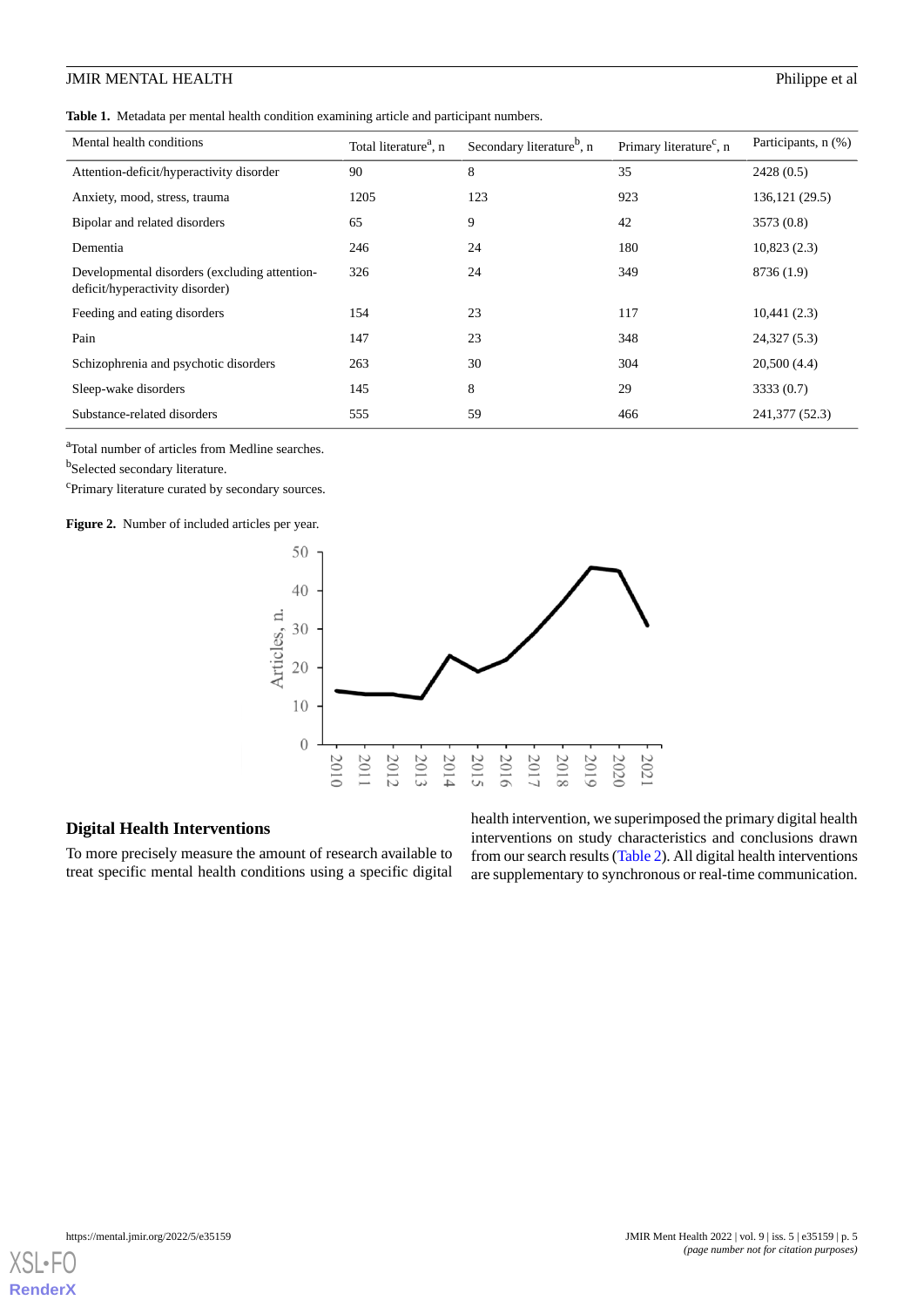**Table 1.** Metadata per mental health condition examining article and participant numbers.

| Mental health conditions | Total literature[a], n | Secondary literature[b], n | Primary literature[c], n | Participants, n (%) |
|---|---|---|---|---|
| Attention-deficit/hyperactivity disorder | 90 | 8 | 35 | 2428 (0.5) |
| Anxiety, mood, stress, trauma | 1205 | 123 | 923 | 136,121 (29.5) |
| Bipolar and related disorders | 65 | 9 | 42 | 3573 (0.8) |
| Dementia | 246 | 24 | 180 | 10,823 (2.3) |
| Developmental disorders (excluding attention-deficit/hyperactivity disorder) | 326 | 24 | 349 | 8736 (1.9) |
| Feeding and eating disorders | 154 | 23 | 117 | 10,441 (2.3) |
| Pain | 147 | 23 | 348 | 24,327 (5.3) |
| Schizophrenia and psychotic disorders | 263 | 30 | 304 | 20,500 (4.4) |
| Sleep-wake disorders | 145 | 8 | 29 | 3333 (0.7) |
| Substance-related disorders | 555 | 59 | 466 | 241,377 (52.3) |

[a]Total number of articles from Medline searches.

[b]Selected secondary literature.

[c]Primary literature curated by secondary sources.

**Figure 2.** Number of included articles per year.

## Digital Health Interventions

To more precisely measure the amount of research available to treat specific mental health conditions using a specific digital health intervention, we superimposed the primary digital health interventions on study characteristics and conclusions drawn from our search results (Table 2). All digital health interventions are supplementary to synchronous or real-time communication.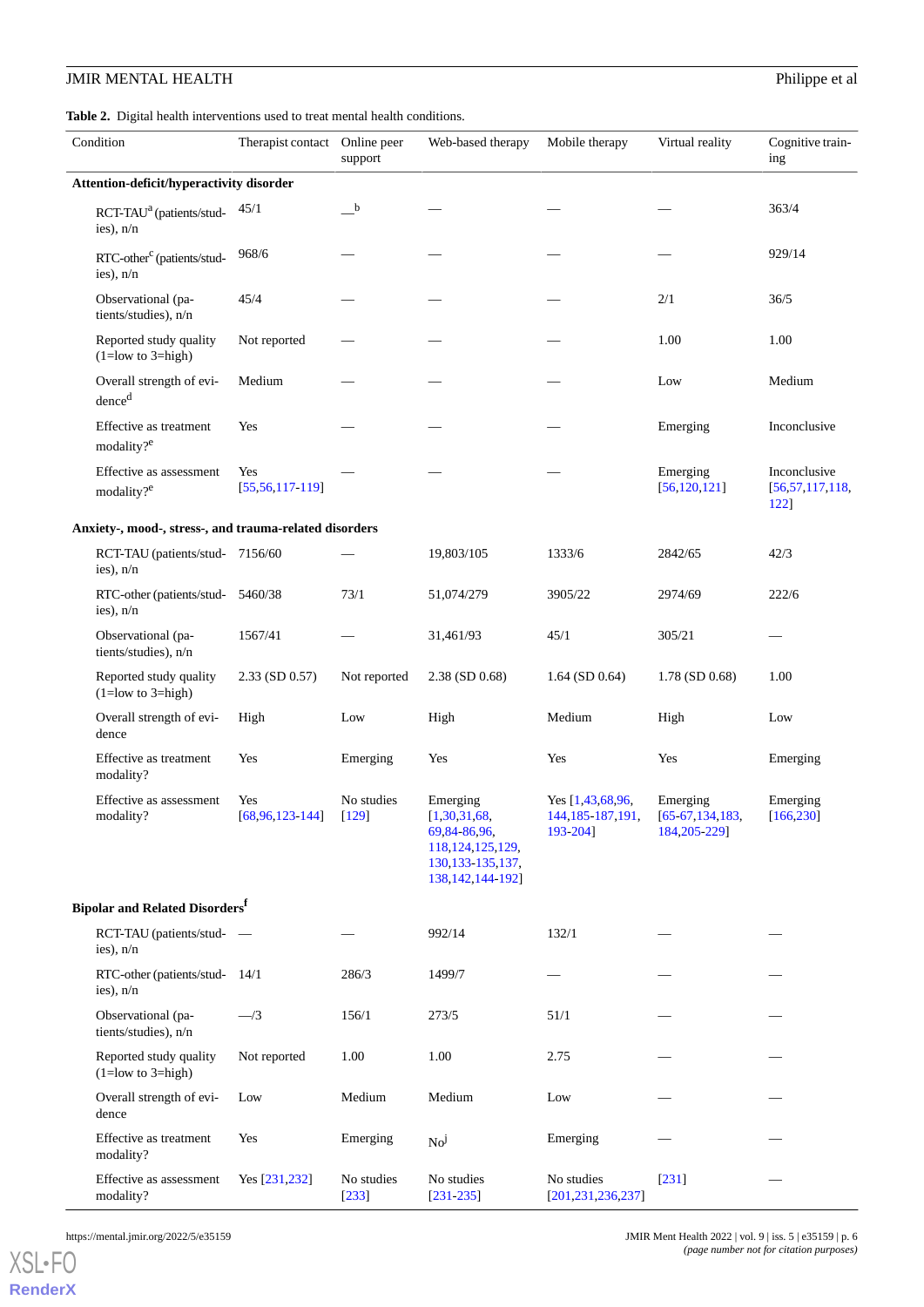**Table 2.** Digital health interventions used to treat mental health conditions.

| Condition | Therapist contact | Online peer support | Web-based therapy | Mobile therapy | Virtual reality | Cognitive training |
|---|---|---|---|---|---|---|
| **Attention-deficit/hyperactivity disorder** | | | | | | |
| RCT-TAU[a] (patients/studies), n/n | 45/1 | —[b] | — | — | — | 363/4 |
| RTC-other[c] (patients/studies), n/n | 968/6 | — | — | — | — | 929/14 |
| Observational (patients/studies), n/n | 45/4 | — | — | — | 2/1 | 36/5 |
| Reported study quality (1=low to 3=high) | Not reported | — | — | — | 1.00 | 1.00 |
| Overall strength of evidence[d] | Medium | — | — | — | Low | Medium |
| Effective as treatment modality?[e] | Yes | — | — | — | Emerging | Inconclusive |
| Effective as assessment modality?[e] | Yes [55,56,117-119] | — | — | — | Emerging [56,120,121] | Inconclusive [56,57,117,118,122] |
| **Anxiety-, mood-, stress-, and trauma-related disorders** | | | | | | |
| RCT-TAU (patients/studies), n/n | 7156/60 | — | 19,803/105 | 1333/6 | 2842/65 | 42/3 |
| RTC-other (patients/studies), n/n | 5460/38 | 73/1 | 51,074/279 | 3905/22 | 2974/69 | 222/6 |
| Observational (patients/studies), n/n | 1567/41 | — | 31,461/93 | 45/1 | 305/21 | — |
| Reported study quality (1=low to 3=high) | 2.33 (SD 0.57) | Not reported | 2.38 (SD 0.68) | 1.64 (SD 0.64) | 1.78 (SD 0.68) | 1.00 |
| Overall strength of evidence | High | Low | High | Medium | High | Low |
| Effective as treatment modality? | Yes | Emerging | Yes | Yes | Yes | Emerging |
| Effective as assessment modality? | Yes [68,96,123-144] | No studies [129] | Emerging [1,30,31,68,69,84-86,96,118,124,125,129,130,133-135,137,138,142,144-192] | Yes [1,43,68,96,144,185-187,191,193-204] | Emerging [65-67,134,183,184,205-229] | Emerging [166,230] |
| **Bipolar and Related Disorders[f]** | | | | | | |
| RCT-TAU (patients/studies), n/n | — | — | 992/14 | 132/1 | — | — |
| RTC-other (patients/studies), n/n | 14/1 | 286/3 | 1499/7 | — | — | — |
| Observational (patients/studies), n/n | —/3 | 156/1 | 273/5 | 51/1 | — | — |
| Reported study quality (1=low to 3=high) | Not reported | 1.00 | 1.00 | 2.75 | — | — |
| Overall strength of evidence | Low | Medium | Medium | Low | — | — |
| Effective as treatment modality? | Yes | Emerging | No[j] | Emerging | — | — |
| Effective as assessment modality? | Yes [231,232] | No studies [233] | No studies [231-235] | No studies [201,231,236,237] | [231] | — |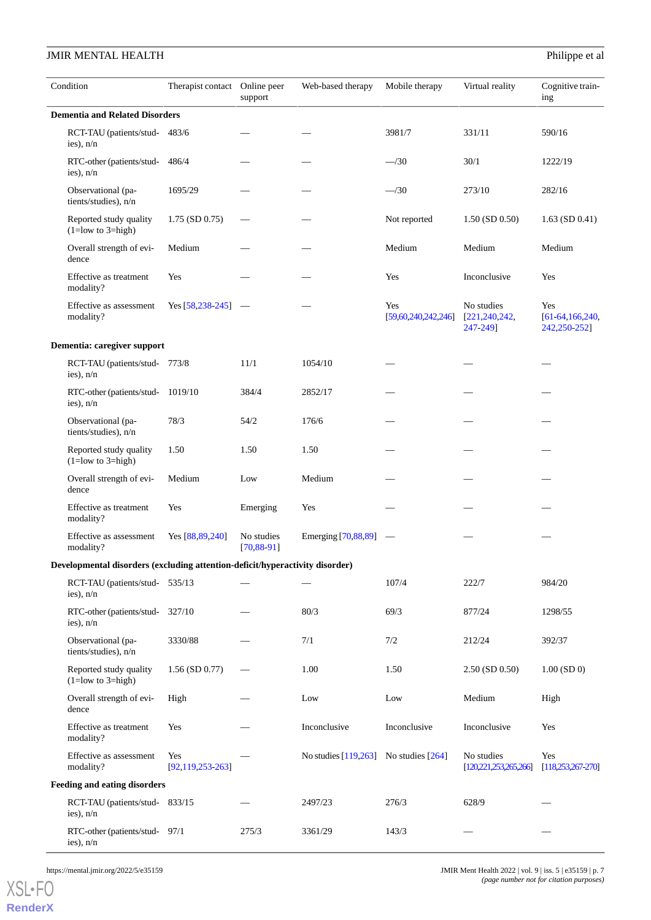| Condition | Therapist contact | Online peer support | Web-based therapy | Mobile therapy | Virtual reality | Cognitive training |
|---|---|---|---|---|---|---|
| **Dementia and Related Disorders** | | | | | | |
| RCT-TAU (patients/studies), n/n | 483/6 | — | — | 3981/7 | 331/11 | 590/16 |
| RTC-other (patients/studies), n/n | 486/4 | — | — | —/30 | 30/1 | 1222/19 |
| Observational (patients/studies), n/n | 1695/29 | — | — | —/30 | 273/10 | 282/16 |
| Reported study quality (1=low to 3=high) | 1.75 (SD 0.75) | — | — | Not reported | 1.50 (SD 0.50) | 1.63 (SD 0.41) |
| Overall strength of evidence | Medium | — | — | Medium | Medium | Medium |
| Effective as treatment modality? | Yes | — | — | Yes | Inconclusive | Yes |
| Effective as assessment modality? | Yes [58,238-245] | — | — | Yes [59,60,240,242,246] | No studies [221,240,242, 247-249] | Yes [61-64,166,240, 242,250-252] |
| **Dementia: caregiver support** | | | | | | |
| RCT-TAU (patients/studies), n/n | 773/8 | 11/1 | 1054/10 | — | — | — |
| RTC-other (patients/studies), n/n | 1019/10 | 384/4 | 2852/17 | — | — | — |
| Observational (patients/studies), n/n | 78/3 | 54/2 | 176/6 | — | — | — |
| Reported study quality (1=low to 3=high) | 1.50 | 1.50 | 1.50 | — | — | — |
| Overall strength of evidence | Medium | Low | Medium | — | — | — |
| Effective as treatment modality? | Yes | Emerging | Yes | — | — | — |
| Effective as assessment modality? | Yes [88,89,240] | No studies [70,88-91] | Emerging [70,88,89] | — | — | — |
| **Developmental disorders (excluding attention-deficit/hyperactivity disorder)** | | | | | | |
| RCT-TAU (patients/studies), n/n | 535/13 | — | — | 107/4 | 222/7 | 984/20 |
| RTC-other (patients/studies), n/n | 327/10 | — | 80/3 | 69/3 | 877/24 | 1298/55 |
| Observational (patients/studies), n/n | 3330/88 | — | 7/1 | 7/2 | 212/24 | 392/37 |
| Reported study quality (1=low to 3=high) | 1.56 (SD 0.77) | — | 1.00 | 1.50 | 2.50 (SD 0.50) | 1.00 (SD 0) |
| Overall strength of evidence | High | — | Low | Low | Medium | High |
| Effective as treatment modality? | Yes | — | Inconclusive | Inconclusive | Inconclusive | Yes |
| Effective as assessment modality? | Yes [92,119,253-263] | — | No studies [119,263] | No studies [264] | No studies [120,221,253,265,266] | Yes [118,253,267-270] |
| **Feeding and eating disorders** | | | | | | |
| RCT-TAU (patients/studies), n/n | 833/15 | — | 2497/23 | 276/3 | 628/9 | — |
| RTC-other (patients/studies), n/n | 97/1 | 275/3 | 3361/29 | 143/3 | — | — |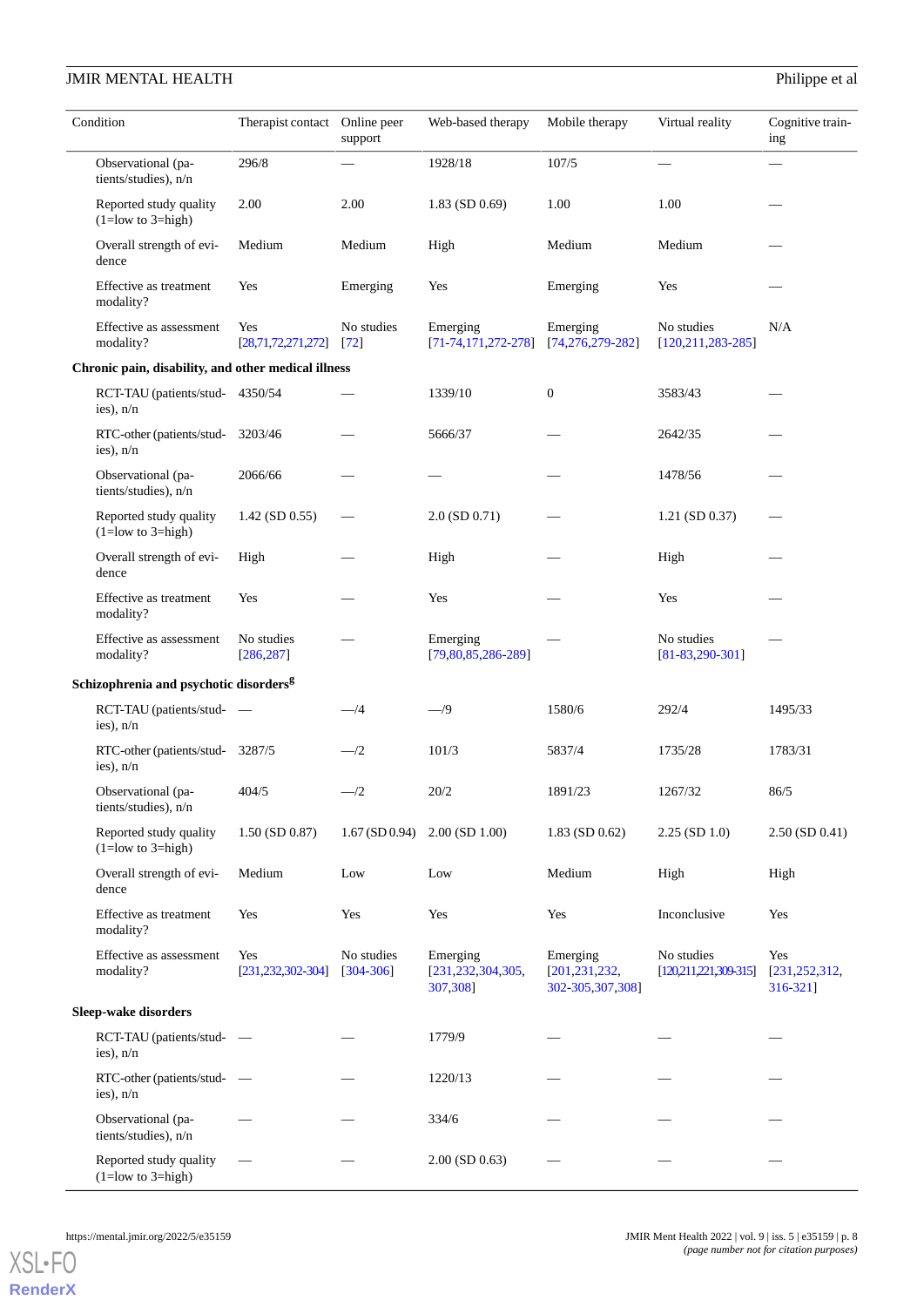| Condition | Therapist contact | Online peer support | Web-based therapy | Mobile therapy | Virtual reality | Cognitive training |
|---|---|---|---|---|---|---|
| Observational (patients/studies), n/n | 296/8 | — | 1928/18 | 107/5 | — | — |
| Reported study quality (1=low to 3=high) | 2.00 | 2.00 | 1.83 (SD 0.69) | 1.00 | 1.00 | — |
| Overall strength of evidence | Medium | Medium | High | Medium | Medium | — |
| Effective as treatment modality? | Yes | Emerging | Yes | Emerging | Yes | — |
| Effective as assessment modality? | Yes [28,71,72,271,272] | No studies [72] | Emerging [71-74,171,272-278] | Emerging [74,276,279-282] | No studies [120,211,283-285] | N/A |
| **Chronic pain, disability, and other medical illness** | | | | | | |
| RCT-TAU (patients/studies), n/n | 4350/54 | — | 1339/10 | 0 | 3583/43 | — |
| RTC-other (patients/studies), n/n | 3203/46 | — | 5666/37 | — | 2642/35 | — |
| Observational (patients/studies), n/n | 2066/66 | — | — | — | 1478/56 | — |
| Reported study quality (1=low to 3=high) | 1.42 (SD 0.55) | — | 2.0 (SD 0.71) | — | 1.21 (SD 0.37) | — |
| Overall strength of evidence | High | — | High | — | High | — |
| Effective as treatment modality? | Yes | — | Yes | — | Yes | — |
| Effective as assessment modality? | No studies [286,287] | — | Emerging [79,80,85,286-289] | — | No studies [81-83,290-301] | — |
| **Schizophrenia and psychotic disorders[g]** | | | | | | |
| RCT-TAU (patients/studies), n/n | — | —/4 | —/9 | 1580/6 | 292/4 | 1495/33 |
| RTC-other (patients/studies), n/n | 3287/5 | —/2 | 101/3 | 5837/4 | 1735/28 | 1783/31 |
| Observational (patients/studies), n/n | 404/5 | —/2 | 20/2 | 1891/23 | 1267/32 | 86/5 |
| Reported study quality (1=low to 3=high) | 1.50 (SD 0.87) | 1.67 (SD 0.94) | 2.00 (SD 1.00) | 1.83 (SD 0.62) | 2.25 (SD 1.0) | 2.50 (SD 0.41) |
| Overall strength of evidence | Medium | Low | Low | Medium | High | High |
| Effective as treatment modality? | Yes | Yes | Yes | Yes | Inconclusive | Yes |
| Effective as assessment modality? | Yes [231,232,302-304] | No studies [304-306] | Emerging [231,232,304,305, 307,308] | Emerging [201,231,232, 302-305,307,308] | No studies [120,211,221,309-315] | Yes [231,252,312, 316-321] |
| **Sleep-wake disorders** | | | | | | |
| RCT-TAU (patients/studies), n/n | — | — | 1779/9 | — | — | — |
| RTC-other (patients/studies), n/n | — | — | 1220/13 | — | — | — |
| Observational (patients/studies), n/n | — | — | 334/6 | — | — | — |
| Reported study quality (1=low to 3=high) | — | — | 2.00 (SD 0.63) | — | — | — |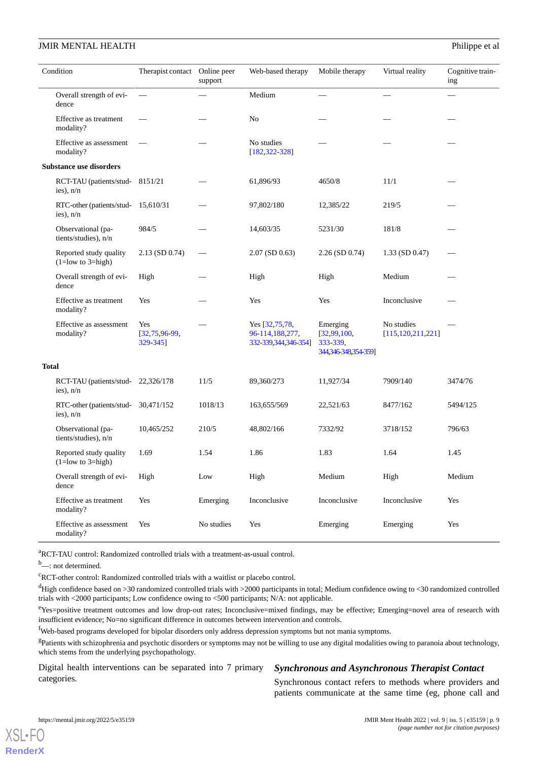| Condition | Therapist contact | Online peer support | Web-based therapy | Mobile therapy | Virtual reality | Cognitive training |
|---|---|---|---|---|---|---|
| Overall strength of evidence | — | — | Medium | — | — | — |
| Effective as treatment modality? | — | — | No | — | — | — |
| Effective as assessment modality? | — | — | No studies [182,322-328] | — | — | — |
| **Substance use disorders** | | | | | | |
| RCT-TAU (patients/studies), n/n | 8151/21 | — | 61,896/93 | 4650/8 | 11/1 | — |
| RTC-other (patients/studies), n/n | 15,610/31 | — | 97,802/180 | 12,385/22 | 219/5 | — |
| Observational (patients/studies), n/n | 984/5 | — | 14,603/35 | 5231/30 | 181/8 | — |
| Reported study quality (1=low to 3=high) | 2.13 (SD 0.74) | — | 2.07 (SD 0.63) | 2.26 (SD 0.74) | 1.33 (SD 0.47) | — |
| Overall strength of evidence | High | — | High | High | Medium | — |
| Effective as treatment modality? | Yes | — | Yes | Yes | Inconclusive | — |
| Effective as assessment modality? | Yes [32,75,96-99, 329-345] | — | Yes [32,75,78, 96-114,188,277, 332-339,344,346-354] | Emerging [32,99,100, 333-339, 344,346-348,354-359] | No studies [115,120,211,221] | — |
| **Total** | | | | | | |
| RCT-TAU (patients/studies), n/n | 22,326/178 | 11/5 | 89,360/273 | 11,927/34 | 7909/140 | 3474/76 |
| RTC-other (patients/studies), n/n | 30,471/152 | 1018/13 | 163,655/569 | 22,521/63 | 8477/162 | 5494/125 |
| Observational (patients/studies), n/n | 10,465/252 | 210/5 | 48,802/166 | 7332/92 | 3718/152 | 796/63 |
| Reported study quality (1=low to 3=high) | 1.69 | 1.54 | 1.86 | 1.83 | 1.64 | 1.45 |
| Overall strength of evidence | High | Low | High | Medium | High | Medium |
| Effective as treatment modality? | Yes | Emerging | Inconclusive | Inconclusive | Inconclusive | Yes |
| Effective as assessment modality? | Yes | No studies | Yes | Emerging | Emerging | Yes |

[a]RCT-TAU control: Randomized controlled trials with a treatment-as-usual control.

[b]—: not determined.

[c]RCT-other control: Randomized controlled trials with a waitlist or placebo control.

[d]High confidence based on >30 randomized controlled trials with >2000 participants in total; Medium confidence owing to <30 randomized controlled trials with <2000 participants; Low confidence owing to <500 participants; N/A: not applicable.

[e]Yes=positive treatment outcomes and low drop-out rates; Inconclusive=mixed findings, may be effective; Emerging=novel area of research with insufficient evidence; No=no significant difference in outcomes between intervention and controls.

[f]Web-based programs developed for bipolar disorders only address depression symptoms but not mania symptoms.

[g]Patients with schizophrenia and psychotic disorders or symptoms may not be willing to use any digital modalities owing to paranoia about technology, which stems from the underlying psychopathology.

Digital health interventions can be separated into 7 primary categories.

### *Synchronous and Asynchronous Therapist Contact*

Synchronous contact refers to methods where providers and patients communicate at the same time (eg, phone call and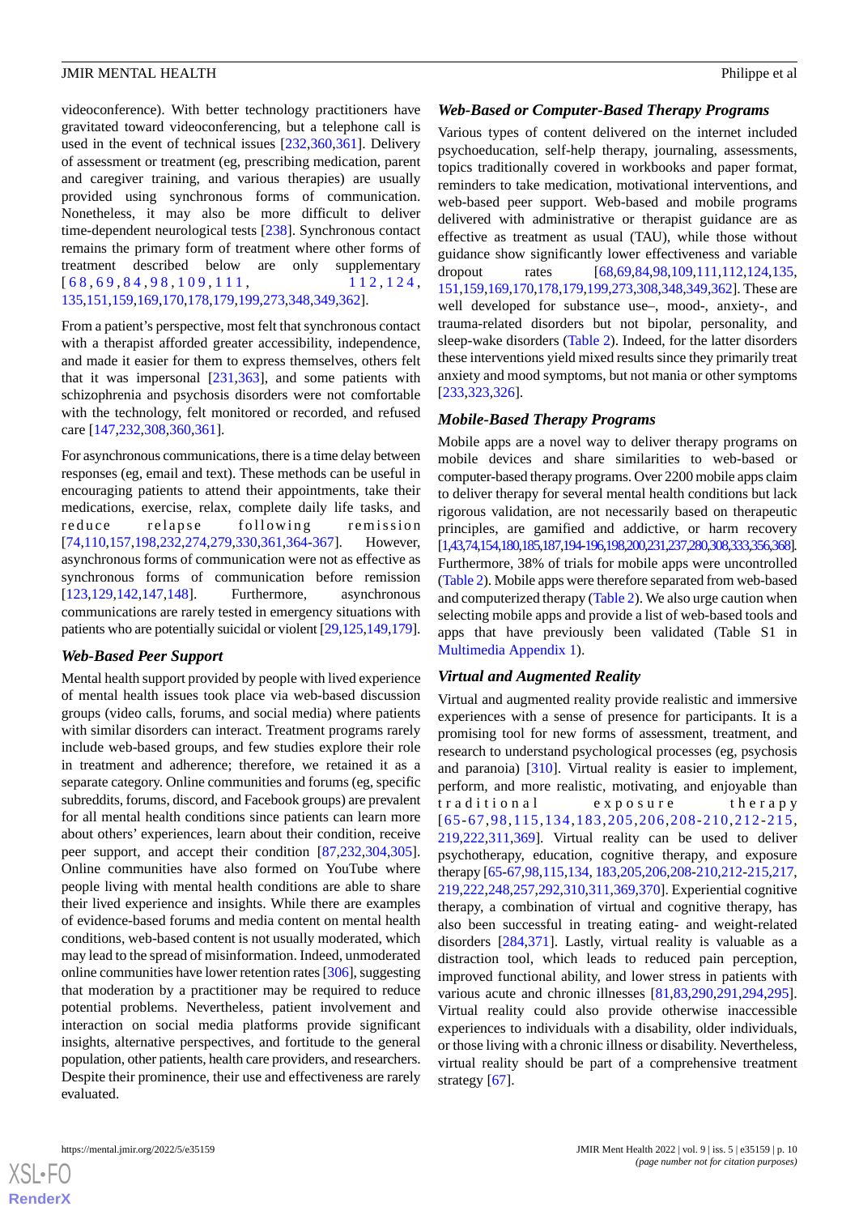videoconference). With better technology practitioners have gravitated toward videoconferencing, but a telephone call is used in the event of technical issues [232,360,361]. Delivery of assessment or treatment (eg, prescribing medication, parent and caregiver training, and various therapies) are usually provided using synchronous forms of communication. Nonetheless, it may also be more difficult to deliver time-dependent neurological tests [238]. Synchronous contact remains the primary form of treatment where other forms of treatment described below are only supplementary [68,69,84,98,109,111,112,124,135,151,159,169,170,178,179,199,273,348,349,362].

From a patient's perspective, most felt that synchronous contact with a therapist afforded greater accessibility, independence, and made it easier for them to express themselves, others felt that it was impersonal [231,363], and some patients with schizophrenia and psychosis disorders were not comfortable with the technology, felt monitored or recorded, and refused care [147,232,308,360,361].

For asynchronous communications, there is a time delay between responses (eg, email and text). These methods can be useful in encouraging patients to attend their appointments, take their medications, exercise, relax, complete daily life tasks, and reduce relapse following remission [74,110,157,198,232,274,279,330,361,364-367]. However, asynchronous forms of communication were not as effective as synchronous forms of communication before remission [123,129,142,147,148]. Furthermore, asynchronous communications are rarely tested in emergency situations with patients who are potentially suicidal or violent [29,125,149,179].

### *Web-Based Peer Support*

Mental health support provided by people with lived experience of mental health issues took place via web-based discussion groups (video calls, forums, and social media) where patients with similar disorders can interact. Treatment programs rarely include web-based groups, and few studies explore their role in treatment and adherence; therefore, we retained it as a separate category. Online communities and forums (eg, specific subreddits, forums, discord, and Facebook groups) are prevalent for all mental health conditions since patients can learn more about others' experiences, learn about their condition, receive peer support, and accept their condition [87,232,304,305]. Online communities have also formed on YouTube where people living with mental health conditions are able to share their lived experience and insights. While there are examples of evidence-based forums and media content on mental health conditions, web-based content is not usually moderated, which may lead to the spread of misinformation. Indeed, unmoderated online communities have lower retention rates [306], suggesting that moderation by a practitioner may be required to reduce potential problems. Nevertheless, patient involvement and interaction on social media platforms provide significant insights, alternative perspectives, and fortitude to the general population, other patients, health care providers, and researchers. Despite their prominence, their use and effectiveness are rarely evaluated.

### *Web-Based or Computer-Based Therapy Programs*

Various types of content delivered on the internet included psychoeducation, self-help therapy, journaling, assessments, topics traditionally covered in workbooks and paper format, reminders to take medication, motivational interventions, and web-based peer support. Web-based and mobile programs delivered with administrative or therapist guidance are as effective as treatment as usual (TAU), while those without guidance show significantly lower effectiveness and variable dropout rates [68,69,84,98,109,111,112,124,135,151,159,169,170,178,179,199,273,308,348,349,362]. These are well developed for substance use–, mood-, anxiety-, and trauma-related disorders but not bipolar, personality, and sleep-wake disorders (Table 2). Indeed, for the latter disorders these interventions yield mixed results since they primarily treat anxiety and mood symptoms, but not mania or other symptoms [233,323,326].

### *Mobile-Based Therapy Programs*

Mobile apps are a novel way to deliver therapy programs on mobile devices and share similarities to web-based or computer-based therapy programs. Over 2200 mobile apps claim to deliver therapy for several mental health conditions but lack rigorous validation, are not necessarily based on therapeutic principles, are gamified and addictive, or harm recovery [1,43,74,154,180,185,187,194-196,198,200,231,237,280,308,333,356,368]. Furthermore, 38% of trials for mobile apps were uncontrolled (Table 2). Mobile apps were therefore separated from web-based and computerized therapy (Table 2). We also urge caution when selecting mobile apps and provide a list of web-based tools and apps that have previously been validated (Table S1 in Multimedia Appendix 1).

### *Virtual and Augmented Reality*

Virtual and augmented reality provide realistic and immersive experiences with a sense of presence for participants. It is a promising tool for new forms of assessment, treatment, and research to understand psychological processes (eg, psychosis and paranoia) [310]. Virtual reality is easier to implement, perform, and more realistic, motivating, and enjoyable than traditional exposure therapy [65-67,98,115,134,183,205,206,208-210,212-215,219,222,311,369]. Virtual reality can be used to deliver psychotherapy, education, cognitive therapy, and exposure therapy [65-67,98,115,134,183,205,206,208-210,212-215,217,219,222,248,257,292,310,311,369,370]. Experiential cognitive therapy, a combination of virtual and cognitive therapy, has also been successful in treating eating- and weight-related disorders [284,371]. Lastly, virtual reality is valuable as a distraction tool, which leads to reduced pain perception, improved functional ability, and lower stress in patients with various acute and chronic illnesses [81,83,290,291,294,295]. Virtual reality could also provide otherwise inaccessible experiences to individuals with a disability, older individuals, or those living with a chronic illness or disability. Nevertheless, virtual reality should be part of a comprehensive treatment strategy [67].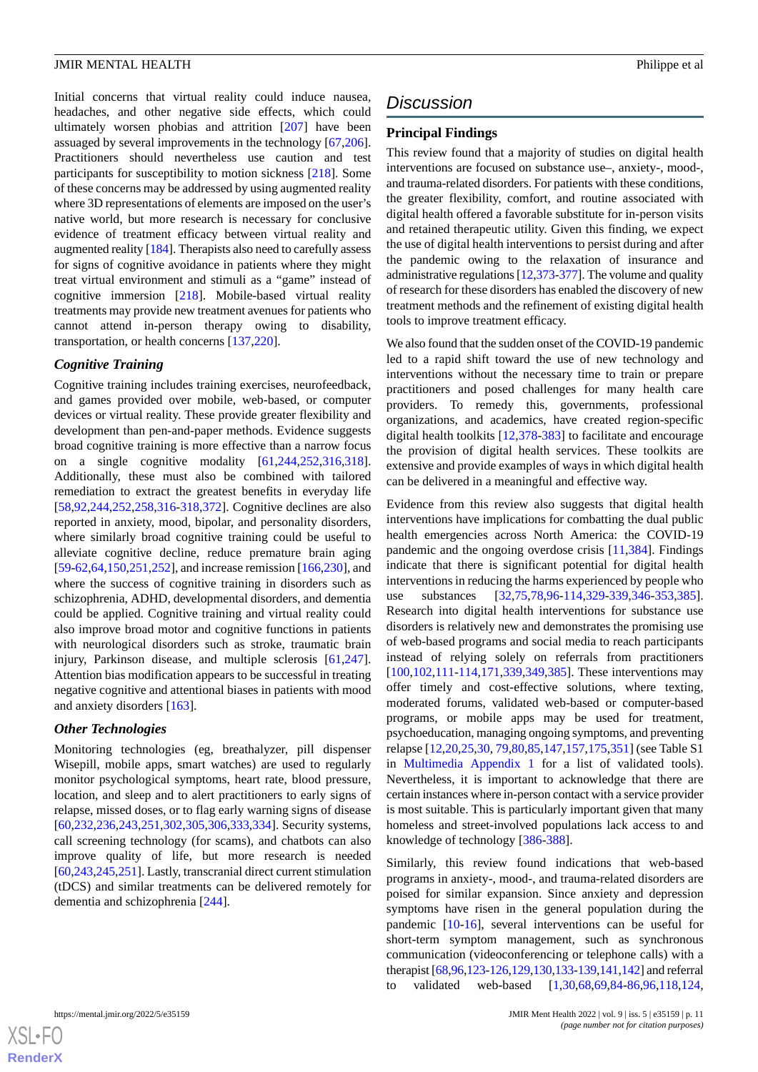Initial concerns that virtual reality could induce nausea, headaches, and other negative side effects, which could ultimately worsen phobias and attrition [207] have been assuaged by several improvements in the technology [67,206]. Practitioners should nevertheless use caution and test participants for susceptibility to motion sickness [218]. Some of these concerns may be addressed by using augmented reality where 3D representations of elements are imposed on the user's native world, but more research is necessary for conclusive evidence of treatment efficacy between virtual reality and augmented reality [184]. Therapists also need to carefully assess for signs of cognitive avoidance in patients where they might treat virtual environment and stimuli as a "game" instead of cognitive immersion [218]. Mobile-based virtual reality treatments may provide new treatment avenues for patients who cannot attend in-person therapy owing to disability, transportation, or health concerns [137,220].

### *Cognitive Training*

Cognitive training includes training exercises, neurofeedback, and games provided over mobile, web-based, or computer devices or virtual reality. These provide greater flexibility and development than pen-and-paper methods. Evidence suggests broad cognitive training is more effective than a narrow focus on a single cognitive modality [61,244,252,316,318]. Additionally, these must also be combined with tailored remediation to extract the greatest benefits in everyday life [58,92,244,252,258,316-318,372]. Cognitive declines are also reported in anxiety, mood, bipolar, and personality disorders, where similarly broad cognitive training could be useful to alleviate cognitive decline, reduce premature brain aging [59-62,64,150,251,252], and increase remission [166,230], and where the success of cognitive training in disorders such as schizophrenia, ADHD, developmental disorders, and dementia could be applied. Cognitive training and virtual reality could also improve broad motor and cognitive functions in patients with neurological disorders such as stroke, traumatic brain injury, Parkinson disease, and multiple sclerosis [61,247]. Attention bias modification appears to be successful in treating negative cognitive and attentional biases in patients with mood and anxiety disorders [163].

### *Other Technologies*

Monitoring technologies (eg, breathalyzer, pill dispenser Wisepill, mobile apps, smart watches) are used to regularly monitor psychological symptoms, heart rate, blood pressure, location, and sleep and to alert practitioners to early signs of relapse, missed doses, or to flag early warning signs of disease [60,232,236,243,251,302,305,306,333,334]. Security systems, call screening technology (for scams), and chatbots can also improve quality of life, but more research is needed [60,243,245,251]. Lastly, transcranial direct current stimulation (tDCS) and similar treatments can be delivered remotely for dementia and schizophrenia [244].

## Discussion

### Principal Findings

This review found that a majority of studies on digital health interventions are focused on substance use–, anxiety-, mood-, and trauma-related disorders. For patients with these conditions, the greater flexibility, comfort, and routine associated with digital health offered a favorable substitute for in-person visits and retained therapeutic utility. Given this finding, we expect the use of digital health interventions to persist during and after the pandemic owing to the relaxation of insurance and administrative regulations [12,373-377]. The volume and quality of research for these disorders has enabled the discovery of new treatment methods and the refinement of existing digital health tools to improve treatment efficacy.

We also found that the sudden onset of the COVID-19 pandemic led to a rapid shift toward the use of new technology and interventions without the necessary time to train or prepare practitioners and posed challenges for many health care providers. To remedy this, governments, professional organizations, and academics, have created region-specific digital health toolkits [12,378-383] to facilitate and encourage the provision of digital health services. These toolkits are extensive and provide examples of ways in which digital health can be delivered in a meaningful and effective way.

Evidence from this review also suggests that digital health interventions have implications for combatting the dual public health emergencies across North America: the COVID-19 pandemic and the ongoing overdose crisis [11,384]. Findings indicate that there is significant potential for digital health interventions in reducing the harms experienced by people who use substances [32,75,78,96-114,329-339,346-353,385]. Research into digital health interventions for substance use disorders is relatively new and demonstrates the promising use of web-based programs and social media to reach participants instead of relying solely on referrals from practitioners [100,102,111-114,171,339,349,385]. These interventions may offer timely and cost-effective solutions, where texting, moderated forums, validated web-based or computer-based programs, or mobile apps may be used for treatment, psychoeducation, managing ongoing symptoms, and preventing relapse [12,20,25,30, 79,80,85,147,157,175,351] (see Table S1 in Multimedia Appendix 1 for a list of validated tools). Nevertheless, it is important to acknowledge that there are certain instances where in-person contact with a service provider is most suitable. This is particularly important given that many homeless and street-involved populations lack access to and knowledge of technology [386-388].

Similarly, this review found indications that web-based programs in anxiety-, mood-, and trauma-related disorders are poised for similar expansion. Since anxiety and depression symptoms have risen in the general population during the pandemic [10-16], several interventions can be useful for short-term symptom management, such as synchronous communication (videoconferencing or telephone calls) with a therapist [68,96,123-126,129,130,133-139,141,142] and referral to validated web-based [1,30,68,69,84-86,96,118,124,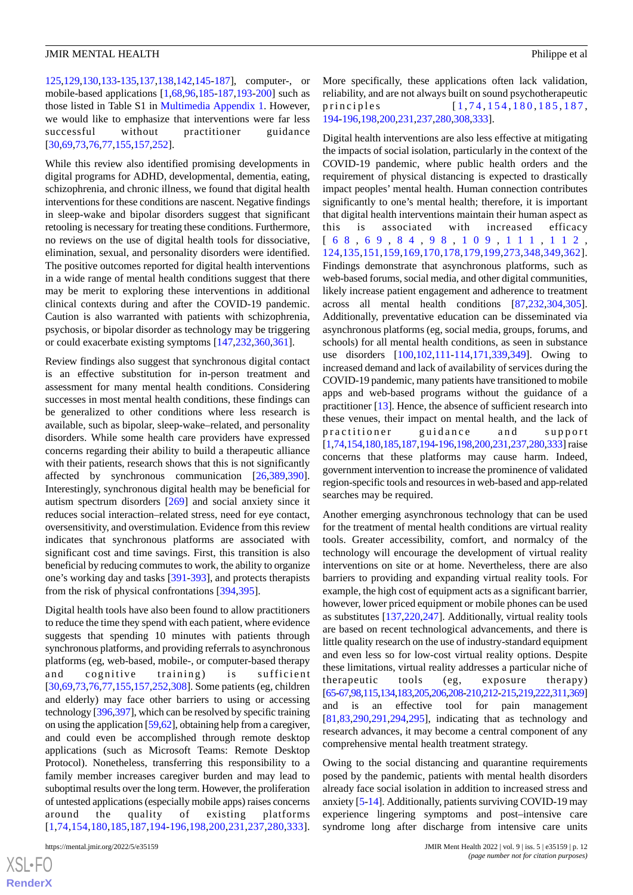125,129,130,133-135,137,138,142,145-187], computer-, or mobile-based applications [1,68,96,185-187,193-200] such as those listed in Table S1 in Multimedia Appendix 1. However, we would like to emphasize that interventions were far less successful without practitioner guidance [30,69,73,76,77,155,157,252].

While this review also identified promising developments in digital programs for ADHD, developmental, dementia, eating, schizophrenia, and chronic illness, we found that digital health interventions for these conditions are nascent. Negative findings in sleep-wake and bipolar disorders suggest that significant retooling is necessary for treating these conditions. Furthermore, no reviews on the use of digital health tools for dissociative, elimination, sexual, and personality disorders were identified. The positive outcomes reported for digital health interventions in a wide range of mental health conditions suggest that there may be merit to exploring these interventions in additional clinical contexts during and after the COVID-19 pandemic. Caution is also warranted with patients with schizophrenia, psychosis, or bipolar disorder as technology may be triggering or could exacerbate existing symptoms [147,232,360,361].

Review findings also suggest that synchronous digital contact is an effective substitution for in-person treatment and assessment for many mental health conditions. Considering successes in most mental health conditions, these findings can be generalized to other conditions where less research is available, such as bipolar, sleep-wake–related, and personality disorders. While some health care providers have expressed concerns regarding their ability to build a therapeutic alliance with their patients, research shows that this is not significantly affected by synchronous communication [26,389,390]. Interestingly, synchronous digital health may be beneficial for autism spectrum disorders [269] and social anxiety since it reduces social interaction–related stress, need for eye contact, oversensitivity, and overstimulation. Evidence from this review indicates that synchronous platforms are associated with significant cost and time savings. First, this transition is also beneficial by reducing commutes to work, the ability to organize one's working day and tasks [391-393], and protects therapists from the risk of physical confrontations [394,395].

Digital health tools have also been found to allow practitioners to reduce the time they spend with each patient, where evidence suggests that spending 10 minutes with patients through synchronous platforms, and providing referrals to asynchronous platforms (eg, web-based, mobile-, or computer-based therapy and cognitive training) is sufficient [30,69,73,76,77,155,157,252,308]. Some patients (eg, children and elderly) may face other barriers to using or accessing technology [396,397], which can be resolved by specific training on using the application [59,62], obtaining help from a caregiver, and could even be accomplished through remote desktop applications (such as Microsoft Teams: Remote Desktop Protocol). Nonetheless, transferring this responsibility to a family member increases caregiver burden and may lead to suboptimal results over the long term. However, the proliferation of untested applications (especially mobile apps) raises concerns around the quality of existing platforms [1,74,154,180,185,187,194-196,198,200,231,237,280,333]. More specifically, these applications often lack validation, reliability, and are not always built on sound psychotherapeutic principles [1,74,154,180,185,187,194-196,198,200,231,237,280,308,333].

Digital health interventions are also less effective at mitigating the impacts of social isolation, particularly in the context of the COVID-19 pandemic, where public health orders and the requirement of physical distancing is expected to drastically impact peoples' mental health. Human connection contributes significantly to one's mental health; therefore, it is important that digital health interventions maintain their human aspect as this is associated with increased efficacy [68,69,84,98,109,111,112,124,135,151,159,169,170,178,179,199,273,348,349,362]. Findings demonstrate that asynchronous platforms, such as web-based forums, social media, and other digital communities, likely increase patient engagement and adherence to treatment across all mental health conditions [87,232,304,305]. Additionally, preventative education can be disseminated via asynchronous platforms (eg, social media, groups, forums, and schools) for all mental health conditions, as seen in substance use disorders [100,102,111-114,171,339,349]. Owing to increased demand and lack of availability of services during the COVID-19 pandemic, many patients have transitioned to mobile apps and web-based programs without the guidance of a practitioner [13]. Hence, the absence of sufficient research into these venues, their impact on mental health, and the lack of practitioner guidance and support [1,74,154,180,185,187,194-196,198,200,231,237,280,333] raise concerns that these platforms may cause harm. Indeed, government intervention to increase the prominence of validated region-specific tools and resources in web-based and app-related searches may be required.

Another emerging asynchronous technology that can be used for the treatment of mental health conditions are virtual reality tools. Greater accessibility, comfort, and normalcy of the technology will encourage the development of virtual reality interventions on site or at home. Nevertheless, there are also barriers to providing and expanding virtual reality tools. For example, the high cost of equipment acts as a significant barrier, however, lower priced equipment or mobile phones can be used as substitutes [137,220,247]. Additionally, virtual reality tools are based on recent technological advancements, and there is little quality research on the use of industry-standard equipment and even less so for low-cost virtual reality options. Despite these limitations, virtual reality addresses a particular niche of therapeutic tools (eg, exposure therapy) [65-67,98,115,134,183,205,206,208-210,212-215,219,222,311,369] and is an effective tool for pain management [81,83,290,291,294,295], indicating that as technology and research advances, it may become a central component of any comprehensive mental health treatment strategy.

Owing to the social distancing and quarantine requirements posed by the pandemic, patients with mental health disorders already face social isolation in addition to increased stress and anxiety [5-14]. Additionally, patients surviving COVID-19 may experience lingering symptoms and post–intensive care syndrome long after discharge from intensive care units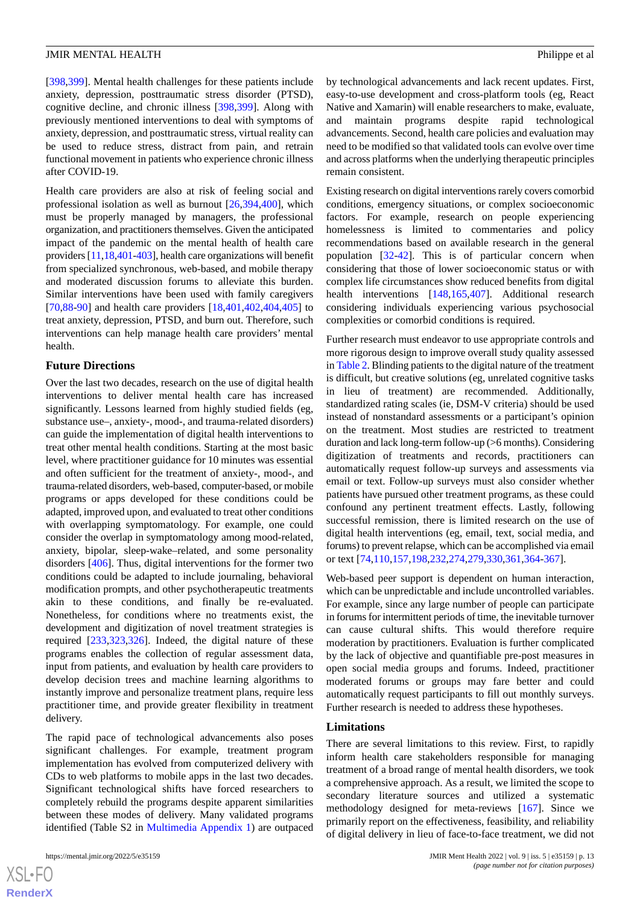[398,399]. Mental health challenges for these patients include anxiety, depression, posttraumatic stress disorder (PTSD), cognitive decline, and chronic illness [398,399]. Along with previously mentioned interventions to deal with symptoms of anxiety, depression, and posttraumatic stress, virtual reality can be used to reduce stress, distract from pain, and retrain functional movement in patients who experience chronic illness after COVID-19.

Health care providers are also at risk of feeling social and professional isolation as well as burnout [26,394,400], which must be properly managed by managers, the professional organization, and practitioners themselves. Given the anticipated impact of the pandemic on the mental health of health care providers [11,18,401-403], health care organizations will benefit from specialized synchronous, web-based, and mobile therapy and moderated discussion forums to alleviate this burden. Similar interventions have been used with family caregivers [70,88-90] and health care providers [18,401,402,404,405] to treat anxiety, depression, PTSD, and burn out. Therefore, such interventions can help manage health care providers' mental health.

### Future Directions

Over the last two decades, research on the use of digital health interventions to deliver mental health care has increased significantly. Lessons learned from highly studied fields (eg, substance use–, anxiety-, mood-, and trauma-related disorders) can guide the implementation of digital health interventions to treat other mental health conditions. Starting at the most basic level, where practitioner guidance for 10 minutes was essential and often sufficient for the treatment of anxiety-, mood-, and trauma-related disorders, web-based, computer-based, or mobile programs or apps developed for these conditions could be adapted, improved upon, and evaluated to treat other conditions with overlapping symptomatology. For example, one could consider the overlap in symptomatology among mood-related, anxiety, bipolar, sleep-wake–related, and some personality disorders [406]. Thus, digital interventions for the former two conditions could be adapted to include journaling, behavioral modification prompts, and other psychotherapeutic treatments akin to these conditions, and finally be re-evaluated. Nonetheless, for conditions where no treatments exist, the development and digitization of novel treatment strategies is required [233,323,326]. Indeed, the digital nature of these programs enables the collection of regular assessment data, input from patients, and evaluation by health care providers to develop decision trees and machine learning algorithms to instantly improve and personalize treatment plans, require less practitioner time, and provide greater flexibility in treatment delivery.

The rapid pace of technological advancements also poses significant challenges. For example, treatment program implementation has evolved from computerized delivery with CDs to web platforms to mobile apps in the last two decades. Significant technological shifts have forced researchers to completely rebuild the programs despite apparent similarities between these modes of delivery. Many validated programs identified (Table S2 in Multimedia Appendix 1) are outpaced by technological advancements and lack recent updates. First, easy-to-use development and cross-platform tools (eg, React Native and Xamarin) will enable researchers to make, evaluate, and maintain programs despite rapid technological advancements. Second, health care policies and evaluation may need to be modified so that validated tools can evolve over time and across platforms when the underlying therapeutic principles remain consistent.

Existing research on digital interventions rarely covers comorbid conditions, emergency situations, or complex socioeconomic factors. For example, research on people experiencing homelessness is limited to commentaries and policy recommendations based on available research in the general population [32-42]. This is of particular concern when considering that those of lower socioeconomic status or with complex life circumstances show reduced benefits from digital health interventions [148,165,407]. Additional research considering individuals experiencing various psychosocial complexities or comorbid conditions is required.

Further research must endeavor to use appropriate controls and more rigorous design to improve overall study quality assessed in Table 2. Blinding patients to the digital nature of the treatment is difficult, but creative solutions (eg, unrelated cognitive tasks in lieu of treatment) are recommended. Additionally, standardized rating scales (ie, DSM-V criteria) should be used instead of nonstandard assessments or a participant's opinion on the treatment. Most studies are restricted to treatment duration and lack long-term follow-up (>6 months). Considering digitization of treatments and records, practitioners can automatically request follow-up surveys and assessments via email or text. Follow-up surveys must also consider whether patients have pursued other treatment programs, as these could confound any pertinent treatment effects. Lastly, following successful remission, there is limited research on the use of digital health interventions (eg, email, text, social media, and forums) to prevent relapse, which can be accomplished via email or text [74,110,157,198,232,274,279,330,361,364-367].

Web-based peer support is dependent on human interaction, which can be unpredictable and include uncontrolled variables. For example, since any large number of people can participate in forums for intermittent periods of time, the inevitable turnover can cause cultural shifts. This would therefore require moderation by practitioners. Evaluation is further complicated by the lack of objective and quantifiable pre-post measures in open social media groups and forums. Indeed, practitioner moderated forums or groups may fare better and could automatically request participants to fill out monthly surveys. Further research is needed to address these hypotheses.

### Limitations

There are several limitations to this review. First, to rapidly inform health care stakeholders responsible for managing treatment of a broad range of mental health disorders, we took a comprehensive approach. As a result, we limited the scope to secondary literature sources and utilized a systematic methodology designed for meta-reviews [167]. Since we primarily report on the effectiveness, feasibility, and reliability of digital delivery in lieu of face-to-face treatment, we did not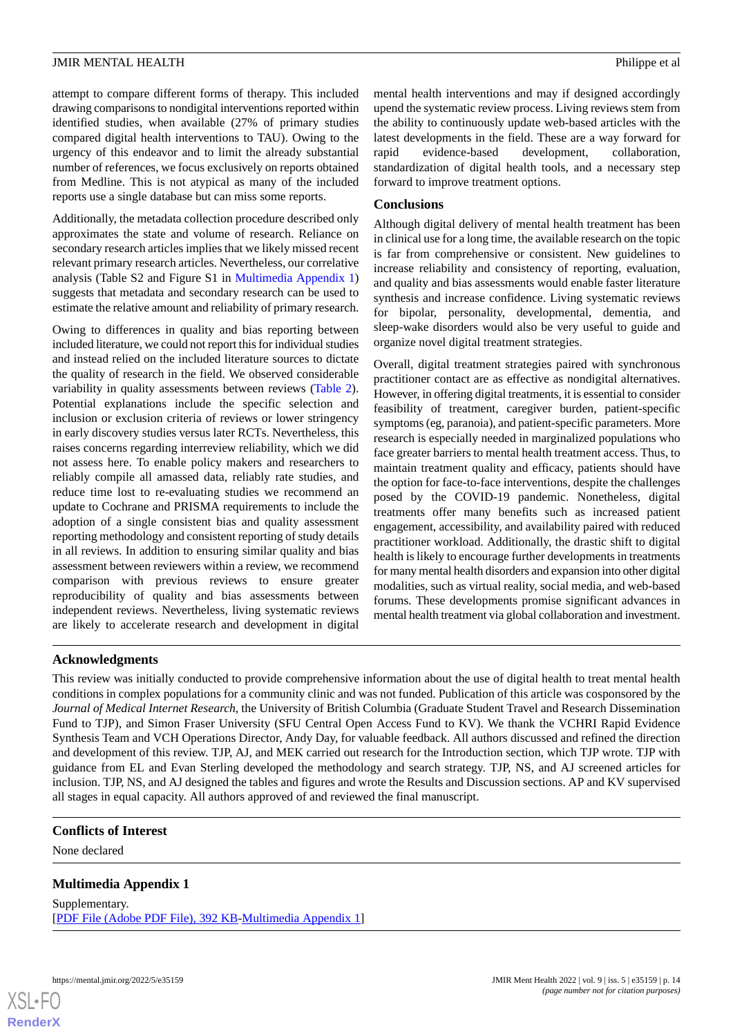attempt to compare different forms of therapy. This included drawing comparisons to nondigital interventions reported within identified studies, when available (27% of primary studies compared digital health interventions to TAU). Owing to the urgency of this endeavor and to limit the already substantial number of references, we focus exclusively on reports obtained from Medline. This is not atypical as many of the included reports use a single database but can miss some reports.

Additionally, the metadata collection procedure described only approximates the state and volume of research. Reliance on secondary research articles implies that we likely missed recent relevant primary research articles. Nevertheless, our correlative analysis (Table S2 and Figure S1 in Multimedia Appendix 1) suggests that metadata and secondary research can be used to estimate the relative amount and reliability of primary research.

Owing to differences in quality and bias reporting between included literature, we could not report this for individual studies and instead relied on the included literature sources to dictate the quality of research in the field. We observed considerable variability in quality assessments between reviews (Table 2). Potential explanations include the specific selection and inclusion or exclusion criteria of reviews or lower stringency in early discovery studies versus later RCTs. Nevertheless, this raises concerns regarding interreview reliability, which we did not assess here. To enable policy makers and researchers to reliably compile all amassed data, reliably rate studies, and reduce time lost to re-evaluating studies we recommend an update to Cochrane and PRISMA requirements to include the adoption of a single consistent bias and quality assessment reporting methodology and consistent reporting of study details in all reviews. In addition to ensuring similar quality and bias assessment between reviewers within a review, we recommend comparison with previous reviews to ensure greater reproducibility of quality and bias assessments between independent reviews. Nevertheless, living systematic reviews are likely to accelerate research and development in digital mental health interventions and may if designed accordingly upend the systematic review process. Living reviews stem from the ability to continuously update web-based articles with the latest developments in the field. These are a way forward for rapid evidence-based development, collaboration, standardization of digital health tools, and a necessary step forward to improve treatment options.

## Conclusions

Although digital delivery of mental health treatment has been in clinical use for a long time, the available research on the topic is far from comprehensive or consistent. New guidelines to increase reliability and consistency of reporting, evaluation, and quality and bias assessments would enable faster literature synthesis and increase confidence. Living systematic reviews for bipolar, personality, developmental, dementia, and sleep-wake disorders would also be very useful to guide and organize novel digital treatment strategies.

Overall, digital treatment strategies paired with synchronous practitioner contact are as effective as nondigital alternatives. However, in offering digital treatments, it is essential to consider feasibility of treatment, caregiver burden, patient-specific symptoms (eg, paranoia), and patient-specific parameters. More research is especially needed in marginalized populations who face greater barriers to mental health treatment access. Thus, to maintain treatment quality and efficacy, patients should have the option for face-to-face interventions, despite the challenges posed by the COVID-19 pandemic. Nonetheless, digital treatments offer many benefits such as increased patient engagement, accessibility, and availability paired with reduced practitioner workload. Additionally, the drastic shift to digital health is likely to encourage further developments in treatments for many mental health disorders and expansion into other digital modalities, such as virtual reality, social media, and web-based forums. These developments promise significant advances in mental health treatment via global collaboration and investment.

## Acknowledgments

This review was initially conducted to provide comprehensive information about the use of digital health to treat mental health conditions in complex populations for a community clinic and was not funded. Publication of this article was cosponsored by the *Journal of Medical Internet Research*, the University of British Columbia (Graduate Student Travel and Research Dissemination Fund to TJP), and Simon Fraser University (SFU Central Open Access Fund to KV). We thank the VCHRI Rapid Evidence Synthesis Team and VCH Operations Director, Andy Day, for valuable feedback. All authors discussed and refined the direction and development of this review. TJP, AJ, and MEK carried out research for the Introduction section, which TJP wrote. TJP with guidance from EL and Evan Sterling developed the methodology and search strategy. TJP, NS, and AJ screened articles for inclusion. TJP, NS, and AJ designed the tables and figures and wrote the Results and Discussion sections. AP and KV supervised all stages in equal capacity. All authors approved of and reviewed the final manuscript.

## Conflicts of Interest

None declared

## Multimedia Appendix 1

Supplementary.
[PDF File (Adobe PDF File), 392 KB-Multimedia Appendix 1]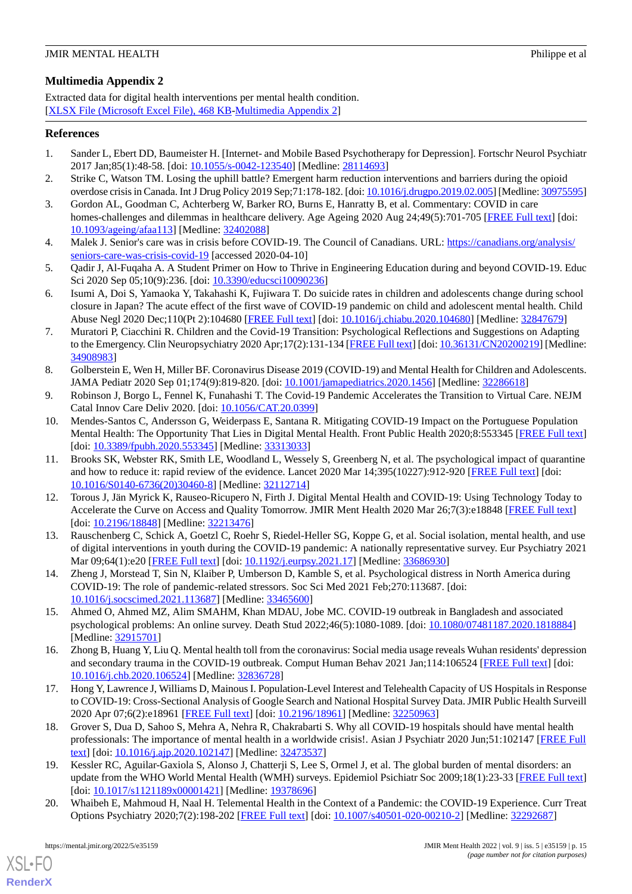## Multimedia Appendix 2

Extracted data for digital health interventions per mental health condition.
[XLSX File (Microsoft Excel File), 468 KB-Multimedia Appendix 2]

## References

1. Sander L, Ebert DD, Baumeister H. [Internet- and Mobile Based Psychotherapy for Depression]. Fortschr Neurol Psychiatr 2017 Jan;85(1):48-58. [doi: 10.1055/s-0042-123540] [Medline: 28114693]
2. Strike C, Watson TM. Losing the uphill battle? Emergent harm reduction interventions and barriers during the opioid overdose crisis in Canada. Int J Drug Policy 2019 Sep;71:178-182. [doi: 10.1016/j.drugpo.2019.02.005] [Medline: 30975595]
3. Gordon AL, Goodman C, Achterberg W, Barker RO, Burns E, Hanratty B, et al. Commentary: COVID in care homes-challenges and dilemmas in healthcare delivery. Age Ageing 2020 Aug 24;49(5):701-705 [FREE Full text] [doi: 10.1093/ageing/afaa113] [Medline: 32402088]
4. Malek J. Senior's care was in crisis before COVID-19. The Council of Canadians. URL: https://canadians.org/analysis/seniors-care-was-crisis-covid-19 [accessed 2020-04-10]
5. Qadir J, Al-Fuqaha A. A Student Primer on How to Thrive in Engineering Education during and beyond COVID-19. Educ Sci 2020 Sep 05;10(9):236. [doi: 10.3390/educsci10090236]
6. Isumi A, Doi S, Yamaoka Y, Takahashi K, Fujiwara T. Do suicide rates in children and adolescents change during school closure in Japan? The acute effect of the first wave of COVID-19 pandemic on child and adolescent mental health. Child Abuse Negl 2020 Dec;110(Pt 2):104680 [FREE Full text] [doi: 10.1016/j.chiabu.2020.104680] [Medline: 32847679]
7. Muratori P, Ciacchini R. Children and the Covid-19 Transition: Psychological Reflections and Suggestions on Adapting to the Emergency. Clin Neuropsychiatry 2020 Apr;17(2):131-134 [FREE Full text] [doi: 10.36131/CN20200219] [Medline: 34908983]
8. Golberstein E, Wen H, Miller BF. Coronavirus Disease 2019 (COVID-19) and Mental Health for Children and Adolescents. JAMA Pediatr 2020 Sep 01;174(9):819-820. [doi: 10.1001/jamapediatrics.2020.1456] [Medline: 32286618]
9. Robinson J, Borgo L, Fennel K, Funahashi T. The Covid-19 Pandemic Accelerates the Transition to Virtual Care. NEJM Catal Innov Care Deliv 2020. [doi: 10.1056/CAT.20.0399]
10. Mendes-Santos C, Andersson G, Weiderpass E, Santana R. Mitigating COVID-19 Impact on the Portuguese Population Mental Health: The Opportunity That Lies in Digital Mental Health. Front Public Health 2020;8:553345 [FREE Full text] [doi: 10.3389/fpubh.2020.553345] [Medline: 33313033]
11. Brooks SK, Webster RK, Smith LE, Woodland L, Wessely S, Greenberg N, et al. The psychological impact of quarantine and how to reduce it: rapid review of the evidence. Lancet 2020 Mar 14;395(10227):912-920 [FREE Full text] [doi: 10.1016/S0140-6736(20)30460-8] [Medline: 32112714]
12. Torous J, Jän Myrick K, Rauseo-Ricupero N, Firth J. Digital Mental Health and COVID-19: Using Technology Today to Accelerate the Curve on Access and Quality Tomorrow. JMIR Ment Health 2020 Mar 26;7(3):e18848 [FREE Full text] [doi: 10.2196/18848] [Medline: 32213476]
13. Rauschenberg C, Schick A, Goetzl C, Roehr S, Riedel-Heller SG, Koppe G, et al. Social isolation, mental health, and use of digital interventions in youth during the COVID-19 pandemic: A nationally representative survey. Eur Psychiatry 2021 Mar 09;64(1):e20 [FREE Full text] [doi: 10.1192/j.eurpsy.2021.17] [Medline: 33686930]
14. Zheng J, Morstead T, Sin N, Klaiber P, Umberson D, Kamble S, et al. Psychological distress in North America during COVID-19: The role of pandemic-related stressors. Soc Sci Med 2021 Feb;270:113687. [doi: 10.1016/j.socscimed.2021.113687] [Medline: 33465600]
15. Ahmed O, Ahmed MZ, Alim SMAHM, Khan MDAU, Jobe MC. COVID-19 outbreak in Bangladesh and associated psychological problems: An online survey. Death Stud 2022;46(5):1080-1089. [doi: 10.1080/07481187.2020.1818884] [Medline: 32915701]
16. Zhong B, Huang Y, Liu Q. Mental health toll from the coronavirus: Social media usage reveals Wuhan residents' depression and secondary trauma in the COVID-19 outbreak. Comput Human Behav 2021 Jan;114:106524 [FREE Full text] [doi: 10.1016/j.chb.2020.106524] [Medline: 32836728]
17. Hong Y, Lawrence J, Williams D, Mainous I. Population-Level Interest and Telehealth Capacity of US Hospitals in Response to COVID-19: Cross-Sectional Analysis of Google Search and National Hospital Survey Data. JMIR Public Health Surveill 2020 Apr 07;6(2):e18961 [FREE Full text] [doi: 10.2196/18961] [Medline: 32250963]
18. Grover S, Dua D, Sahoo S, Mehra A, Nehra R, Chakrabarti S. Why all COVID-19 hospitals should have mental health professionals: The importance of mental health in a worldwide crisis!. Asian J Psychiatr 2020 Jun;51:102147 [FREE Full text] [doi: 10.1016/j.ajp.2020.102147] [Medline: 32473537]
19. Kessler RC, Aguilar-Gaxiola S, Alonso J, Chatterji S, Lee S, Ormel J, et al. The global burden of mental disorders: an update from the WHO World Mental Health (WMH) surveys. Epidemiol Psichiatr Soc 2009;18(1):23-33 [FREE Full text] [doi: 10.1017/s1121189x00001421] [Medline: 19378696]
20. Whaibeh E, Mahmoud H, Naal H. Telemental Health in the Context of a Pandemic: the COVID-19 Experience. Curr Treat Options Psychiatry 2020;7(2):198-202 [FREE Full text] [doi: 10.1007/s40501-020-00210-2] [Medline: 32292687]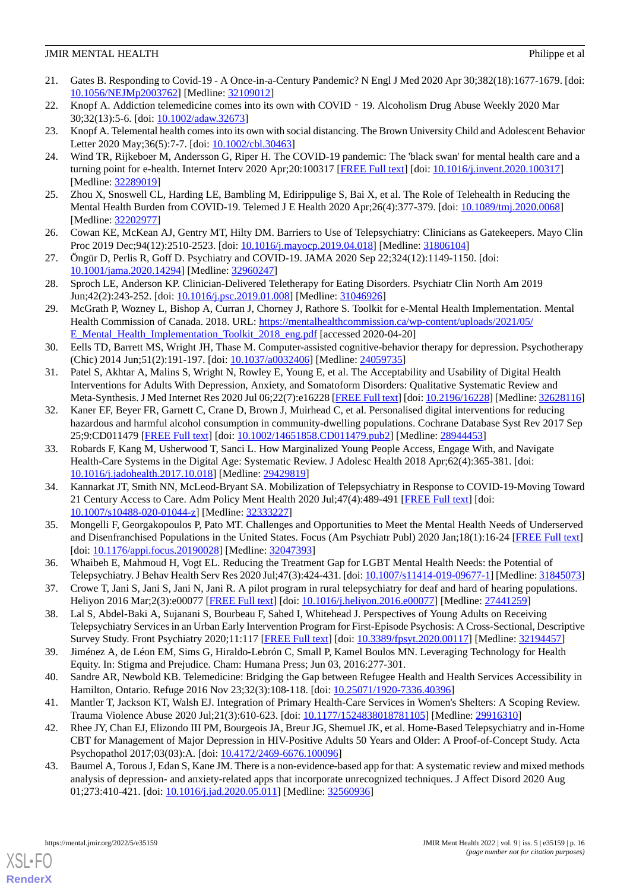21. Gates B. Responding to Covid-19 - A Once-in-a-Century Pandemic? N Engl J Med 2020 Apr 30;382(18):1677-1679. [doi: 10.1056/NEJMp2003762] [Medline: 32109012]
22. Knopf A. Addiction telemedicine comes into its own with COVID‐19. Alcoholism Drug Abuse Weekly 2020 Mar 30;32(13):5-6. [doi: 10.1002/adaw.32673]
23. Knopf A. Telemental health comes into its own with social distancing. The Brown University Child and Adolescent Behavior Letter 2020 May;36(5):7-7. [doi: 10.1002/cbl.30463]
24. Wind TR, Rijkeboer M, Andersson G, Riper H. The COVID-19 pandemic: The 'black swan' for mental health care and a turning point for e-health. Internet Interv 2020 Apr;20:100317 [FREE Full text] [doi: 10.1016/j.invent.2020.100317] [Medline: 32289019]
25. Zhou X, Snoswell CL, Harding LE, Bambling M, Edirippulige S, Bai X, et al. The Role of Telehealth in Reducing the Mental Health Burden from COVID-19. Telemed J E Health 2020 Apr;26(4):377-379. [doi: 10.1089/tmj.2020.0068] [Medline: 32202977]
26. Cowan KE, McKean AJ, Gentry MT, Hilty DM. Barriers to Use of Telepsychiatry: Clinicians as Gatekeepers. Mayo Clin Proc 2019 Dec;94(12):2510-2523. [doi: 10.1016/j.mayocp.2019.04.018] [Medline: 31806104]
27. Öngür D, Perlis R, Goff D. Psychiatry and COVID-19. JAMA 2020 Sep 22;324(12):1149-1150. [doi: 10.1001/jama.2020.14294] [Medline: 32960247]
28. Sproch LE, Anderson KP. Clinician-Delivered Teletherapy for Eating Disorders. Psychiatr Clin North Am 2019 Jun;42(2):243-252. [doi: 10.1016/j.psc.2019.01.008] [Medline: 31046926]
29. McGrath P, Wozney L, Bishop A, Curran J, Chorney J, Rathore S. Toolkit for e-Mental Health Implementation. Mental Health Commission of Canada. 2018. URL: https://mentalhealthcommission.ca/wp-content/uploads/2021/05/E_Mental_Health_Implementation_Toolkit_2018_eng.pdf [accessed 2020-04-20]
30. Eells TD, Barrett MS, Wright JH, Thase M. Computer-assisted cognitive-behavior therapy for depression. Psychotherapy (Chic) 2014 Jun;51(2):191-197. [doi: 10.1037/a0032406] [Medline: 24059735]
31. Patel S, Akhtar A, Malins S, Wright N, Rowley E, Young E, et al. The Acceptability and Usability of Digital Health Interventions for Adults With Depression, Anxiety, and Somatoform Disorders: Qualitative Systematic Review and Meta-Synthesis. J Med Internet Res 2020 Jul 06;22(7):e16228 [FREE Full text] [doi: 10.2196/16228] [Medline: 32628116]
32. Kaner EF, Beyer FR, Garnett C, Crane D, Brown J, Muirhead C, et al. Personalised digital interventions for reducing hazardous and harmful alcohol consumption in community-dwelling populations. Cochrane Database Syst Rev 2017 Sep 25;9:CD011479 [FREE Full text] [doi: 10.1002/14651858.CD011479.pub2] [Medline: 28944453]
33. Robards F, Kang M, Usherwood T, Sanci L. How Marginalized Young People Access, Engage With, and Navigate Health-Care Systems in the Digital Age: Systematic Review. J Adolesc Health 2018 Apr;62(4):365-381. [doi: 10.1016/j.jadohealth.2017.10.018] [Medline: 29429819]
34. Kannarkat JT, Smith NN, McLeod-Bryant SA. Mobilization of Telepsychiatry in Response to COVID-19-Moving Toward 21 Century Access to Care. Adm Policy Ment Health 2020 Jul;47(4):489-491 [FREE Full text] [doi: 10.1007/s10488-020-01044-z] [Medline: 32333227]
35. Mongelli F, Georgakopoulos P, Pato MT. Challenges and Opportunities to Meet the Mental Health Needs of Underserved and Disenfranchised Populations in the United States. Focus (Am Psychiatr Publ) 2020 Jan;18(1):16-24 [FREE Full text] [doi: 10.1176/appi.focus.20190028] [Medline: 32047393]
36. Whaibeh E, Mahmoud H, Vogt EL. Reducing the Treatment Gap for LGBT Mental Health Needs: the Potential of Telepsychiatry. J Behav Health Serv Res 2020 Jul;47(3):424-431. [doi: 10.1007/s11414-019-09677-1] [Medline: 31845073]
37. Crowe T, Jani S, Jani S, Jani N, Jani R. A pilot program in rural telepsychiatry for deaf and hard of hearing populations. Heliyon 2016 Mar;2(3):e00077 [FREE Full text] [doi: 10.1016/j.heliyon.2016.e00077] [Medline: 27441259]
38. Lal S, Abdel-Baki A, Sujanani S, Bourbeau F, Sahed I, Whitehead J. Perspectives of Young Adults on Receiving Telepsychiatry Services in an Urban Early Intervention Program for First-Episode Psychosis: A Cross-Sectional, Descriptive Survey Study. Front Psychiatry 2020;11:117 [FREE Full text] [doi: 10.3389/fpsyt.2020.00117] [Medline: 32194457]
39. Jiménez A, de Léon EM, Sims G, Hiraldo-Lebrón C, Small P, Kamel Boulos MN. Leveraging Technology for Health Equity. In: Stigma and Prejudice. Cham: Humana Press; Jun 03, 2016:277-301.
40. Sandre AR, Newbold KB. Telemedicine: Bridging the Gap between Refugee Health and Health Services Accessibility in Hamilton, Ontario. Refuge 2016 Nov 23;32(3):108-118. [doi: 10.25071/1920-7336.40396]
41. Mantler T, Jackson KT, Walsh EJ. Integration of Primary Health-Care Services in Women's Shelters: A Scoping Review. Trauma Violence Abuse 2020 Jul;21(3):610-623. [doi: 10.1177/1524838018781105] [Medline: 29916310]
42. Rhee JY, Chan EJ, Elizondo III PM, Bourgeois JA, Breur JG, Shemuel JK, et al. Home-Based Telepsychiatry and in-Home CBT for Management of Major Depression in HIV-Positive Adults 50 Years and Older: A Proof-of-Concept Study. Acta Psychopathol 2017;03(03):A. [doi: 10.4172/2469-6676.100096]
43. Baumel A, Torous J, Edan S, Kane JM. There is a non-evidence-based app for that: A systematic review and mixed methods analysis of depression- and anxiety-related apps that incorporate unrecognized techniques. J Affect Disord 2020 Aug 01;273:410-421. [doi: 10.1016/j.jad.2020.05.011] [Medline: 32560936]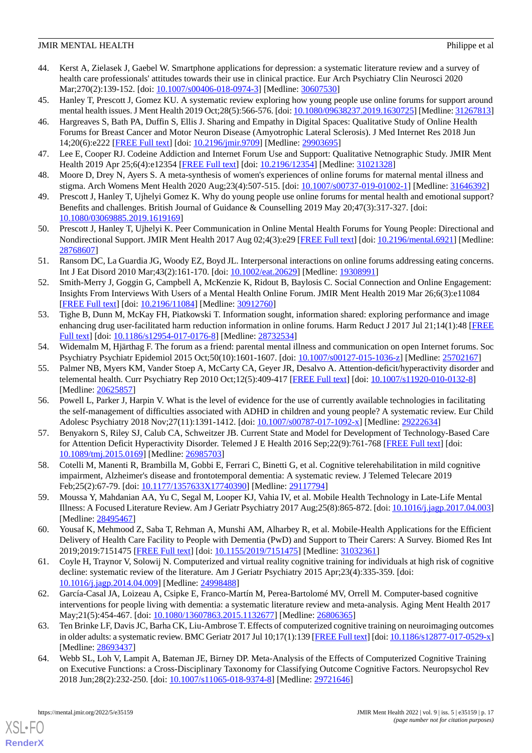44. Kerst A, Zielasek J, Gaebel W. Smartphone applications for depression: a systematic literature review and a survey of health care professionals' attitudes towards their use in clinical practice. Eur Arch Psychiatry Clin Neurosci 2020 Mar;270(2):139-152. [doi: 10.1007/s00406-018-0974-3] [Medline: 30607530]
45. Hanley T, Prescott J, Gomez KU. A systematic review exploring how young people use online forums for support around mental health issues. J Ment Health 2019 Oct;28(5):566-576. [doi: 10.1080/09638237.2019.1630725] [Medline: 31267813]
46. Hargreaves S, Bath PA, Duffin S, Ellis J. Sharing and Empathy in Digital Spaces: Qualitative Study of Online Health Forums for Breast Cancer and Motor Neuron Disease (Amyotrophic Lateral Sclerosis). J Med Internet Res 2018 Jun 14;20(6):e222 [FREE Full text] [doi: 10.2196/jmir.9709] [Medline: 29903695]
47. Lee E, Cooper RJ. Codeine Addiction and Internet Forum Use and Support: Qualitative Netnographic Study. JMIR Ment Health 2019 Apr 25;6(4):e12354 [FREE Full text] [doi: 10.2196/12354] [Medline: 31021328]
48. Moore D, Drey N, Ayers S. A meta-synthesis of women's experiences of online forums for maternal mental illness and stigma. Arch Womens Ment Health 2020 Aug;23(4):507-515. [doi: 10.1007/s00737-019-01002-1] [Medline: 31646392]
49. Prescott J, Hanley T, Ujhelyi Gomez K. Why do young people use online forums for mental health and emotional support? Benefits and challenges. British Journal of Guidance & Counselling 2019 May 20;47(3):317-327. [doi: 10.1080/03069885.2019.1619169]
50. Prescott J, Hanley T, Ujhelyi K. Peer Communication in Online Mental Health Forums for Young People: Directional and Nondirectional Support. JMIR Ment Health 2017 Aug 02;4(3):e29 [FREE Full text] [doi: 10.2196/mental.6921] [Medline: 28768607]
51. Ransom DC, La Guardia JG, Woody EZ, Boyd JL. Interpersonal interactions on online forums addressing eating concerns. Int J Eat Disord 2010 Mar;43(2):161-170. [doi: 10.1002/eat.20629] [Medline: 19308991]
52. Smith-Merry J, Goggin G, Campbell A, McKenzie K, Ridout B, Baylosis C. Social Connection and Online Engagement: Insights From Interviews With Users of a Mental Health Online Forum. JMIR Ment Health 2019 Mar 26;6(3):e11084 [FREE Full text] [doi: 10.2196/11084] [Medline: 30912760]
53. Tighe B, Dunn M, McKay FH, Piatkowski T. Information sought, information shared: exploring performance and image enhancing drug user-facilitated harm reduction information in online forums. Harm Reduct J 2017 Jul 21;14(1):48 [FREE Full text] [doi: 10.1186/s12954-017-0176-8] [Medline: 28732534]
54. Widemalm M, Hjärthag F. The forum as a friend: parental mental illness and communication on open Internet forums. Soc Psychiatry Psychiatr Epidemiol 2015 Oct;50(10):1601-1607. [doi: 10.1007/s00127-015-1036-z] [Medline: 25702167]
55. Palmer NB, Myers KM, Vander Stoep A, McCarty CA, Geyer JR, Desalvo A. Attention-deficit/hyperactivity disorder and telemental health. Curr Psychiatry Rep 2010 Oct;12(5):409-417 [FREE Full text] [doi: 10.1007/s11920-010-0132-8] [Medline: 20625857]
56. Powell L, Parker J, Harpin V. What is the level of evidence for the use of currently available technologies in facilitating the self-management of difficulties associated with ADHD in children and young people? A systematic review. Eur Child Adolesc Psychiatry 2018 Nov;27(11):1391-1412. [doi: 10.1007/s00787-017-1092-x] [Medline: 29222634]
57. Benyakorn S, Riley SJ, Calub CA, Schweitzer JB. Current State and Model for Development of Technology-Based Care for Attention Deficit Hyperactivity Disorder. Telemed J E Health 2016 Sep;22(9):761-768 [FREE Full text] [doi: 10.1089/tmj.2015.0169] [Medline: 26985703]
58. Cotelli M, Manenti R, Brambilla M, Gobbi E, Ferrari C, Binetti G, et al. Cognitive telerehabilitation in mild cognitive impairment, Alzheimer's disease and frontotemporal dementia: A systematic review. J Telemed Telecare 2019 Feb;25(2):67-79. [doi: 10.1177/1357633X17740390] [Medline: 29117794]
59. Moussa Y, Mahdanian AA, Yu C, Segal M, Looper KJ, Vahia IV, et al. Mobile Health Technology in Late-Life Mental Illness: A Focused Literature Review. Am J Geriatr Psychiatry 2017 Aug;25(8):865-872. [doi: 10.1016/j.jagp.2017.04.003] [Medline: 28495467]
60. Yousaf K, Mehmood Z, Saba T, Rehman A, Munshi AM, Alharbey R, et al. Mobile-Health Applications for the Efficient Delivery of Health Care Facility to People with Dementia (PwD) and Support to Their Carers: A Survey. Biomed Res Int 2019;2019:7151475 [FREE Full text] [doi: 10.1155/2019/7151475] [Medline: 31032361]
61. Coyle H, Traynor V, Solowij N. Computerized and virtual reality cognitive training for individuals at high risk of cognitive decline: systematic review of the literature. Am J Geriatr Psychiatry 2015 Apr;23(4):335-359. [doi: 10.1016/j.jagp.2014.04.009] [Medline: 24998488]
62. García-Casal JA, Loizeau A, Csipke E, Franco-Martín M, Perea-Bartolomé MV, Orrell M. Computer-based cognitive interventions for people living with dementia: a systematic literature review and meta-analysis. Aging Ment Health 2017 May;21(5):454-467. [doi: 10.1080/13607863.2015.1132677] [Medline: 26806365]
63. Ten Brinke LF, Davis JC, Barha CK, Liu-Ambrose T. Effects of computerized cognitive training on neuroimaging outcomes in older adults: a systematic review. BMC Geriatr 2017 Jul 10;17(1):139 [FREE Full text] [doi: 10.1186/s12877-017-0529-x] [Medline: 28693437]
64. Webb SL, Loh V, Lampit A, Bateman JE, Birney DP. Meta-Analysis of the Effects of Computerized Cognitive Training on Executive Functions: a Cross-Disciplinary Taxonomy for Classifying Outcome Cognitive Factors. Neuropsychol Rev 2018 Jun;28(2):232-250. [doi: 10.1007/s11065-018-9374-8] [Medline: 29721646]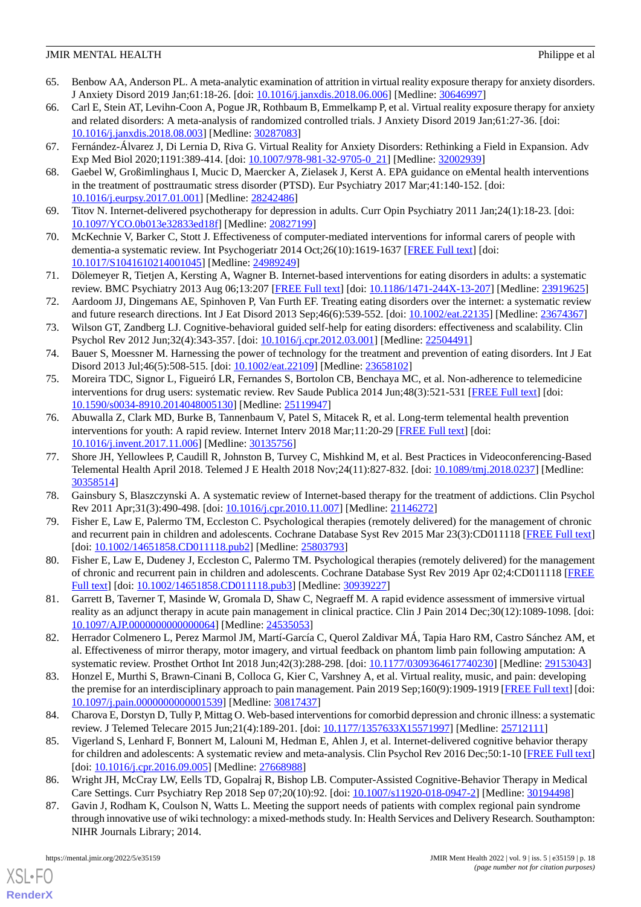65. Benbow AA, Anderson PL. A meta-analytic examination of attrition in virtual reality exposure therapy for anxiety disorders. J Anxiety Disord 2019 Jan;61:18-26. [doi: 10.1016/j.janxdis.2018.06.006] [Medline: 30646997]
66. Carl E, Stein AT, Levihn-Coon A, Pogue JR, Rothbaum B, Emmelkamp P, et al. Virtual reality exposure therapy for anxiety and related disorders: A meta-analysis of randomized controlled trials. J Anxiety Disord 2019 Jan;61:27-36. [doi: 10.1016/j.janxdis.2018.08.003] [Medline: 30287083]
67. Fernández-Álvarez J, Di Lernia D, Riva G. Virtual Reality for Anxiety Disorders: Rethinking a Field in Expansion. Adv Exp Med Biol 2020;1191:389-414. [doi: 10.1007/978-981-32-9705-0_21] [Medline: 32002939]
68. Gaebel W, Großimlinghaus I, Mucic D, Maercker A, Zielasek J, Kerst A. EPA guidance on eMental health interventions in the treatment of posttraumatic stress disorder (PTSD). Eur Psychiatry 2017 Mar;41:140-152. [doi: 10.1016/j.eurpsy.2017.01.001] [Medline: 28242486]
69. Titov N. Internet-delivered psychotherapy for depression in adults. Curr Opin Psychiatry 2011 Jan;24(1):18-23. [doi: 10.1097/YCO.0b013e32833ed18f] [Medline: 20827199]
70. McKechnie V, Barker C, Stott J. Effectiveness of computer-mediated interventions for informal carers of people with dementia-a systematic review. Int Psychogeriatr 2014 Oct;26(10):1619-1637 [FREE Full text] [doi: 10.1017/S1041610214001045] [Medline: 24989249]
71. Dölemeyer R, Tietjen A, Kersting A, Wagner B. Internet-based interventions for eating disorders in adults: a systematic review. BMC Psychiatry 2013 Aug 06;13:207 [FREE Full text] [doi: 10.1186/1471-244X-13-207] [Medline: 23919625]
72. Aardoom JJ, Dingemans AE, Spinhoven P, Van Furth EF. Treating eating disorders over the internet: a systematic review and future research directions. Int J Eat Disord 2013 Sep;46(6):539-552. [doi: 10.1002/eat.22135] [Medline: 23674367]
73. Wilson GT, Zandberg LJ. Cognitive-behavioral guided self-help for eating disorders: effectiveness and scalability. Clin Psychol Rev 2012 Jun;32(4):343-357. [doi: 10.1016/j.cpr.2012.03.001] [Medline: 22504491]
74. Bauer S, Moessner M. Harnessing the power of technology for the treatment and prevention of eating disorders. Int J Eat Disord 2013 Jul;46(5):508-515. [doi: 10.1002/eat.22109] [Medline: 23658102]
75. Moreira TDC, Signor L, Figueiró LR, Fernandes S, Bortolon CB, Benchaya MC, et al. Non-adherence to telemedicine interventions for drug users: systematic review. Rev Saude Publica 2014 Jun;48(3):521-531 [FREE Full text] [doi: 10.1590/s0034-8910.2014048005130] [Medline: 25119947]
76. Abuwalla Z, Clark MD, Burke B, Tannenbaum V, Patel S, Mitacek R, et al. Long-term telemental health prevention interventions for youth: A rapid review. Internet Interv 2018 Mar;11:20-29 [FREE Full text] [doi: 10.1016/j.invent.2017.11.006] [Medline: 30135756]
77. Shore JH, Yellowlees P, Caudill R, Johnston B, Turvey C, Mishkind M, et al. Best Practices in Videoconferencing-Based Telemental Health April 2018. Telemed J E Health 2018 Nov;24(11):827-832. [doi: 10.1089/tmj.2018.0237] [Medline: 30358514]
78. Gainsbury S, Blaszczynski A. A systematic review of Internet-based therapy for the treatment of addictions. Clin Psychol Rev 2011 Apr;31(3):490-498. [doi: 10.1016/j.cpr.2010.11.007] [Medline: 21146272]
79. Fisher E, Law E, Palermo TM, Eccleston C. Psychological therapies (remotely delivered) for the management of chronic and recurrent pain in children and adolescents. Cochrane Database Syst Rev 2015 Mar 23(3):CD011118 [FREE Full text] [doi: 10.1002/14651858.CD011118.pub2] [Medline: 25803793]
80. Fisher E, Law E, Dudeney J, Eccleston C, Palermo TM. Psychological therapies (remotely delivered) for the management of chronic and recurrent pain in children and adolescents. Cochrane Database Syst Rev 2019 Apr 02;4:CD011118 [FREE Full text] [doi: 10.1002/14651858.CD011118.pub3] [Medline: 30939227]
81. Garrett B, Taverner T, Masinde W, Gromala D, Shaw C, Negraeff M. A rapid evidence assessment of immersive virtual reality as an adjunct therapy in acute pain management in clinical practice. Clin J Pain 2014 Dec;30(12):1089-1098. [doi: 10.1097/AJP.0000000000000064] [Medline: 24535053]
82. Herrador Colmenero L, Perez Marmol JM, Martí-García C, Querol Zaldivar MÁ, Tapia Haro RM, Castro Sánchez AM, et al. Effectiveness of mirror therapy, motor imagery, and virtual feedback on phantom limb pain following amputation: A systematic review. Prosthet Orthot Int 2018 Jun;42(3):288-298. [doi: 10.1177/0309364617740230] [Medline: 29153043]
83. Honzel E, Murthi S, Brawn-Cinani B, Colloca G, Kier C, Varshney A, et al. Virtual reality, music, and pain: developing the premise for an interdisciplinary approach to pain management. Pain 2019 Sep;160(9):1909-1919 [FREE Full text] [doi: 10.1097/j.pain.0000000000001539] [Medline: 30817437]
84. Charova E, Dorstyn D, Tully P, Mittag O. Web-based interventions for comorbid depression and chronic illness: a systematic review. J Telemed Telecare 2015 Jun;21(4):189-201. [doi: 10.1177/1357633X15571997] [Medline: 25712111]
85. Vigerland S, Lenhard F, Bonnert M, Lalouni M, Hedman E, Ahlen J, et al. Internet-delivered cognitive behavior therapy for children and adolescents: A systematic review and meta-analysis. Clin Psychol Rev 2016 Dec;50:1-10 [FREE Full text] [doi: 10.1016/j.cpr.2016.09.005] [Medline: 27668988]
86. Wright JH, McCray LW, Eells TD, Gopalraj R, Bishop LB. Computer-Assisted Cognitive-Behavior Therapy in Medical Care Settings. Curr Psychiatry Rep 2018 Sep 07;20(10):92. [doi: 10.1007/s11920-018-0947-2] [Medline: 30194498]
87. Gavin J, Rodham K, Coulson N, Watts L. Meeting the support needs of patients with complex regional pain syndrome through innovative use of wiki technology: a mixed-methods study. In: Health Services and Delivery Research. Southampton: NIHR Journals Library; 2014.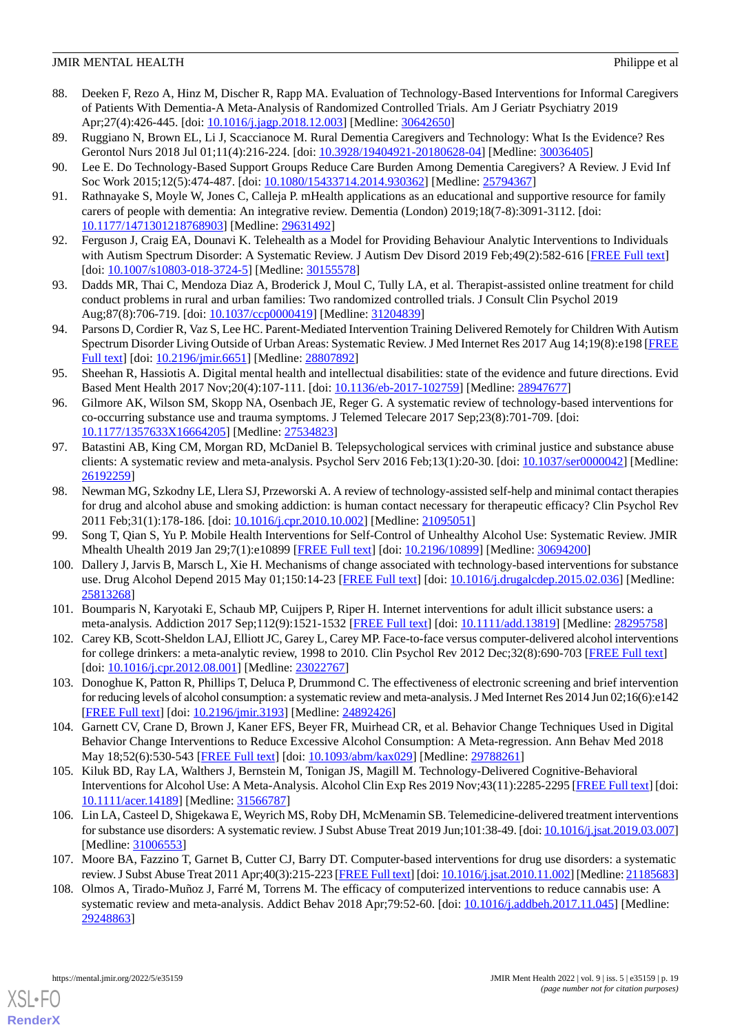88. Deeken F, Rezo A, Hinz M, Discher R, Rapp MA. Evaluation of Technology-Based Interventions for Informal Caregivers of Patients With Dementia-A Meta-Analysis of Randomized Controlled Trials. Am J Geriatr Psychiatry 2019 Apr;27(4):426-445. [doi: 10.1016/j.jagp.2018.12.003] [Medline: 30642650]
89. Ruggiano N, Brown EL, Li J, Scaccianoce M. Rural Dementia Caregivers and Technology: What Is the Evidence? Res Gerontol Nurs 2018 Jul 01;11(4):216-224. [doi: 10.3928/19404921-20180628-04] [Medline: 30036405]
90. Lee E. Do Technology-Based Support Groups Reduce Care Burden Among Dementia Caregivers? A Review. J Evid Inf Soc Work 2015;12(5):474-487. [doi: 10.1080/15433714.2014.930362] [Medline: 25794367]
91. Rathnayake S, Moyle W, Jones C, Calleja P. mHealth applications as an educational and supportive resource for family carers of people with dementia: An integrative review. Dementia (London) 2019;18(7-8):3091-3112. [doi: 10.1177/1471301218768903] [Medline: 29631492]
92. Ferguson J, Craig EA, Dounavi K. Telehealth as a Model for Providing Behaviour Analytic Interventions to Individuals with Autism Spectrum Disorder: A Systematic Review. J Autism Dev Disord 2019 Feb;49(2):582-616 [FREE Full text] [doi: 10.1007/s10803-018-3724-5] [Medline: 30155578]
93. Dadds MR, Thai C, Mendoza Diaz A, Broderick J, Moul C, Tully LA, et al. Therapist-assisted online treatment for child conduct problems in rural and urban families: Two randomized controlled trials. J Consult Clin Psychol 2019 Aug;87(8):706-719. [doi: 10.1037/ccp0000419] [Medline: 31204839]
94. Parsons D, Cordier R, Vaz S, Lee HC. Parent-Mediated Intervention Training Delivered Remotely for Children With Autism Spectrum Disorder Living Outside of Urban Areas: Systematic Review. J Med Internet Res 2017 Aug 14;19(8):e198 [FREE Full text] [doi: 10.2196/jmir.6651] [Medline: 28807892]
95. Sheehan R, Hassiotis A. Digital mental health and intellectual disabilities: state of the evidence and future directions. Evid Based Ment Health 2017 Nov;20(4):107-111. [doi: 10.1136/eb-2017-102759] [Medline: 28947677]
96. Gilmore AK, Wilson SM, Skopp NA, Osenbach JE, Reger G. A systematic review of technology-based interventions for co-occurring substance use and trauma symptoms. J Telemed Telecare 2017 Sep;23(8):701-709. [doi: 10.1177/1357633X16664205] [Medline: 27534823]
97. Batastini AB, King CM, Morgan RD, McDaniel B. Telepsychological services with criminal justice and substance abuse clients: A systematic review and meta-analysis. Psychol Serv 2016 Feb;13(1):20-30. [doi: 10.1037/ser0000042] [Medline: 26192259]
98. Newman MG, Szkodny LE, Llera SJ, Przeworski A. A review of technology-assisted self-help and minimal contact therapies for drug and alcohol abuse and smoking addiction: is human contact necessary for therapeutic efficacy? Clin Psychol Rev 2011 Feb;31(1):178-186. [doi: 10.1016/j.cpr.2010.10.002] [Medline: 21095051]
99. Song T, Qian S, Yu P. Mobile Health Interventions for Self-Control of Unhealthy Alcohol Use: Systematic Review. JMIR Mhealth Uhealth 2019 Jan 29;7(1):e10899 [FREE Full text] [doi: 10.2196/10899] [Medline: 30694200]
100. Dallery J, Jarvis B, Marsch L, Xie H. Mechanisms of change associated with technology-based interventions for substance use. Drug Alcohol Depend 2015 May 01;150:14-23 [FREE Full text] [doi: 10.1016/j.drugalcdep.2015.02.036] [Medline: 25813268]
101. Boumparis N, Karyotaki E, Schaub MP, Cuijpers P, Riper H. Internet interventions for adult illicit substance users: a meta-analysis. Addiction 2017 Sep;112(9):1521-1532 [FREE Full text] [doi: 10.1111/add.13819] [Medline: 28295758]
102. Carey KB, Scott-Sheldon LAJ, Elliott JC, Garey L, Carey MP. Face-to-face versus computer-delivered alcohol interventions for college drinkers: a meta-analytic review, 1998 to 2010. Clin Psychol Rev 2012 Dec;32(8):690-703 [FREE Full text] [doi: 10.1016/j.cpr.2012.08.001] [Medline: 23022767]
103. Donoghue K, Patton R, Phillips T, Deluca P, Drummond C. The effectiveness of electronic screening and brief intervention for reducing levels of alcohol consumption: a systematic review and meta-analysis. J Med Internet Res 2014 Jun 02;16(6):e142 [FREE Full text] [doi: 10.2196/jmir.3193] [Medline: 24892426]
104. Garnett CV, Crane D, Brown J, Kaner EFS, Beyer FR, Muirhead CR, et al. Behavior Change Techniques Used in Digital Behavior Change Interventions to Reduce Excessive Alcohol Consumption: A Meta-regression. Ann Behav Med 2018 May 18;52(6):530-543 [FREE Full text] [doi: 10.1093/abm/kax029] [Medline: 29788261]
105. Kiluk BD, Ray LA, Walthers J, Bernstein M, Tonigan JS, Magill M. Technology-Delivered Cognitive-Behavioral Interventions for Alcohol Use: A Meta-Analysis. Alcohol Clin Exp Res 2019 Nov;43(11):2285-2295 [FREE Full text] [doi: 10.1111/acer.14189] [Medline: 31566787]
106. Lin LA, Casteel D, Shigekawa E, Weyrich MS, Roby DH, McMenamin SB. Telemedicine-delivered treatment interventions for substance use disorders: A systematic review. J Subst Abuse Treat 2019 Jun;101:38-49. [doi: 10.1016/j.jsat.2019.03.007] [Medline: 31006553]
107. Moore BA, Fazzino T, Garnet B, Cutter CJ, Barry DT. Computer-based interventions for drug use disorders: a systematic review. J Subst Abuse Treat 2011 Apr;40(3):215-223 [FREE Full text] [doi: 10.1016/j.jsat.2010.11.002] [Medline: 21185683]
108. Olmos A, Tirado-Muñoz J, Farré M, Torrens M. The efficacy of computerized interventions to reduce cannabis use: A systematic review and meta-analysis. Addict Behav 2018 Apr;79:52-60. [doi: 10.1016/j.addbeh.2017.11.045] [Medline: 29248863]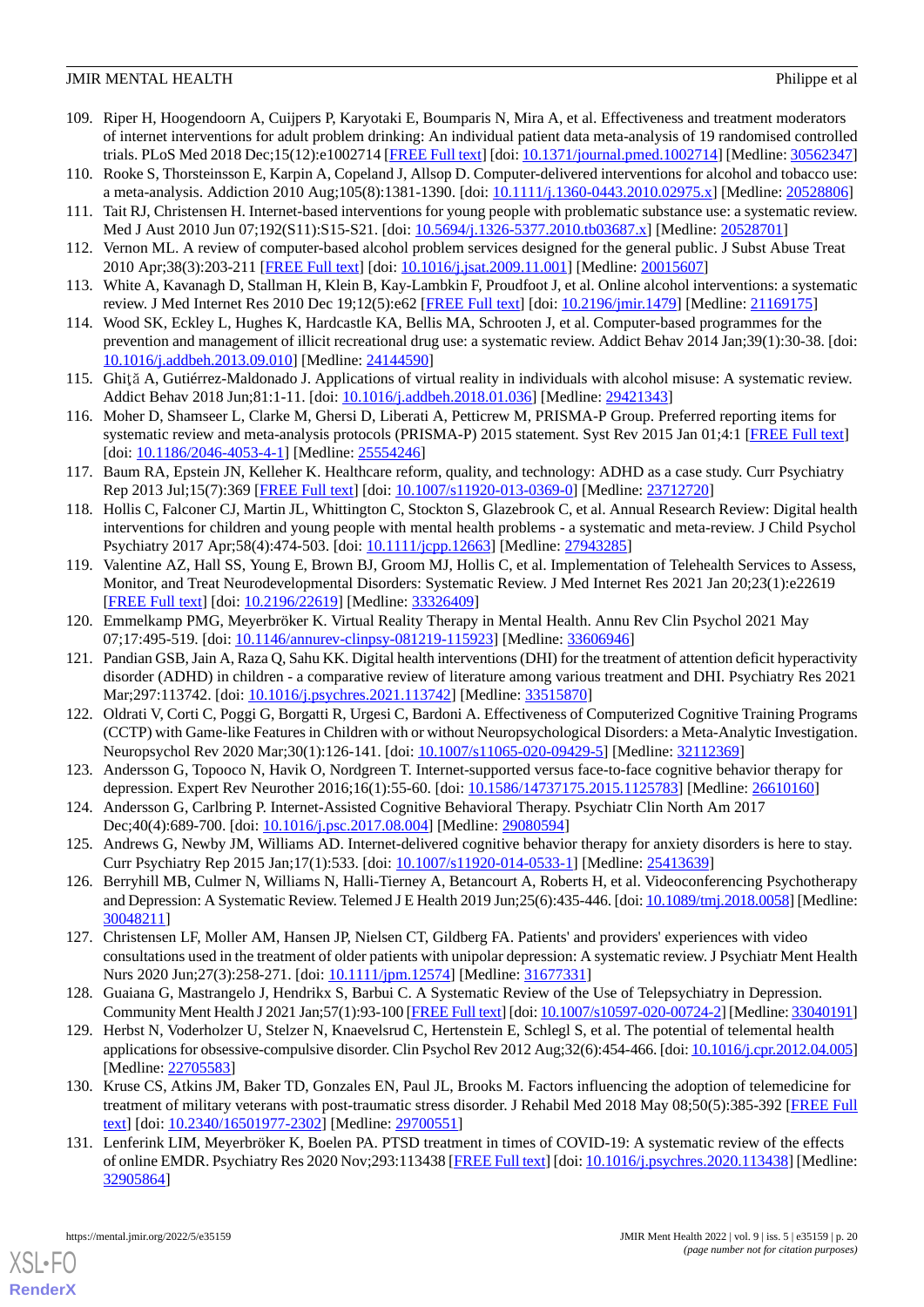109. Riper H, Hoogendoorn A, Cuijpers P, Karyotaki E, Boumparis N, Mira A, et al. Effectiveness and treatment moderators of internet interventions for adult problem drinking: An individual patient data meta-analysis of 19 randomised controlled trials. PLoS Med 2018 Dec;15(12):e1002714 [FREE Full text] [doi: 10.1371/journal.pmed.1002714] [Medline: 30562347]
110. Rooke S, Thorsteinsson E, Karpin A, Copeland J, Allsop D. Computer-delivered interventions for alcohol and tobacco use: a meta-analysis. Addiction 2010 Aug;105(8):1381-1390. [doi: 10.1111/j.1360-0443.2010.02975.x] [Medline: 20528806]
111. Tait RJ, Christensen H. Internet-based interventions for young people with problematic substance use: a systematic review. Med J Aust 2010 Jun 07;192(S11):S15-S21. [doi: 10.5694/j.1326-5377.2010.tb03687.x] [Medline: 20528701]
112. Vernon ML. A review of computer-based alcohol problem services designed for the general public. J Subst Abuse Treat 2010 Apr;38(3):203-211 [FREE Full text] [doi: 10.1016/j.jsat.2009.11.001] [Medline: 20015607]
113. White A, Kavanagh D, Stallman H, Klein B, Kay-Lambkin F, Proudfoot J, et al. Online alcohol interventions: a systematic review. J Med Internet Res 2010 Dec 19;12(5):e62 [FREE Full text] [doi: 10.2196/jmir.1479] [Medline: 21169175]
114. Wood SK, Eckley L, Hughes K, Hardcastle KA, Bellis MA, Schrooten J, et al. Computer-based programmes for the prevention and management of illicit recreational drug use: a systematic review. Addict Behav 2014 Jan;39(1):30-38. [doi: 10.1016/j.addbeh.2013.09.010] [Medline: 24144590]
115. Ghiţă A, Gutiérrez-Maldonado J. Applications of virtual reality in individuals with alcohol misuse: A systematic review. Addict Behav 2018 Jun;81:1-11. [doi: 10.1016/j.addbeh.2018.01.036] [Medline: 29421343]
116. Moher D, Shamseer L, Clarke M, Ghersi D, Liberati A, Petticrew M, PRISMA-P Group. Preferred reporting items for systematic review and meta-analysis protocols (PRISMA-P) 2015 statement. Syst Rev 2015 Jan 01;4:1 [FREE Full text] [doi: 10.1186/2046-4053-4-1] [Medline: 25554246]
117. Baum RA, Epstein JN, Kelleher K. Healthcare reform, quality, and technology: ADHD as a case study. Curr Psychiatry Rep 2013 Jul;15(7):369 [FREE Full text] [doi: 10.1007/s11920-013-0369-0] [Medline: 23712720]
118. Hollis C, Falconer CJ, Martin JL, Whittington C, Stockton S, Glazebrook C, et al. Annual Research Review: Digital health interventions for children and young people with mental health problems - a systematic and meta-review. J Child Psychol Psychiatry 2017 Apr;58(4):474-503. [doi: 10.1111/jcpp.12663] [Medline: 27943285]
119. Valentine AZ, Hall SS, Young E, Brown BJ, Groom MJ, Hollis C, et al. Implementation of Telehealth Services to Assess, Monitor, and Treat Neurodevelopmental Disorders: Systematic Review. J Med Internet Res 2021 Jan 20;23(1):e22619 [FREE Full text] [doi: 10.2196/22619] [Medline: 33326409]
120. Emmelkamp PMG, Meyerbröker K. Virtual Reality Therapy in Mental Health. Annu Rev Clin Psychol 2021 May 07;17:495-519. [doi: 10.1146/annurev-clinpsy-081219-115923] [Medline: 33606946]
121. Pandian GSB, Jain A, Raza Q, Sahu KK. Digital health interventions (DHI) for the treatment of attention deficit hyperactivity disorder (ADHD) in children - a comparative review of literature among various treatment and DHI. Psychiatry Res 2021 Mar;297:113742. [doi: 10.1016/j.psychres.2021.113742] [Medline: 33515870]
122. Oldrati V, Corti C, Poggi G, Borgatti R, Urgesi C, Bardoni A. Effectiveness of Computerized Cognitive Training Programs (CCTP) with Game-like Features in Children with or without Neuropsychological Disorders: a Meta-Analytic Investigation. Neuropsychol Rev 2020 Mar;30(1):126-141. [doi: 10.1007/s11065-020-09429-5] [Medline: 32112369]
123. Andersson G, Topooco N, Havik O, Nordgreen T. Internet-supported versus face-to-face cognitive behavior therapy for depression. Expert Rev Neurother 2016;16(1):55-60. [doi: 10.1586/14737175.2015.1125783] [Medline: 26610160]
124. Andersson G, Carlbring P. Internet-Assisted Cognitive Behavioral Therapy. Psychiatr Clin North Am 2017 Dec;40(4):689-700. [doi: 10.1016/j.psc.2017.08.004] [Medline: 29080594]
125. Andrews G, Newby JM, Williams AD. Internet-delivered cognitive behavior therapy for anxiety disorders is here to stay. Curr Psychiatry Rep 2015 Jan;17(1):533. [doi: 10.1007/s11920-014-0533-1] [Medline: 25413639]
126. Berryhill MB, Culmer N, Williams N, Halli-Tierney A, Betancourt A, Roberts H, et al. Videoconferencing Psychotherapy and Depression: A Systematic Review. Telemed J E Health 2019 Jun;25(6):435-446. [doi: 10.1089/tmj.2018.0058] [Medline: 30048211]
127. Christensen LF, Moller AM, Hansen JP, Nielsen CT, Gildberg FA. Patients' and providers' experiences with video consultations used in the treatment of older patients with unipolar depression: A systematic review. J Psychiatr Ment Health Nurs 2020 Jun;27(3):258-271. [doi: 10.1111/jpm.12574] [Medline: 31677331]
128. Guaiana G, Mastrangelo J, Hendrikx S, Barbui C. A Systematic Review of the Use of Telepsychiatry in Depression. Community Ment Health J 2021 Jan;57(1):93-100 [FREE Full text] [doi: 10.1007/s10597-020-00724-2] [Medline: 33040191]
129. Herbst N, Voderholzer U, Stelzer N, Knaevelsrud C, Hertenstein E, Schlegl S, et al. The potential of telemental health applications for obsessive-compulsive disorder. Clin Psychol Rev 2012 Aug;32(6):454-466. [doi: 10.1016/j.cpr.2012.04.005] [Medline: 22705583]
130. Kruse CS, Atkins JM, Baker TD, Gonzales EN, Paul JL, Brooks M. Factors influencing the adoption of telemedicine for treatment of military veterans with post-traumatic stress disorder. J Rehabil Med 2018 May 08;50(5):385-392 [FREE Full text] [doi: 10.2340/16501977-2302] [Medline: 29700551]
131. Lenferink LIM, Meyerbröker K, Boelen PA. PTSD treatment in times of COVID-19: A systematic review of the effects of online EMDR. Psychiatry Res 2020 Nov;293:113438 [FREE Full text] [doi: 10.1016/j.psychres.2020.113438] [Medline: 32905864]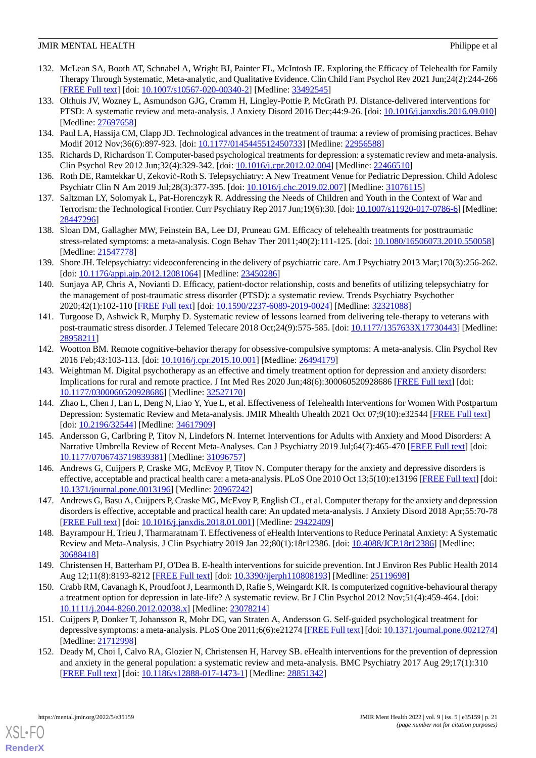132. McLean SA, Booth AT, Schnabel A, Wright BJ, Painter FL, McIntosh JE. Exploring the Efficacy of Telehealth for Family Therapy Through Systematic, Meta-analytic, and Qualitative Evidence. Clin Child Fam Psychol Rev 2021 Jun;24(2):244-266 [FREE Full text] [doi: 10.1007/s10567-020-00340-2] [Medline: 33492545]
133. Olthuis JV, Wozney L, Asmundson GJG, Cramm H, Lingley-Pottie P, McGrath PJ. Distance-delivered interventions for PTSD: A systematic review and meta-analysis. J Anxiety Disord 2016 Dec;44:9-26. [doi: 10.1016/j.janxdis.2016.09.010] [Medline: 27697658]
134. Paul LA, Hassija CM, Clapp JD. Technological advances in the treatment of trauma: a review of promising practices. Behav Modif 2012 Nov;36(6):897-923. [doi: 10.1177/0145445512450733] [Medline: 22956588]
135. Richards D, Richardson T. Computer-based psychological treatments for depression: a systematic review and meta-analysis. Clin Psychol Rev 2012 Jun;32(4):329-342. [doi: 10.1016/j.cpr.2012.02.004] [Medline: 22466510]
136. Roth DE, Ramtekkar U, Zeković-Roth S. Telepsychiatry: A New Treatment Venue for Pediatric Depression. Child Adolesc Psychiatr Clin N Am 2019 Jul;28(3):377-395. [doi: 10.1016/j.chc.2019.02.007] [Medline: 31076115]
137. Saltzman LY, Solomyak L, Pat-Horenczyk R. Addressing the Needs of Children and Youth in the Context of War and Terrorism: the Technological Frontier. Curr Psychiatry Rep 2017 Jun;19(6):30. [doi: 10.1007/s11920-017-0786-6] [Medline: 28447296]
138. Sloan DM, Gallagher MW, Feinstein BA, Lee DJ, Pruneau GM. Efficacy of telehealth treatments for posttraumatic stress-related symptoms: a meta-analysis. Cogn Behav Ther 2011;40(2):111-125. [doi: 10.1080/16506073.2010.550058] [Medline: 21547778]
139. Shore JH. Telepsychiatry: videoconferencing in the delivery of psychiatric care. Am J Psychiatry 2013 Mar;170(3):256-262. [doi: 10.1176/appi.ajp.2012.12081064] [Medline: 23450286]
140. Sunjaya AP, Chris A, Novianti D. Efficacy, patient-doctor relationship, costs and benefits of utilizing telepsychiatry for the management of post-traumatic stress disorder (PTSD): a systematic review. Trends Psychiatry Psychother 2020;42(1):102-110 [FREE Full text] [doi: 10.1590/2237-6089-2019-0024] [Medline: 32321088]
141. Turgoose D, Ashwick R, Murphy D. Systematic review of lessons learned from delivering tele-therapy to veterans with post-traumatic stress disorder. J Telemed Telecare 2018 Oct;24(9):575-585. [doi: 10.1177/1357633X17730443] [Medline: 28958211]
142. Wootton BM. Remote cognitive-behavior therapy for obsessive-compulsive symptoms: A meta-analysis. Clin Psychol Rev 2016 Feb;43:103-113. [doi: 10.1016/j.cpr.2015.10.001] [Medline: 26494179]
143. Weightman M. Digital psychotherapy as an effective and timely treatment option for depression and anxiety disorders: Implications for rural and remote practice. J Int Med Res 2020 Jun;48(6):300060520928686 [FREE Full text] [doi: 10.1177/0300060520928686] [Medline: 32527170]
144. Zhao L, Chen J, Lan L, Deng N, Liao Y, Yue L, et al. Effectiveness of Telehealth Interventions for Women With Postpartum Depression: Systematic Review and Meta-analysis. JMIR Mhealth Uhealth 2021 Oct 07;9(10):e32544 [FREE Full text] [doi: 10.2196/32544] [Medline: 34617909]
145. Andersson G, Carlbring P, Titov N, Lindefors N. Internet Interventions for Adults with Anxiety and Mood Disorders: A Narrative Umbrella Review of Recent Meta-Analyses. Can J Psychiatry 2019 Jul;64(7):465-470 [FREE Full text] [doi: 10.1177/0706743719839381] [Medline: 31096757]
146. Andrews G, Cuijpers P, Craske MG, McEvoy P, Titov N. Computer therapy for the anxiety and depressive disorders is effective, acceptable and practical health care: a meta-analysis. PLoS One 2010 Oct 13;5(10):e13196 [FREE Full text] [doi: 10.1371/journal.pone.0013196] [Medline: 20967242]
147. Andrews G, Basu A, Cuijpers P, Craske MG, McEvoy P, English CL, et al. Computer therapy for the anxiety and depression disorders is effective, acceptable and practical health care: An updated meta-analysis. J Anxiety Disord 2018 Apr;55:70-78 [FREE Full text] [doi: 10.1016/j.janxdis.2018.01.001] [Medline: 29422409]
148. Bayrampour H, Trieu J, Tharmaratnam T. Effectiveness of eHealth Interventions to Reduce Perinatal Anxiety: A Systematic Review and Meta-Analysis. J Clin Psychiatry 2019 Jan 22;80(1):18r12386. [doi: 10.4088/JCP.18r12386] [Medline: 30688418]
149. Christensen H, Batterham PJ, O'Dea B. E-health interventions for suicide prevention. Int J Environ Res Public Health 2014 Aug 12;11(8):8193-8212 [FREE Full text] [doi: 10.3390/ijerph110808193] [Medline: 25119698]
150. Crabb RM, Cavanagh K, Proudfoot J, Learmonth D, Rafie S, Weingardt KR. Is computerized cognitive-behavioural therapy a treatment option for depression in late-life? A systematic review. Br J Clin Psychol 2012 Nov;51(4):459-464. [doi: 10.1111/j.2044-8260.2012.02038.x] [Medline: 23078214]
151. Cuijpers P, Donker T, Johansson R, Mohr DC, van Straten A, Andersson G. Self-guided psychological treatment for depressive symptoms: a meta-analysis. PLoS One 2011;6(6):e21274 [FREE Full text] [doi: 10.1371/journal.pone.0021274] [Medline: 21712998]
152. Deady M, Choi I, Calvo RA, Glozier N, Christensen H, Harvey SB. eHealth interventions for the prevention of depression and anxiety in the general population: a systematic review and meta-analysis. BMC Psychiatry 2017 Aug 29;17(1):310 [FREE Full text] [doi: 10.1186/s12888-017-1473-1] [Medline: 28851342]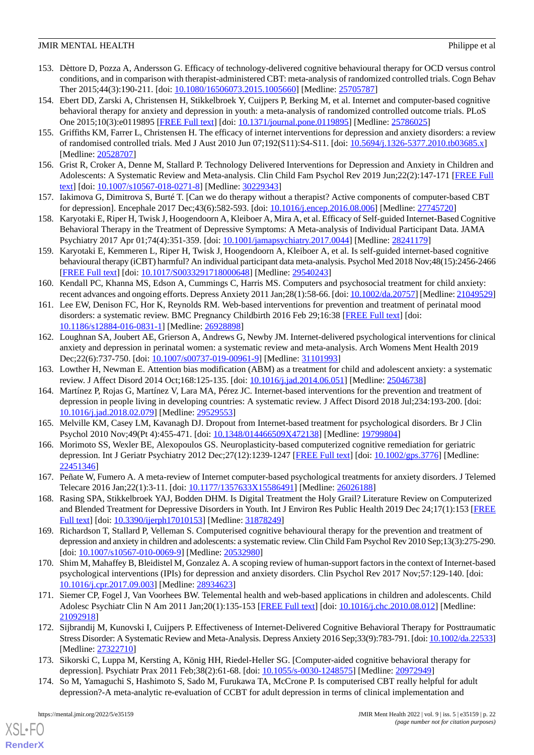153. Dèttore D, Pozza A, Andersson G. Efficacy of technology-delivered cognitive behavioural therapy for OCD versus control conditions, and in comparison with therapist-administered CBT: meta-analysis of randomized controlled trials. Cogn Behav Ther 2015;44(3):190-211. [doi: 10.1080/16506073.2015.1005660] [Medline: 25705787]
154. Ebert DD, Zarski A, Christensen H, Stikkelbroek Y, Cuijpers P, Berking M, et al. Internet and computer-based cognitive behavioral therapy for anxiety and depression in youth: a meta-analysis of randomized controlled outcome trials. PLoS One 2015;10(3):e0119895 [FREE Full text] [doi: 10.1371/journal.pone.0119895] [Medline: 25786025]
155. Griffiths KM, Farrer L, Christensen H. The efficacy of internet interventions for depression and anxiety disorders: a review of randomised controlled trials. Med J Aust 2010 Jun 07;192(S11):S4-S11. [doi: 10.5694/j.1326-5377.2010.tb03685.x] [Medline: 20528707]
156. Grist R, Croker A, Denne M, Stallard P. Technology Delivered Interventions for Depression and Anxiety in Children and Adolescents: A Systematic Review and Meta-analysis. Clin Child Fam Psychol Rev 2019 Jun;22(2):147-171 [FREE Full text] [doi: 10.1007/s10567-018-0271-8] [Medline: 30229343]
157. Iakimova G, Dimitrova S, Burté T. [Can we do therapy without a therapist? Active components of computer-based CBT for depression]. Encephale 2017 Dec;43(6):582-593. [doi: 10.1016/j.encep.2016.08.006] [Medline: 27745720]
158. Karyotaki E, Riper H, Twisk J, Hoogendoorn A, Kleiboer A, Mira A, et al. Efficacy of Self-guided Internet-Based Cognitive Behavioral Therapy in the Treatment of Depressive Symptoms: A Meta-analysis of Individual Participant Data. JAMA Psychiatry 2017 Apr 01;74(4):351-359. [doi: 10.1001/jamapsychiatry.2017.0044] [Medline: 28241179]
159. Karyotaki E, Kemmeren L, Riper H, Twisk J, Hoogendoorn A, Kleiboer A, et al. Is self-guided internet-based cognitive behavioural therapy (iCBT) harmful? An individual participant data meta-analysis. Psychol Med 2018 Nov;48(15):2456-2466 [FREE Full text] [doi: 10.1017/S0033291718000648] [Medline: 29540243]
160. Kendall PC, Khanna MS, Edson A, Cummings C, Harris MS. Computers and psychosocial treatment for child anxiety: recent advances and ongoing efforts. Depress Anxiety 2011 Jan;28(1):58-66. [doi: 10.1002/da.20757] [Medline: 21049529]
161. Lee EW, Denison FC, Hor K, Reynolds RM. Web-based interventions for prevention and treatment of perinatal mood disorders: a systematic review. BMC Pregnancy Childbirth 2016 Feb 29;16:38 [FREE Full text] [doi: 10.1186/s12884-016-0831-1] [Medline: 26928898]
162. Loughnan SA, Joubert AE, Grierson A, Andrews G, Newby JM. Internet-delivered psychological interventions for clinical anxiety and depression in perinatal women: a systematic review and meta-analysis. Arch Womens Ment Health 2019 Dec;22(6):737-750. [doi: 10.1007/s00737-019-00961-9] [Medline: 31101993]
163. Lowther H, Newman E. Attention bias modification (ABM) as a treatment for child and adolescent anxiety: a systematic review. J Affect Disord 2014 Oct;168:125-135. [doi: 10.1016/j.jad.2014.06.051] [Medline: 25046738]
164. Martínez P, Rojas G, Martínez V, Lara MA, Pérez JC. Internet-based interventions for the prevention and treatment of depression in people living in developing countries: A systematic review. J Affect Disord 2018 Jul;234:193-200. [doi: 10.1016/j.jad.2018.02.079] [Medline: 29529553]
165. Melville KM, Casey LM, Kavanagh DJ. Dropout from Internet-based treatment for psychological disorders. Br J Clin Psychol 2010 Nov;49(Pt 4):455-471. [doi: 10.1348/014466509X472138] [Medline: 19799804]
166. Morimoto SS, Wexler BE, Alexopoulos GS. Neuroplasticity-based computerized cognitive remediation for geriatric depression. Int J Geriatr Psychiatry 2012 Dec;27(12):1239-1247 [FREE Full text] [doi: 10.1002/gps.3776] [Medline: 22451346]
167. Peñate W, Fumero A. A meta-review of Internet computer-based psychological treatments for anxiety disorders. J Telemed Telecare 2016 Jan;22(1):3-11. [doi: 10.1177/1357633X15586491] [Medline: 26026188]
168. Rasing SPA, Stikkelbroek YAJ, Bodden DHM. Is Digital Treatment the Holy Grail? Literature Review on Computerized and Blended Treatment for Depressive Disorders in Youth. Int J Environ Res Public Health 2019 Dec 24;17(1):153 [FREE Full text] [doi: 10.3390/ijerph17010153] [Medline: 31878249]
169. Richardson T, Stallard P, Velleman S. Computerised cognitive behavioural therapy for the prevention and treatment of depression and anxiety in children and adolescents: a systematic review. Clin Child Fam Psychol Rev 2010 Sep;13(3):275-290. [doi: 10.1007/s10567-010-0069-9] [Medline: 20532980]
170. Shim M, Mahaffey B, Bleidistel M, Gonzalez A. A scoping review of human-support factors in the context of Internet-based psychological interventions (IPIs) for depression and anxiety disorders. Clin Psychol Rev 2017 Nov;57:129-140. [doi: 10.1016/j.cpr.2017.09.003] [Medline: 28934623]
171. Siemer CP, Fogel J, Van Voorhees BW. Telemental health and web-based applications in children and adolescents. Child Adolesc Psychiatr Clin N Am 2011 Jan;20(1):135-153 [FREE Full text] [doi: 10.1016/j.chc.2010.08.012] [Medline: 21092918]
172. Sijbrandij M, Kunovski I, Cuijpers P. Effectiveness of Internet-Delivered Cognitive Behavioral Therapy for Posttraumatic Stress Disorder: A Systematic Review and Meta-Analysis. Depress Anxiety 2016 Sep;33(9):783-791. [doi: 10.1002/da.22533] [Medline: 27322710]
173. Sikorski C, Luppa M, Kersting A, König HH, Riedel-Heller SG. [Computer-aided cognitive behavioral therapy for depression]. Psychiatr Prax 2011 Feb;38(2):61-68. [doi: 10.1055/s-0030-1248575] [Medline: 20972949]
174. So M, Yamaguchi S, Hashimoto S, Sado M, Furukawa TA, McCrone P. Is computerised CBT really helpful for adult depression?-A meta-analytic re-evaluation of CCBT for adult depression in terms of clinical implementation and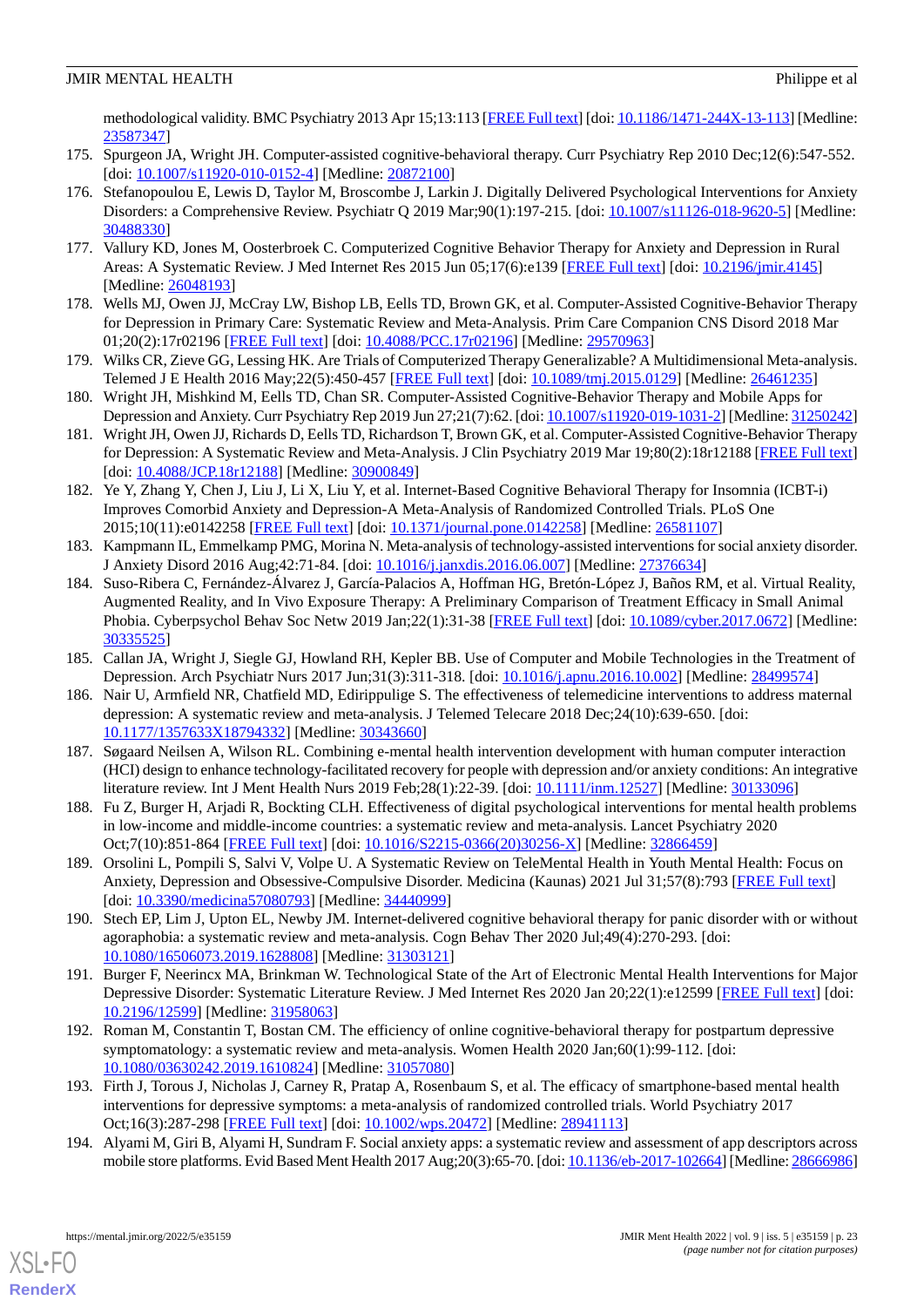methodological validity. BMC Psychiatry 2013 Apr 15;13:113 [FREE Full text] [doi: 10.1186/1471-244X-13-113] [Medline: 23587347]

175. Spurgeon JA, Wright JH. Computer-assisted cognitive-behavioral therapy. Curr Psychiatry Rep 2010 Dec;12(6):547-552. [doi: 10.1007/s11920-010-0152-4] [Medline: 20872100]
176. Stefanopoulou E, Lewis D, Taylor M, Broscombe J, Larkin J. Digitally Delivered Psychological Interventions for Anxiety Disorders: a Comprehensive Review. Psychiatr Q 2019 Mar;90(1):197-215. [doi: 10.1007/s11126-018-9620-5] [Medline: 30488330]
177. Vallury KD, Jones M, Oosterbroek C. Computerized Cognitive Behavior Therapy for Anxiety and Depression in Rural Areas: A Systematic Review. J Med Internet Res 2015 Jun 05;17(6):e139 [FREE Full text] [doi: 10.2196/jmir.4145] [Medline: 26048193]
178. Wells MJ, Owen JJ, McCray LW, Bishop LB, Eells TD, Brown GK, et al. Computer-Assisted Cognitive-Behavior Therapy for Depression in Primary Care: Systematic Review and Meta-Analysis. Prim Care Companion CNS Disord 2018 Mar 01;20(2):17r02196 [FREE Full text] [doi: 10.4088/PCC.17r02196] [Medline: 29570963]
179. Wilks CR, Zieve GG, Lessing HK. Are Trials of Computerized Therapy Generalizable? A Multidimensional Meta-analysis. Telemed J E Health 2016 May;22(5):450-457 [FREE Full text] [doi: 10.1089/tmj.2015.0129] [Medline: 26461235]
180. Wright JH, Mishkind M, Eells TD, Chan SR. Computer-Assisted Cognitive-Behavior Therapy and Mobile Apps for Depression and Anxiety. Curr Psychiatry Rep 2019 Jun 27;21(7):62. [doi: 10.1007/s11920-019-1031-2] [Medline: 31250242]
181. Wright JH, Owen JJ, Richards D, Eells TD, Richardson T, Brown GK, et al. Computer-Assisted Cognitive-Behavior Therapy for Depression: A Systematic Review and Meta-Analysis. J Clin Psychiatry 2019 Mar 19;80(2):18r12188 [FREE Full text] [doi: 10.4088/JCP.18r12188] [Medline: 30900849]
182. Ye Y, Zhang Y, Chen J, Liu J, Li X, Liu Y, et al. Internet-Based Cognitive Behavioral Therapy for Insomnia (ICBT-i) Improves Comorbid Anxiety and Depression-A Meta-Analysis of Randomized Controlled Trials. PLoS One 2015;10(11):e0142258 [FREE Full text] [doi: 10.1371/journal.pone.0142258] [Medline: 26581107]
183. Kampmann IL, Emmelkamp PMG, Morina N. Meta-analysis of technology-assisted interventions for social anxiety disorder. J Anxiety Disord 2016 Aug;42:71-84. [doi: 10.1016/j.janxdis.2016.06.007] [Medline: 27376634]
184. Suso-Ribera C, Fernández-Álvarez J, García-Palacios A, Hoffman HG, Bretón-López J, Baños RM, et al. Virtual Reality, Augmented Reality, and In Vivo Exposure Therapy: A Preliminary Comparison of Treatment Efficacy in Small Animal Phobia. Cyberpsychol Behav Soc Netw 2019 Jan;22(1):31-38 [FREE Full text] [doi: 10.1089/cyber.2017.0672] [Medline: 30335525]
185. Callan JA, Wright J, Siegle GJ, Howland RH, Kepler BB. Use of Computer and Mobile Technologies in the Treatment of Depression. Arch Psychiatr Nurs 2017 Jun;31(3):311-318. [doi: 10.1016/j.apnu.2016.10.002] [Medline: 28499574]
186. Nair U, Armfield NR, Chatfield MD, Edirippulige S. The effectiveness of telemedicine interventions to address maternal depression: A systematic review and meta-analysis. J Telemed Telecare 2018 Dec;24(10):639-650. [doi: 10.1177/1357633X18794332] [Medline: 30343660]
187. Søgaard Neilsen A, Wilson RL. Combining e-mental health intervention development with human computer interaction (HCI) design to enhance technology-facilitated recovery for people with depression and/or anxiety conditions: An integrative literature review. Int J Ment Health Nurs 2019 Feb;28(1):22-39. [doi: 10.1111/inm.12527] [Medline: 30133096]
188. Fu Z, Burger H, Arjadi R, Bockting CLH. Effectiveness of digital psychological interventions for mental health problems in low-income and middle-income countries: a systematic review and meta-analysis. Lancet Psychiatry 2020 Oct;7(10):851-864 [FREE Full text] [doi: 10.1016/S2215-0366(20)30256-X] [Medline: 32866459]
189. Orsolini L, Pompili S, Salvi V, Volpe U. A Systematic Review on TeleMental Health in Youth Mental Health: Focus on Anxiety, Depression and Obsessive-Compulsive Disorder. Medicina (Kaunas) 2021 Jul 31;57(8):793 [FREE Full text] [doi: 10.3390/medicina57080793] [Medline: 34440999]
190. Stech EP, Lim J, Upton EL, Newby JM. Internet-delivered cognitive behavioral therapy for panic disorder with or without agoraphobia: a systematic review and meta-analysis. Cogn Behav Ther 2020 Jul;49(4):270-293. [doi: 10.1080/16506073.2019.1628808] [Medline: 31303121]
191. Burger F, Neerincx MA, Brinkman W. Technological State of the Art of Electronic Mental Health Interventions for Major Depressive Disorder: Systematic Literature Review. J Med Internet Res 2020 Jan 20;22(1):e12599 [FREE Full text] [doi: 10.2196/12599] [Medline: 31958063]
192. Roman M, Constantin T, Bostan CM. The efficiency of online cognitive-behavioral therapy for postpartum depressive symptomatology: a systematic review and meta-analysis. Women Health 2020 Jan;60(1):99-112. [doi: 10.1080/03630242.2019.1610824] [Medline: 31057080]
193. Firth J, Torous J, Nicholas J, Carney R, Pratap A, Rosenbaum S, et al. The efficacy of smartphone-based mental health interventions for depressive symptoms: a meta-analysis of randomized controlled trials. World Psychiatry 2017 Oct;16(3):287-298 [FREE Full text] [doi: 10.1002/wps.20472] [Medline: 28941113]
194. Alyami M, Giri B, Alyami H, Sundram F. Social anxiety apps: a systematic review and assessment of app descriptors across mobile store platforms. Evid Based Ment Health 2017 Aug;20(3):65-70. [doi: 10.1136/eb-2017-102664] [Medline: 28666986]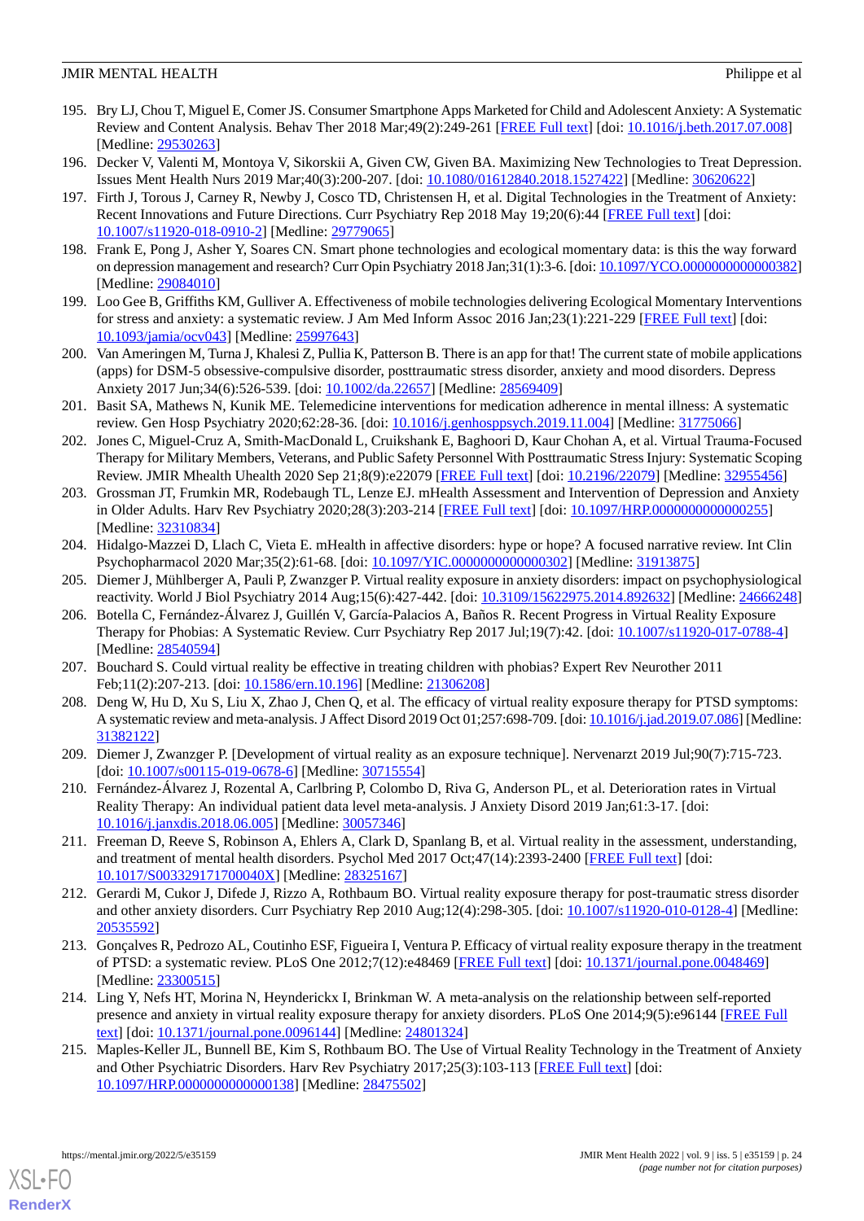195. Bry LJ, Chou T, Miguel E, Comer JS. Consumer Smartphone Apps Marketed for Child and Adolescent Anxiety: A Systematic Review and Content Analysis. Behav Ther 2018 Mar;49(2):249-261 [FREE Full text] [doi: 10.1016/j.beth.2017.07.008] [Medline: 29530263]
196. Decker V, Valenti M, Montoya V, Sikorskii A, Given CW, Given BA. Maximizing New Technologies to Treat Depression. Issues Ment Health Nurs 2019 Mar;40(3):200-207. [doi: 10.1080/01612840.2018.1527422] [Medline: 30620622]
197. Firth J, Torous J, Carney R, Newby J, Cosco TD, Christensen H, et al. Digital Technologies in the Treatment of Anxiety: Recent Innovations and Future Directions. Curr Psychiatry Rep 2018 May 19;20(6):44 [FREE Full text] [doi: 10.1007/s11920-018-0910-2] [Medline: 29779065]
198. Frank E, Pong J, Asher Y, Soares CN. Smart phone technologies and ecological momentary data: is this the way forward on depression management and research? Curr Opin Psychiatry 2018 Jan;31(1):3-6. [doi: 10.1097/YCO.0000000000000382] [Medline: 29084010]
199. Loo Gee B, Griffiths KM, Gulliver A. Effectiveness of mobile technologies delivering Ecological Momentary Interventions for stress and anxiety: a systematic review. J Am Med Inform Assoc 2016 Jan;23(1):221-229 [FREE Full text] [doi: 10.1093/jamia/ocv043] [Medline: 25997643]
200. Van Ameringen M, Turna J, Khalesi Z, Pullia K, Patterson B. There is an app for that! The current state of mobile applications (apps) for DSM-5 obsessive-compulsive disorder, posttraumatic stress disorder, anxiety and mood disorders. Depress Anxiety 2017 Jun;34(6):526-539. [doi: 10.1002/da.22657] [Medline: 28569409]
201. Basit SA, Mathews N, Kunik ME. Telemedicine interventions for medication adherence in mental illness: A systematic review. Gen Hosp Psychiatry 2020;62:28-36. [doi: 10.1016/j.genhosppsych.2019.11.004] [Medline: 31775066]
202. Jones C, Miguel-Cruz A, Smith-MacDonald L, Cruikshank E, Baghoori D, Kaur Chohan A, et al. Virtual Trauma-Focused Therapy for Military Members, Veterans, and Public Safety Personnel With Posttraumatic Stress Injury: Systematic Scoping Review. JMIR Mhealth Uhealth 2020 Sep 21;8(9):e22079 [FREE Full text] [doi: 10.2196/22079] [Medline: 32955456]
203. Grossman JT, Frumkin MR, Rodebaugh TL, Lenze EJ. mHealth Assessment and Intervention of Depression and Anxiety in Older Adults. Harv Rev Psychiatry 2020;28(3):203-214 [FREE Full text] [doi: 10.1097/HRP.0000000000000255] [Medline: 32310834]
204. Hidalgo-Mazzei D, Llach C, Vieta E. mHealth in affective disorders: hype or hope? A focused narrative review. Int Clin Psychopharmacol 2020 Mar;35(2):61-68. [doi: 10.1097/YIC.0000000000000302] [Medline: 31913875]
205. Diemer J, Mühlberger A, Pauli P, Zwanzger P. Virtual reality exposure in anxiety disorders: impact on psychophysiological reactivity. World J Biol Psychiatry 2014 Aug;15(6):427-442. [doi: 10.3109/15622975.2014.892632] [Medline: 24666248]
206. Botella C, Fernández-Álvarez J, Guillén V, García-Palacios A, Baños R. Recent Progress in Virtual Reality Exposure Therapy for Phobias: A Systematic Review. Curr Psychiatry Rep 2017 Jul;19(7):42. [doi: 10.1007/s11920-017-0788-4] [Medline: 28540594]
207. Bouchard S. Could virtual reality be effective in treating children with phobias? Expert Rev Neurother 2011 Feb;11(2):207-213. [doi: 10.1586/ern.10.196] [Medline: 21306208]
208. Deng W, Hu D, Xu S, Liu X, Zhao J, Chen Q, et al. The efficacy of virtual reality exposure therapy for PTSD symptoms: A systematic review and meta-analysis. J Affect Disord 2019 Oct 01;257:698-709. [doi: 10.1016/j.jad.2019.07.086] [Medline: 31382122]
209. Diemer J, Zwanzger P. [Development of virtual reality as an exposure technique]. Nervenarzt 2019 Jul;90(7):715-723. [doi: 10.1007/s00115-019-0678-6] [Medline: 30715554]
210. Fernández-Álvarez J, Rozental A, Carlbring P, Colombo D, Riva G, Anderson PL, et al. Deterioration rates in Virtual Reality Therapy: An individual patient data level meta-analysis. J Anxiety Disord 2019 Jan;61:3-17. [doi: 10.1016/j.janxdis.2018.06.005] [Medline: 30057346]
211. Freeman D, Reeve S, Robinson A, Ehlers A, Clark D, Spanlang B, et al. Virtual reality in the assessment, understanding, and treatment of mental health disorders. Psychol Med 2017 Oct;47(14):2393-2400 [FREE Full text] [doi: 10.1017/S003329171700040X] [Medline: 28325167]
212. Gerardi M, Cukor J, Difede J, Rizzo A, Rothbaum BO. Virtual reality exposure therapy for post-traumatic stress disorder and other anxiety disorders. Curr Psychiatry Rep 2010 Aug;12(4):298-305. [doi: 10.1007/s11920-010-0128-4] [Medline: 20535592]
213. Gonçalves R, Pedrozo AL, Coutinho ESF, Figueira I, Ventura P. Efficacy of virtual reality exposure therapy in the treatment of PTSD: a systematic review. PLoS One 2012;7(12):e48469 [FREE Full text] [doi: 10.1371/journal.pone.0048469] [Medline: 23300515]
214. Ling Y, Nefs HT, Morina N, Heynderickx I, Brinkman W. A meta-analysis on the relationship between self-reported presence and anxiety in virtual reality exposure therapy for anxiety disorders. PLoS One 2014;9(5):e96144 [FREE Full text] [doi: 10.1371/journal.pone.0096144] [Medline: 24801324]
215. Maples-Keller JL, Bunnell BE, Kim S, Rothbaum BO. The Use of Virtual Reality Technology in the Treatment of Anxiety and Other Psychiatric Disorders. Harv Rev Psychiatry 2017;25(3):103-113 [FREE Full text] [doi: 10.1097/HRP.0000000000000138] [Medline: 28475502]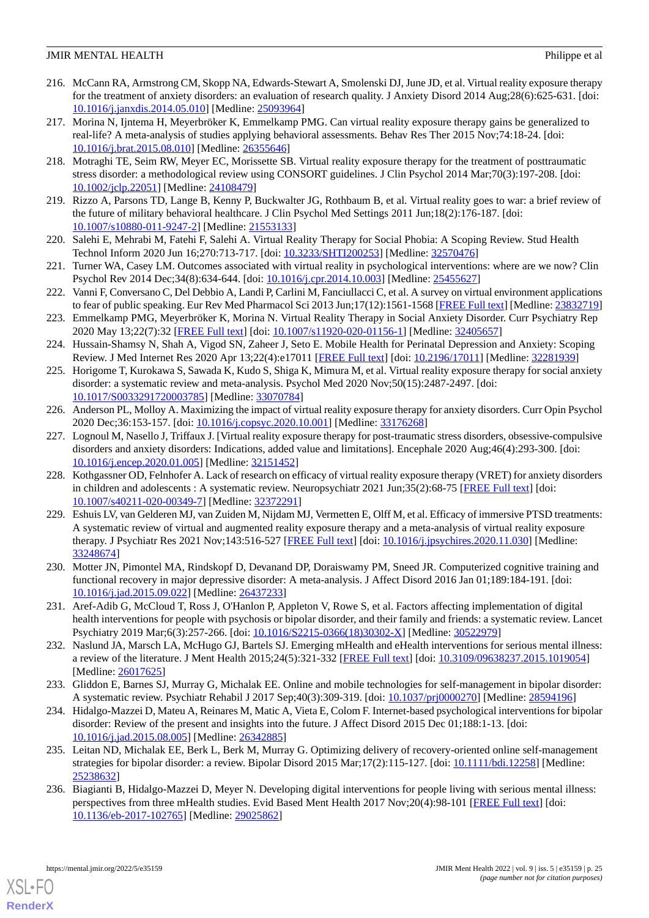216. McCann RA, Armstrong CM, Skopp NA, Edwards-Stewart A, Smolenski DJ, June JD, et al. Virtual reality exposure therapy for the treatment of anxiety disorders: an evaluation of research quality. J Anxiety Disord 2014 Aug;28(6):625-631. [doi: 10.1016/j.janxdis.2014.05.010] [Medline: 25093964]
217. Morina N, Ijntema H, Meyerbröker K, Emmelkamp PMG. Can virtual reality exposure therapy gains be generalized to real-life? A meta-analysis of studies applying behavioral assessments. Behav Res Ther 2015 Nov;74:18-24. [doi: 10.1016/j.brat.2015.08.010] [Medline: 26355646]
218. Motraghi TE, Seim RW, Meyer EC, Morissette SB. Virtual reality exposure therapy for the treatment of posttraumatic stress disorder: a methodological review using CONSORT guidelines. J Clin Psychol 2014 Mar;70(3):197-208. [doi: 10.1002/jclp.22051] [Medline: 24108479]
219. Rizzo A, Parsons TD, Lange B, Kenny P, Buckwalter JG, Rothbaum B, et al. Virtual reality goes to war: a brief review of the future of military behavioral healthcare. J Clin Psychol Med Settings 2011 Jun;18(2):176-187. [doi: 10.1007/s10880-011-9247-2] [Medline: 21553133]
220. Salehi E, Mehrabi M, Fatehi F, Salehi A. Virtual Reality Therapy for Social Phobia: A Scoping Review. Stud Health Technol Inform 2020 Jun 16;270:713-717. [doi: 10.3233/SHTI200253] [Medline: 32570476]
221. Turner WA, Casey LM. Outcomes associated with virtual reality in psychological interventions: where are we now? Clin Psychol Rev 2014 Dec;34(8):634-644. [doi: 10.1016/j.cpr.2014.10.003] [Medline: 25455627]
222. Vanni F, Conversano C, Del Debbio A, Landi P, Carlini M, Fanciullacci C, et al. A survey on virtual environment applications to fear of public speaking. Eur Rev Med Pharmacol Sci 2013 Jun;17(12):1561-1568 [FREE Full text] [Medline: 23832719]
223. Emmelkamp PMG, Meyerbröker K, Morina N. Virtual Reality Therapy in Social Anxiety Disorder. Curr Psychiatry Rep 2020 May 13;22(7):32 [FREE Full text] [doi: 10.1007/s11920-020-01156-1] [Medline: 32405657]
224. Hussain-Shamsy N, Shah A, Vigod SN, Zaheer J, Seto E. Mobile Health for Perinatal Depression and Anxiety: Scoping Review. J Med Internet Res 2020 Apr 13;22(4):e17011 [FREE Full text] [doi: 10.2196/17011] [Medline: 32281939]
225. Horigome T, Kurokawa S, Sawada K, Kudo S, Shiga K, Mimura M, et al. Virtual reality exposure therapy for social anxiety disorder: a systematic review and meta-analysis. Psychol Med 2020 Nov;50(15):2487-2497. [doi: 10.1017/S0033291720003785] [Medline: 33070784]
226. Anderson PL, Molloy A. Maximizing the impact of virtual reality exposure therapy for anxiety disorders. Curr Opin Psychol 2020 Dec;36:153-157. [doi: 10.1016/j.copsyc.2020.10.001] [Medline: 33176268]
227. Lognoul M, Nasello J, Triffaux J. [Virtual reality exposure therapy for post-traumatic stress disorders, obsessive-compulsive disorders and anxiety disorders: Indications, added value and limitations]. Encephale 2020 Aug;46(4):293-300. [doi: 10.1016/j.encep.2020.01.005] [Medline: 32151452]
228. Kothgassner OD, Felnhofer A. Lack of research on efficacy of virtual reality exposure therapy (VRET) for anxiety disorders in children and adolescents : A systematic review. Neuropsychiatr 2021 Jun;35(2):68-75 [FREE Full text] [doi: 10.1007/s40211-020-00349-7] [Medline: 32372291]
229. Eshuis LV, van Gelderen MJ, van Zuiden M, Nijdam MJ, Vermetten E, Olff M, et al. Efficacy of immersive PTSD treatments: A systematic review of virtual and augmented reality exposure therapy and a meta-analysis of virtual reality exposure therapy. J Psychiatr Res 2021 Nov;143:516-527 [FREE Full text] [doi: 10.1016/j.jpsychires.2020.11.030] [Medline: 33248674]
230. Motter JN, Pimontel MA, Rindskopf D, Devanand DP, Doraiswamy PM, Sneed JR. Computerized cognitive training and functional recovery in major depressive disorder: A meta-analysis. J Affect Disord 2016 Jan 01;189:184-191. [doi: 10.1016/j.jad.2015.09.022] [Medline: 26437233]
231. Aref-Adib G, McCloud T, Ross J, O'Hanlon P, Appleton V, Rowe S, et al. Factors affecting implementation of digital health interventions for people with psychosis or bipolar disorder, and their family and friends: a systematic review. Lancet Psychiatry 2019 Mar;6(3):257-266. [doi: 10.1016/S2215-0366(18)30302-X] [Medline: 30522979]
232. Naslund JA, Marsch LA, McHugo GJ, Bartels SJ. Emerging mHealth and eHealth interventions for serious mental illness: a review of the literature. J Ment Health 2015;24(5):321-332 [FREE Full text] [doi: 10.3109/09638237.2015.1019054] [Medline: 26017625]
233. Gliddon E, Barnes SJ, Murray G, Michalak EE. Online and mobile technologies for self-management in bipolar disorder: A systematic review. Psychiatr Rehabil J 2017 Sep;40(3):309-319. [doi: 10.1037/prj0000270] [Medline: 28594196]
234. Hidalgo-Mazzei D, Mateu A, Reinares M, Matic A, Vieta E, Colom F. Internet-based psychological interventions for bipolar disorder: Review of the present and insights into the future. J Affect Disord 2015 Dec 01;188:1-13. [doi: 10.1016/j.jad.2015.08.005] [Medline: 26342885]
235. Leitan ND, Michalak EE, Berk L, Berk M, Murray G. Optimizing delivery of recovery-oriented online self-management strategies for bipolar disorder: a review. Bipolar Disord 2015 Mar;17(2):115-127. [doi: 10.1111/bdi.12258] [Medline: 25238632]
236. Biagianti B, Hidalgo-Mazzei D, Meyer N. Developing digital interventions for people living with serious mental illness: perspectives from three mHealth studies. Evid Based Ment Health 2017 Nov;20(4):98-101 [FREE Full text] [doi: 10.1136/eb-2017-102765] [Medline: 29025862]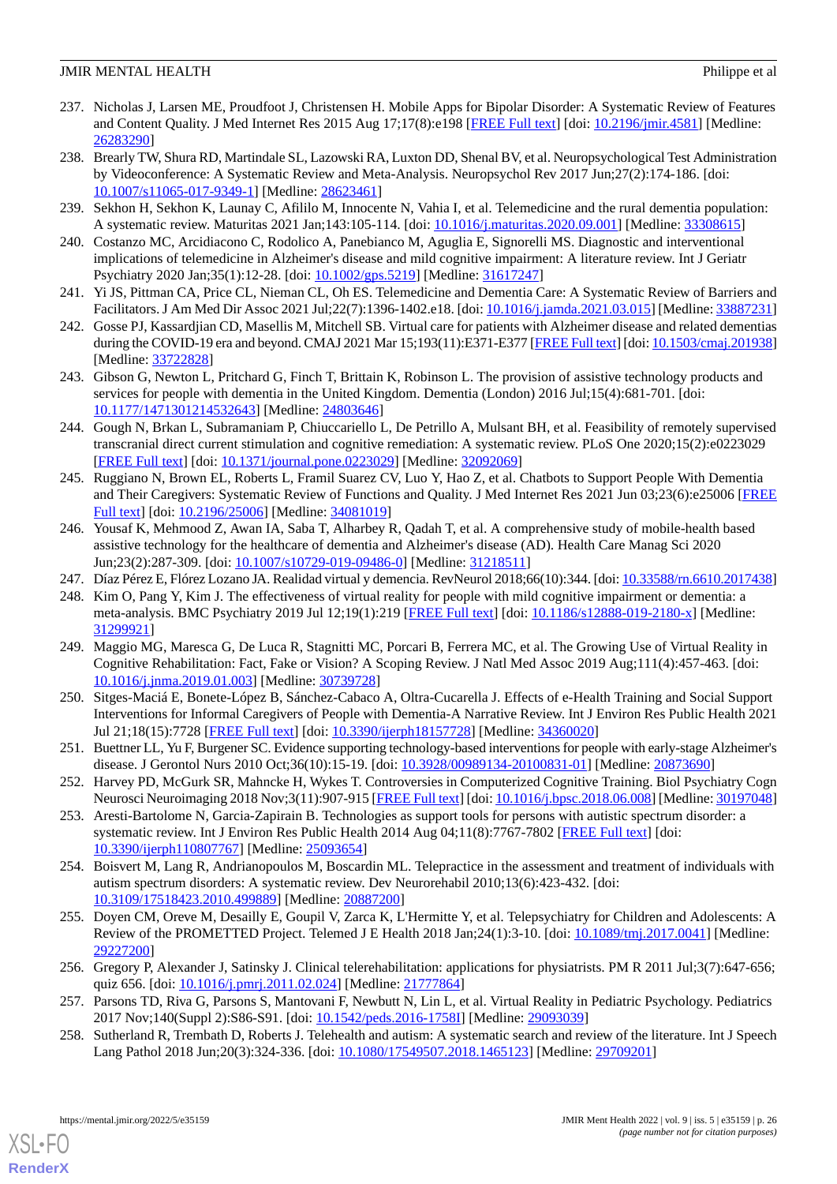237. Nicholas J, Larsen ME, Proudfoot J, Christensen H. Mobile Apps for Bipolar Disorder: A Systematic Review of Features and Content Quality. J Med Internet Res 2015 Aug 17;17(8):e198 [FREE Full text] [doi: 10.2196/jmir.4581] [Medline: 26283290]
238. Brearly TW, Shura RD, Martindale SL, Lazowski RA, Luxton DD, Shenal BV, et al. Neuropsychological Test Administration by Videoconference: A Systematic Review and Meta-Analysis. Neuropsychol Rev 2017 Jun;27(2):174-186. [doi: 10.1007/s11065-017-9349-1] [Medline: 28623461]
239. Sekhon H, Sekhon K, Launay C, Afililo M, Innocente N, Vahia I, et al. Telemedicine and the rural dementia population: A systematic review. Maturitas 2021 Jan;143:105-114. [doi: 10.1016/j.maturitas.2020.09.001] [Medline: 33308615]
240. Costanzo MC, Arcidiacono C, Rodolico A, Panebianco M, Aguglia E, Signorelli MS. Diagnostic and interventional implications of telemedicine in Alzheimer's disease and mild cognitive impairment: A literature review. Int J Geriatr Psychiatry 2020 Jan;35(1):12-28. [doi: 10.1002/gps.5219] [Medline: 31617247]
241. Yi JS, Pittman CA, Price CL, Nieman CL, Oh ES. Telemedicine and Dementia Care: A Systematic Review of Barriers and Facilitators. J Am Med Dir Assoc 2021 Jul;22(7):1396-1402.e18. [doi: 10.1016/j.jamda.2021.03.015] [Medline: 33887231]
242. Gosse PJ, Kassardjian CD, Masellis M, Mitchell SB. Virtual care for patients with Alzheimer disease and related dementias during the COVID-19 era and beyond. CMAJ 2021 Mar 15;193(11):E371-E377 [FREE Full text] [doi: 10.1503/cmaj.201938] [Medline: 33722828]
243. Gibson G, Newton L, Pritchard G, Finch T, Brittain K, Robinson L. The provision of assistive technology products and services for people with dementia in the United Kingdom. Dementia (London) 2016 Jul;15(4):681-701. [doi: 10.1177/1471301214532643] [Medline: 24803646]
244. Gough N, Brkan L, Subramaniam P, Chiuccariello L, De Petrillo A, Mulsant BH, et al. Feasibility of remotely supervised transcranial direct current stimulation and cognitive remediation: A systematic review. PLoS One 2020;15(2):e0223029 [FREE Full text] [doi: 10.1371/journal.pone.0223029] [Medline: 32092069]
245. Ruggiano N, Brown EL, Roberts L, Framil Suarez CV, Luo Y, Hao Z, et al. Chatbots to Support People With Dementia and Their Caregivers: Systematic Review of Functions and Quality. J Med Internet Res 2021 Jun 03;23(6):e25006 [FREE Full text] [doi: 10.2196/25006] [Medline: 34081019]
246. Yousaf K, Mehmood Z, Awan IA, Saba T, Alharbey R, Qadah T, et al. A comprehensive study of mobile-health based assistive technology for the healthcare of dementia and Alzheimer's disease (AD). Health Care Manag Sci 2020 Jun;23(2):287-309. [doi: 10.1007/s10729-019-09486-0] [Medline: 31218511]
247. Díaz Pérez E, Flórez Lozano JA. Realidad virtual y demencia. RevNeurol 2018;66(10):344. [doi: 10.33588/rn.6610.2017438]
248. Kim O, Pang Y, Kim J. The effectiveness of virtual reality for people with mild cognitive impairment or dementia: a meta-analysis. BMC Psychiatry 2019 Jul 12;19(1):219 [FREE Full text] [doi: 10.1186/s12888-019-2180-x] [Medline: 31299921]
249. Maggio MG, Maresca G, De Luca R, Stagnitti MC, Porcari B, Ferrera MC, et al. The Growing Use of Virtual Reality in Cognitive Rehabilitation: Fact, Fake or Vision? A Scoping Review. J Natl Med Assoc 2019 Aug;111(4):457-463. [doi: 10.1016/j.jnma.2019.01.003] [Medline: 30739728]
250. Sitges-Maciá E, Bonete-López B, Sánchez-Cabaco A, Oltra-Cucarella J. Effects of e-Health Training and Social Support Interventions for Informal Caregivers of People with Dementia-A Narrative Review. Int J Environ Res Public Health 2021 Jul 21;18(15):7728 [FREE Full text] [doi: 10.3390/ijerph18157728] [Medline: 34360020]
251. Buettner LL, Yu F, Burgener SC. Evidence supporting technology-based interventions for people with early-stage Alzheimer's disease. J Gerontol Nurs 2010 Oct;36(10):15-19. [doi: 10.3928/00989134-20100831-01] [Medline: 20873690]
252. Harvey PD, McGurk SR, Mahncke H, Wykes T. Controversies in Computerized Cognitive Training. Biol Psychiatry Cogn Neurosci Neuroimaging 2018 Nov;3(11):907-915 [FREE Full text] [doi: 10.1016/j.bpsc.2018.06.008] [Medline: 30197048]
253. Aresti-Bartolome N, Garcia-Zapirain B. Technologies as support tools for persons with autistic spectrum disorder: a systematic review. Int J Environ Res Public Health 2014 Aug 04;11(8):7767-7802 [FREE Full text] [doi: 10.3390/ijerph110807767] [Medline: 25093654]
254. Boisvert M, Lang R, Andrianopoulos M, Boscardin ML. Telepractice in the assessment and treatment of individuals with autism spectrum disorders: A systematic review. Dev Neurorehabil 2010;13(6):423-432. [doi: 10.3109/17518423.2010.499889] [Medline: 20887200]
255. Doyen CM, Oreve M, Desailly E, Goupil V, Zarca K, L'Hermitte Y, et al. Telepsychiatry for Children and Adolescents: A Review of the PROMETTED Project. Telemed J E Health 2018 Jan;24(1):3-10. [doi: 10.1089/tmj.2017.0041] [Medline: 29227200]
256. Gregory P, Alexander J, Satinsky J. Clinical telerehabilitation: applications for physiatrists. PM R 2011 Jul;3(7):647-656; quiz 656. [doi: 10.1016/j.pmrj.2011.02.024] [Medline: 21777864]
257. Parsons TD, Riva G, Parsons S, Mantovani F, Newbutt N, Lin L, et al. Virtual Reality in Pediatric Psychology. Pediatrics 2017 Nov;140(Suppl 2):S86-S91. [doi: 10.1542/peds.2016-1758I] [Medline: 29093039]
258. Sutherland R, Trembath D, Roberts J. Telehealth and autism: A systematic search and review of the literature. Int J Speech Lang Pathol 2018 Jun;20(3):324-336. [doi: 10.1080/17549507.2018.1465123] [Medline: 29709201]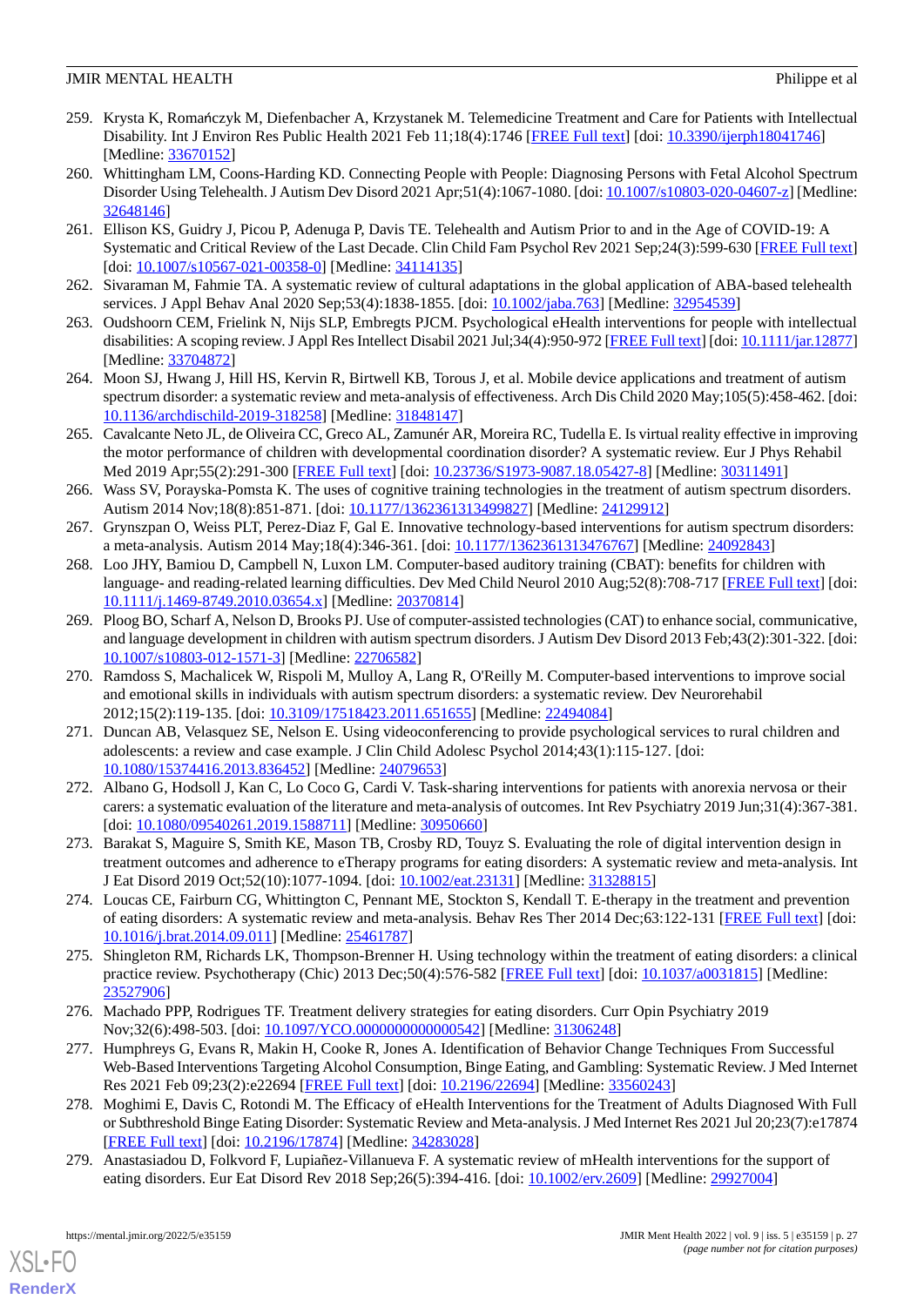259. Krysta K, Romańczyk M, Diefenbacher A, Krzystanek M. Telemedicine Treatment and Care for Patients with Intellectual Disability. Int J Environ Res Public Health 2021 Feb 11;18(4):1746 [FREE Full text] [doi: 10.3390/ijerph18041746] [Medline: 33670152]
260. Whittingham LM, Coons-Harding KD. Connecting People with People: Diagnosing Persons with Fetal Alcohol Spectrum Disorder Using Telehealth. J Autism Dev Disord 2021 Apr;51(4):1067-1080. [doi: 10.1007/s10803-020-04607-z] [Medline: 32648146]
261. Ellison KS, Guidry J, Picou P, Adenuga P, Davis TE. Telehealth and Autism Prior to and in the Age of COVID-19: A Systematic and Critical Review of the Last Decade. Clin Child Fam Psychol Rev 2021 Sep;24(3):599-630 [FREE Full text] [doi: 10.1007/s10567-021-00358-0] [Medline: 34114135]
262. Sivaraman M, Fahmie TA. A systematic review of cultural adaptations in the global application of ABA-based telehealth services. J Appl Behav Anal 2020 Sep;53(4):1838-1855. [doi: 10.1002/jaba.763] [Medline: 32954539]
263. Oudshoorn CEM, Frielink N, Nijs SLP, Embregts PJCM. Psychological eHealth interventions for people with intellectual disabilities: A scoping review. J Appl Res Intellect Disabil 2021 Jul;34(4):950-972 [FREE Full text] [doi: 10.1111/jar.12877] [Medline: 33704872]
264. Moon SJ, Hwang J, Hill HS, Kervin R, Birtwell KB, Torous J, et al. Mobile device applications and treatment of autism spectrum disorder: a systematic review and meta-analysis of effectiveness. Arch Dis Child 2020 May;105(5):458-462. [doi: 10.1136/archdischild-2019-318258] [Medline: 31848147]
265. Cavalcante Neto JL, de Oliveira CC, Greco AL, Zamunér AR, Moreira RC, Tudella E. Is virtual reality effective in improving the motor performance of children with developmental coordination disorder? A systematic review. Eur J Phys Rehabil Med 2019 Apr;55(2):291-300 [FREE Full text] [doi: 10.23736/S1973-9087.18.05427-8] [Medline: 30311491]
266. Wass SV, Porayska-Pomsta K. The uses of cognitive training technologies in the treatment of autism spectrum disorders. Autism 2014 Nov;18(8):851-871. [doi: 10.1177/1362361313499827] [Medline: 24129912]
267. Grynszpan O, Weiss PLT, Perez-Diaz F, Gal E. Innovative technology-based interventions for autism spectrum disorders: a meta-analysis. Autism 2014 May;18(4):346-361. [doi: 10.1177/1362361313476767] [Medline: 24092843]
268. Loo JHY, Bamiou D, Campbell N, Luxon LM. Computer-based auditory training (CBAT): benefits for children with language- and reading-related learning difficulties. Dev Med Child Neurol 2010 Aug;52(8):708-717 [FREE Full text] [doi: 10.1111/j.1469-8749.2010.03654.x] [Medline: 20370814]
269. Ploog BO, Scharf A, Nelson D, Brooks PJ. Use of computer-assisted technologies (CAT) to enhance social, communicative, and language development in children with autism spectrum disorders. J Autism Dev Disord 2013 Feb;43(2):301-322. [doi: 10.1007/s10803-012-1571-3] [Medline: 22706582]
270. Ramdoss S, Machalicek W, Rispoli M, Mulloy A, Lang R, O'Reilly M. Computer-based interventions to improve social and emotional skills in individuals with autism spectrum disorders: a systematic review. Dev Neurorehabil 2012;15(2):119-135. [doi: 10.3109/17518423.2011.651655] [Medline: 22494084]
271. Duncan AB, Velasquez SE, Nelson E. Using videoconferencing to provide psychological services to rural children and adolescents: a review and case example. J Clin Child Adolesc Psychol 2014;43(1):115-127. [doi: 10.1080/15374416.2013.836452] [Medline: 24079653]
272. Albano G, Hodsoll J, Kan C, Lo Coco G, Cardi V. Task-sharing interventions for patients with anorexia nervosa or their carers: a systematic evaluation of the literature and meta-analysis of outcomes. Int Rev Psychiatry 2019 Jun;31(4):367-381. [doi: 10.1080/09540261.2019.1588711] [Medline: 30950660]
273. Barakat S, Maguire S, Smith KE, Mason TB, Crosby RD, Touyz S. Evaluating the role of digital intervention design in treatment outcomes and adherence to eTherapy programs for eating disorders: A systematic review and meta-analysis. Int J Eat Disord 2019 Oct;52(10):1077-1094. [doi: 10.1002/eat.23131] [Medline: 31328815]
274. Loucas CE, Fairburn CG, Whittington C, Pennant ME, Stockton S, Kendall T. E-therapy in the treatment and prevention of eating disorders: A systematic review and meta-analysis. Behav Res Ther 2014 Dec;63:122-131 [FREE Full text] [doi: 10.1016/j.brat.2014.09.011] [Medline: 25461787]
275. Shingleton RM, Richards LK, Thompson-Brenner H. Using technology within the treatment of eating disorders: a clinical practice review. Psychotherapy (Chic) 2013 Dec;50(4):576-582 [FREE Full text] [doi: 10.1037/a0031815] [Medline: 23527906]
276. Machado PPP, Rodrigues TF. Treatment delivery strategies for eating disorders. Curr Opin Psychiatry 2019 Nov;32(6):498-503. [doi: 10.1097/YCO.0000000000000542] [Medline: 31306248]
277. Humphreys G, Evans R, Makin H, Cooke R, Jones A. Identification of Behavior Change Techniques From Successful Web-Based Interventions Targeting Alcohol Consumption, Binge Eating, and Gambling: Systematic Review. J Med Internet Res 2021 Feb 09;23(2):e22694 [FREE Full text] [doi: 10.2196/22694] [Medline: 33560243]
278. Moghimi E, Davis C, Rotondi M. The Efficacy of eHealth Interventions for the Treatment of Adults Diagnosed With Full or Subthreshold Binge Eating Disorder: Systematic Review and Meta-analysis. J Med Internet Res 2021 Jul 20;23(7):e17874 [FREE Full text] [doi: 10.2196/17874] [Medline: 34283028]
279. Anastasiadou D, Folkvord F, Lupiañez-Villanueva F. A systematic review of mHealth interventions for the support of eating disorders. Eur Eat Disord Rev 2018 Sep;26(5):394-416. [doi: 10.1002/erv.2609] [Medline: 29927004]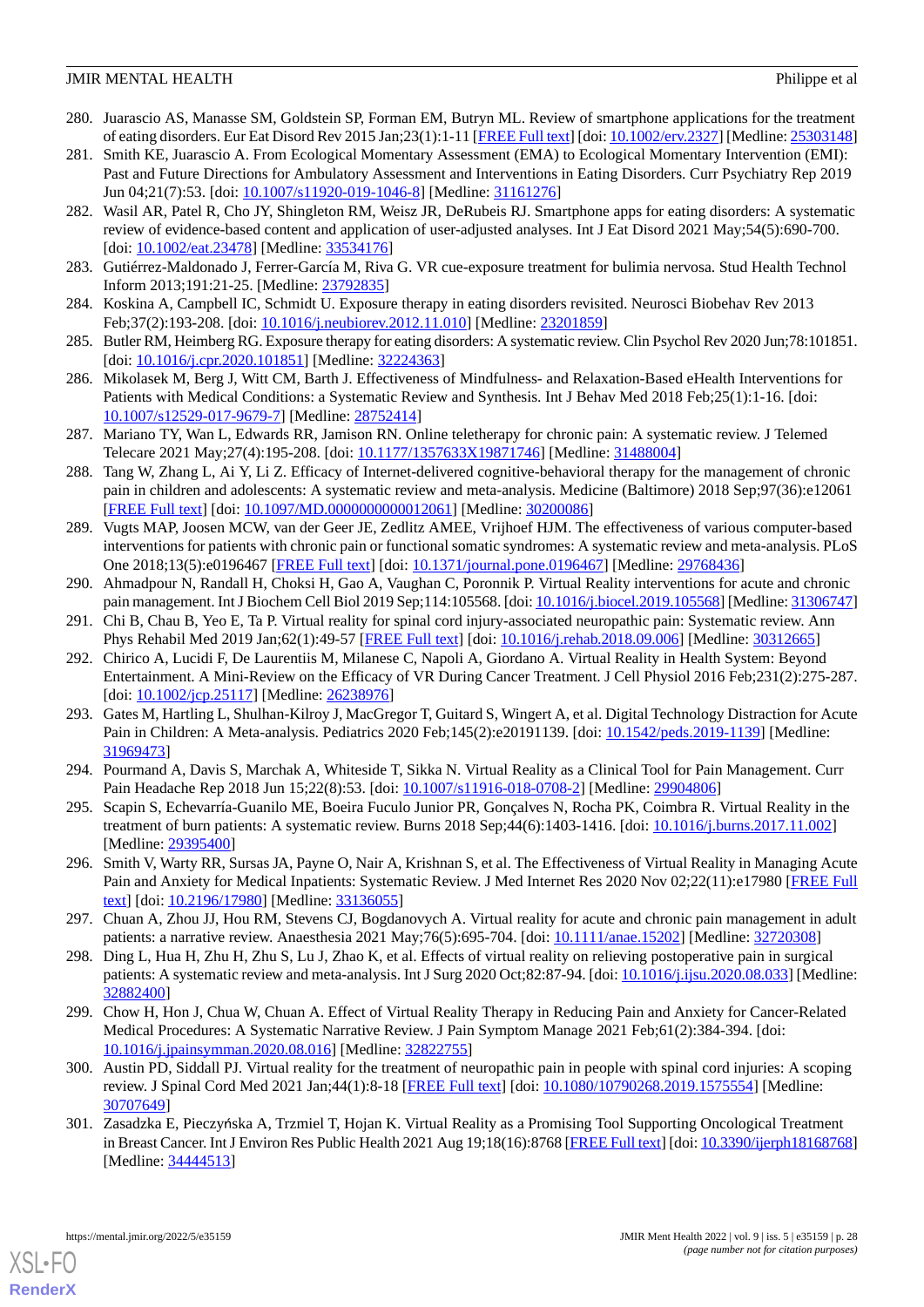280. Juarascio AS, Manasse SM, Goldstein SP, Forman EM, Butryn ML. Review of smartphone applications for the treatment of eating disorders. Eur Eat Disord Rev 2015 Jan;23(1):1-11 [FREE Full text] [doi: 10.1002/erv.2327] [Medline: 25303148]
281. Smith KE, Juarascio A. From Ecological Momentary Assessment (EMA) to Ecological Momentary Intervention (EMI): Past and Future Directions for Ambulatory Assessment and Interventions in Eating Disorders. Curr Psychiatry Rep 2019 Jun 04;21(7):53. [doi: 10.1007/s11920-019-1046-8] [Medline: 31161276]
282. Wasil AR, Patel R, Cho JY, Shingleton RM, Weisz JR, DeRubeis RJ. Smartphone apps for eating disorders: A systematic review of evidence-based content and application of user-adjusted analyses. Int J Eat Disord 2021 May;54(5):690-700. [doi: 10.1002/eat.23478] [Medline: 33534176]
283. Gutiérrez-Maldonado J, Ferrer-García M, Riva G. VR cue-exposure treatment for bulimia nervosa. Stud Health Technol Inform 2013;191:21-25. [Medline: 23792835]
284. Koskina A, Campbell IC, Schmidt U. Exposure therapy in eating disorders revisited. Neurosci Biobehav Rev 2013 Feb;37(2):193-208. [doi: 10.1016/j.neubiorev.2012.11.010] [Medline: 23201859]
285. Butler RM, Heimberg RG. Exposure therapy for eating disorders: A systematic review. Clin Psychol Rev 2020 Jun;78:101851. [doi: 10.1016/j.cpr.2020.101851] [Medline: 32224363]
286. Mikolasek M, Berg J, Witt CM, Barth J. Effectiveness of Mindfulness- and Relaxation-Based eHealth Interventions for Patients with Medical Conditions: a Systematic Review and Synthesis. Int J Behav Med 2018 Feb;25(1):1-16. [doi: 10.1007/s12529-017-9679-7] [Medline: 28752414]
287. Mariano TY, Wan L, Edwards RR, Jamison RN. Online teletherapy for chronic pain: A systematic review. J Telemed Telecare 2021 May;27(4):195-208. [doi: 10.1177/1357633X19871746] [Medline: 31488004]
288. Tang W, Zhang L, Ai Y, Li Z. Efficacy of Internet-delivered cognitive-behavioral therapy for the management of chronic pain in children and adolescents: A systematic review and meta-analysis. Medicine (Baltimore) 2018 Sep;97(36):e12061 [FREE Full text] [doi: 10.1097/MD.0000000000012061] [Medline: 30200086]
289. Vugts MAP, Joosen MCW, van der Geer JE, Zedlitz AMEE, Vrijhoef HJM. The effectiveness of various computer-based interventions for patients with chronic pain or functional somatic syndromes: A systematic review and meta-analysis. PLoS One 2018;13(5):e0196467 [FREE Full text] [doi: 10.1371/journal.pone.0196467] [Medline: 29768436]
290. Ahmadpour N, Randall H, Choksi H, Gao A, Vaughan C, Poronnik P. Virtual Reality interventions for acute and chronic pain management. Int J Biochem Cell Biol 2019 Sep;114:105568. [doi: 10.1016/j.biocel.2019.105568] [Medline: 31306747]
291. Chi B, Chau B, Yeo E, Ta P. Virtual reality for spinal cord injury-associated neuropathic pain: Systematic review. Ann Phys Rehabil Med 2019 Jan;62(1):49-57 [FREE Full text] [doi: 10.1016/j.rehab.2018.09.006] [Medline: 30312665]
292. Chirico A, Lucidi F, De Laurentiis M, Milanese C, Napoli A, Giordano A. Virtual Reality in Health System: Beyond Entertainment. A Mini-Review on the Efficacy of VR During Cancer Treatment. J Cell Physiol 2016 Feb;231(2):275-287. [doi: 10.1002/jcp.25117] [Medline: 26238976]
293. Gates M, Hartling L, Shulhan-Kilroy J, MacGregor T, Guitard S, Wingert A, et al. Digital Technology Distraction for Acute Pain in Children: A Meta-analysis. Pediatrics 2020 Feb;145(2):e20191139. [doi: 10.1542/peds.2019-1139] [Medline: 31969473]
294. Pourmand A, Davis S, Marchak A, Whiteside T, Sikka N. Virtual Reality as a Clinical Tool for Pain Management. Curr Pain Headache Rep 2018 Jun 15;22(8):53. [doi: 10.1007/s11916-018-0708-2] [Medline: 29904806]
295. Scapin S, Echevarría-Guanilo ME, Boeira Fuculo Junior PR, Gonçalves N, Rocha PK, Coimbra R. Virtual Reality in the treatment of burn patients: A systematic review. Burns 2018 Sep;44(6):1403-1416. [doi: 10.1016/j.burns.2017.11.002] [Medline: 29395400]
296. Smith V, Warty RR, Sursas JA, Payne O, Nair A, Krishnan S, et al. The Effectiveness of Virtual Reality in Managing Acute Pain and Anxiety for Medical Inpatients: Systematic Review. J Med Internet Res 2020 Nov 02;22(11):e17980 [FREE Full text] [doi: 10.2196/17980] [Medline: 33136055]
297. Chuan A, Zhou JJ, Hou RM, Stevens CJ, Bogdanovych A. Virtual reality for acute and chronic pain management in adult patients: a narrative review. Anaesthesia 2021 May;76(5):695-704. [doi: 10.1111/anae.15202] [Medline: 32720308]
298. Ding L, Hua H, Zhu H, Zhu S, Lu J, Zhao K, et al. Effects of virtual reality on relieving postoperative pain in surgical patients: A systematic review and meta-analysis. Int J Surg 2020 Oct;82:87-94. [doi: 10.1016/j.ijsu.2020.08.033] [Medline: 32882400]
299. Chow H, Hon J, Chua W, Chuan A. Effect of Virtual Reality Therapy in Reducing Pain and Anxiety for Cancer-Related Medical Procedures: A Systematic Narrative Review. J Pain Symptom Manage 2021 Feb;61(2):384-394. [doi: 10.1016/j.jpainsymman.2020.08.016] [Medline: 32822755]
300. Austin PD, Siddall PJ. Virtual reality for the treatment of neuropathic pain in people with spinal cord injuries: A scoping review. J Spinal Cord Med 2021 Jan;44(1):8-18 [FREE Full text] [doi: 10.1080/10790268.2019.1575554] [Medline: 30707649]
301. Zasadzka E, Pieczyńska A, Trzmiel T, Hojan K. Virtual Reality as a Promising Tool Supporting Oncological Treatment in Breast Cancer. Int J Environ Res Public Health 2021 Aug 19;18(16):8768 [FREE Full text] [doi: 10.3390/ijerph18168768] [Medline: 34444513]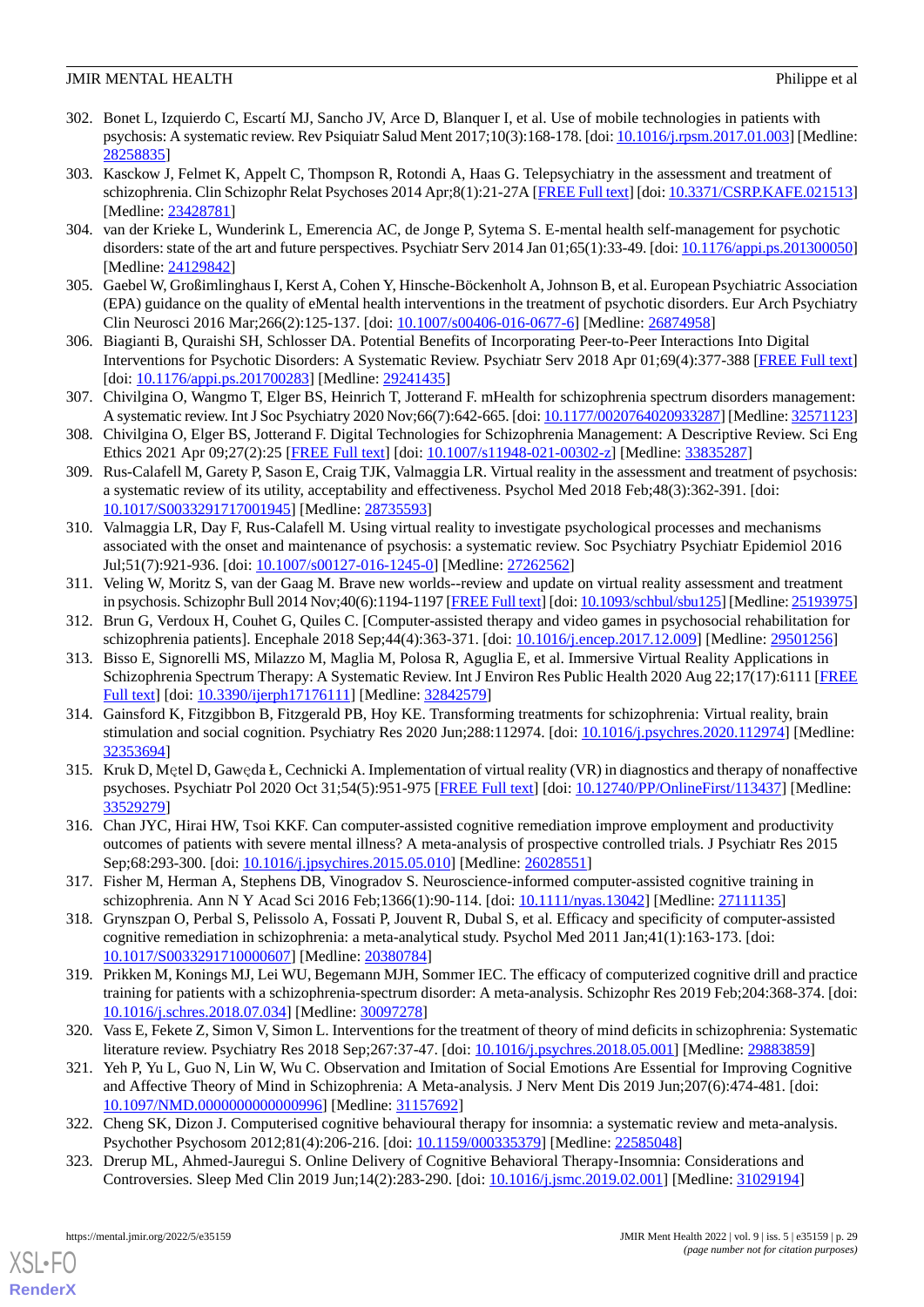302. Bonet L, Izquierdo C, Escartí MJ, Sancho JV, Arce D, Blanquer I, et al. Use of mobile technologies in patients with psychosis: A systematic review. Rev Psiquiatr Salud Ment 2017;10(3):168-178. [doi: 10.1016/j.rpsm.2017.01.003] [Medline: 28258835]
303. Kasckow J, Felmet K, Appelt C, Thompson R, Rotondi A, Haas G. Telepsychiatry in the assessment and treatment of schizophrenia. Clin Schizophr Relat Psychoses 2014 Apr;8(1):21-27A [FREE Full text] [doi: 10.3371/CSRP.KAFE.021513] [Medline: 23428781]
304. van der Krieke L, Wunderink L, Emerencia AC, de Jonge P, Sytema S. E-mental health self-management for psychotic disorders: state of the art and future perspectives. Psychiatr Serv 2014 Jan 01;65(1):33-49. [doi: 10.1176/appi.ps.201300050] [Medline: 24129842]
305. Gaebel W, Großimlinghaus I, Kerst A, Cohen Y, Hinsche-Böckenholt A, Johnson B, et al. European Psychiatric Association (EPA) guidance on the quality of eMental health interventions in the treatment of psychotic disorders. Eur Arch Psychiatry Clin Neurosci 2016 Mar;266(2):125-137. [doi: 10.1007/s00406-016-0677-6] [Medline: 26874958]
306. Biagianti B, Quraishi SH, Schlosser DA. Potential Benefits of Incorporating Peer-to-Peer Interactions Into Digital Interventions for Psychotic Disorders: A Systematic Review. Psychiatr Serv 2018 Apr 01;69(4):377-388 [FREE Full text] [doi: 10.1176/appi.ps.201700283] [Medline: 29241435]
307. Chivilgina O, Wangmo T, Elger BS, Heinrich T, Jotterand F. mHealth for schizophrenia spectrum disorders management: A systematic review. Int J Soc Psychiatry 2020 Nov;66(7):642-665. [doi: 10.1177/0020764020933287] [Medline: 32571123]
308. Chivilgina O, Elger BS, Jotterand F. Digital Technologies for Schizophrenia Management: A Descriptive Review. Sci Eng Ethics 2021 Apr 09;27(2):25 [FREE Full text] [doi: 10.1007/s11948-021-00302-z] [Medline: 33835287]
309. Rus-Calafell M, Garety P, Sason E, Craig TJK, Valmaggia LR. Virtual reality in the assessment and treatment of psychosis: a systematic review of its utility, acceptability and effectiveness. Psychol Med 2018 Feb;48(3):362-391. [doi: 10.1017/S0033291717001945] [Medline: 28735593]
310. Valmaggia LR, Day F, Rus-Calafell M. Using virtual reality to investigate psychological processes and mechanisms associated with the onset and maintenance of psychosis: a systematic review. Soc Psychiatry Psychiatr Epidemiol 2016 Jul;51(7):921-936. [doi: 10.1007/s00127-016-1245-0] [Medline: 27262562]
311. Veling W, Moritz S, van der Gaag M. Brave new worlds--review and update on virtual reality assessment and treatment in psychosis. Schizophr Bull 2014 Nov;40(6):1194-1197 [FREE Full text] [doi: 10.1093/schbul/sbu125] [Medline: 25193975]
312. Brun G, Verdoux H, Couhet G, Quiles C. [Computer-assisted therapy and video games in psychosocial rehabilitation for schizophrenia patients]. Encephale 2018 Sep;44(4):363-371. [doi: 10.1016/j.encep.2017.12.009] [Medline: 29501256]
313. Bisso E, Signorelli MS, Milazzo M, Maglia M, Polosa R, Aguglia E, et al. Immersive Virtual Reality Applications in Schizophrenia Spectrum Therapy: A Systematic Review. Int J Environ Res Public Health 2020 Aug 22;17(17):6111 [FREE Full text] [doi: 10.3390/ijerph17176111] [Medline: 32842579]
314. Gainsford K, Fitzgibbon B, Fitzgerald PB, Hoy KE. Transforming treatments for schizophrenia: Virtual reality, brain stimulation and social cognition. Psychiatry Res 2020 Jun;288:112974. [doi: 10.1016/j.psychres.2020.112974] [Medline: 32353694]
315. Kruk D, Mętel D, Gawęda Ł, Cechnicki A. Implementation of virtual reality (VR) in diagnostics and therapy of nonaffective psychoses. Psychiatr Pol 2020 Oct 31;54(5):951-975 [FREE Full text] [doi: 10.12740/PP/OnlineFirst/113437] [Medline: 33529279]
316. Chan JYC, Hirai HW, Tsoi KKF. Can computer-assisted cognitive remediation improve employment and productivity outcomes of patients with severe mental illness? A meta-analysis of prospective controlled trials. J Psychiatr Res 2015 Sep;68:293-300. [doi: 10.1016/j.jpsychires.2015.05.010] [Medline: 26028551]
317. Fisher M, Herman A, Stephens DB, Vinogradov S. Neuroscience-informed computer-assisted cognitive training in schizophrenia. Ann N Y Acad Sci 2016 Feb;1366(1):90-114. [doi: 10.1111/nyas.13042] [Medline: 27111135]
318. Grynszpan O, Perbal S, Pelissolo A, Fossati P, Jouvent R, Dubal S, et al. Efficacy and specificity of computer-assisted cognitive remediation in schizophrenia: a meta-analytical study. Psychol Med 2011 Jan;41(1):163-173. [doi: 10.1017/S0033291710000607] [Medline: 20380784]
319. Prikken M, Konings MJ, Lei WU, Begemann MJH, Sommer IEC. The efficacy of computerized cognitive drill and practice training for patients with a schizophrenia-spectrum disorder: A meta-analysis. Schizophr Res 2019 Feb;204:368-374. [doi: 10.1016/j.schres.2018.07.034] [Medline: 30097278]
320. Vass E, Fekete Z, Simon V, Simon L. Interventions for the treatment of theory of mind deficits in schizophrenia: Systematic literature review. Psychiatry Res 2018 Sep;267:37-47. [doi: 10.1016/j.psychres.2018.05.001] [Medline: 29883859]
321. Yeh P, Yu L, Guo N, Lin W, Wu C. Observation and Imitation of Social Emotions Are Essential for Improving Cognitive and Affective Theory of Mind in Schizophrenia: A Meta-analysis. J Nerv Ment Dis 2019 Jun;207(6):474-481. [doi: 10.1097/NMD.0000000000000996] [Medline: 31157692]
322. Cheng SK, Dizon J. Computerised cognitive behavioural therapy for insomnia: a systematic review and meta-analysis. Psychother Psychosom 2012;81(4):206-216. [doi: 10.1159/000335379] [Medline: 22585048]
323. Drerup ML, Ahmed-Jauregui S. Online Delivery of Cognitive Behavioral Therapy-Insomnia: Considerations and Controversies. Sleep Med Clin 2019 Jun;14(2):283-290. [doi: 10.1016/j.jsmc.2019.02.001] [Medline: 31029194]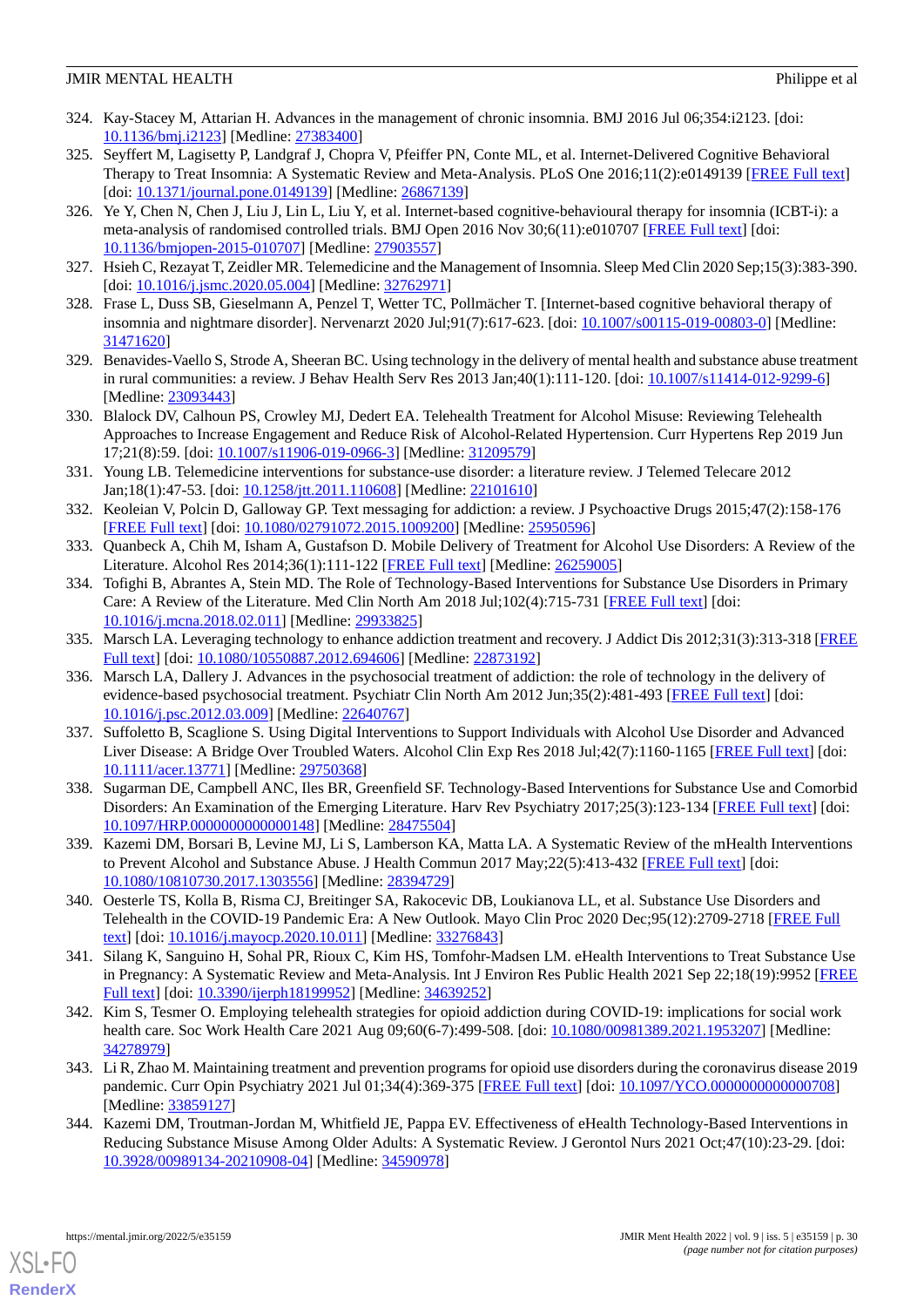324. Kay-Stacey M, Attarian H. Advances in the management of chronic insomnia. BMJ 2016 Jul 06;354:i2123. [doi: 10.1136/bmj.i2123] [Medline: 27383400]
325. Seyffert M, Lagisetty P, Landgraf J, Chopra V, Pfeiffer PN, Conte ML, et al. Internet-Delivered Cognitive Behavioral Therapy to Treat Insomnia: A Systematic Review and Meta-Analysis. PLoS One 2016;11(2):e0149139 [FREE Full text] [doi: 10.1371/journal.pone.0149139] [Medline: 26867139]
326. Ye Y, Chen N, Chen J, Liu J, Lin L, Liu Y, et al. Internet-based cognitive-behavioural therapy for insomnia (ICBT-i): a meta-analysis of randomised controlled trials. BMJ Open 2016 Nov 30;6(11):e010707 [FREE Full text] [doi: 10.1136/bmjopen-2015-010707] [Medline: 27903557]
327. Hsieh C, Rezayat T, Zeidler MR. Telemedicine and the Management of Insomnia. Sleep Med Clin 2020 Sep;15(3):383-390. [doi: 10.1016/j.jsmc.2020.05.004] [Medline: 32762971]
328. Frase L, Duss SB, Gieselmann A, Penzel T, Wetter TC, Pollmächer T. [Internet-based cognitive behavioral therapy of insomnia and nightmare disorder]. Nervenarzt 2020 Jul;91(7):617-623. [doi: 10.1007/s00115-019-00803-0] [Medline: 31471620]
329. Benavides-Vaello S, Strode A, Sheeran BC. Using technology in the delivery of mental health and substance abuse treatment in rural communities: a review. J Behav Health Serv Res 2013 Jan;40(1):111-120. [doi: 10.1007/s11414-012-9299-6] [Medline: 23093443]
330. Blalock DV, Calhoun PS, Crowley MJ, Dedert EA. Telehealth Treatment for Alcohol Misuse: Reviewing Telehealth Approaches to Increase Engagement and Reduce Risk of Alcohol-Related Hypertension. Curr Hypertens Rep 2019 Jun 17;21(8):59. [doi: 10.1007/s11906-019-0966-3] [Medline: 31209579]
331. Young LB. Telemedicine interventions for substance-use disorder: a literature review. J Telemed Telecare 2012 Jan;18(1):47-53. [doi: 10.1258/jtt.2011.110608] [Medline: 22101610]
332. Keoleian V, Polcin D, Galloway GP. Text messaging for addiction: a review. J Psychoactive Drugs 2015;47(2):158-176 [FREE Full text] [doi: 10.1080/02791072.2015.1009200] [Medline: 25950596]
333. Quanbeck A, Chih M, Isham A, Gustafson D. Mobile Delivery of Treatment for Alcohol Use Disorders: A Review of the Literature. Alcohol Res 2014;36(1):111-122 [FREE Full text] [Medline: 26259005]
334. Tofighi B, Abrantes A, Stein MD. The Role of Technology-Based Interventions for Substance Use Disorders in Primary Care: A Review of the Literature. Med Clin North Am 2018 Jul;102(4):715-731 [FREE Full text] [doi: 10.1016/j.mcna.2018.02.011] [Medline: 29933825]
335. Marsch LA. Leveraging technology to enhance addiction treatment and recovery. J Addict Dis 2012;31(3):313-318 [FREE Full text] [doi: 10.1080/10550887.2012.694606] [Medline: 22873192]
336. Marsch LA, Dallery J. Advances in the psychosocial treatment of addiction: the role of technology in the delivery of evidence-based psychosocial treatment. Psychiatr Clin North Am 2012 Jun;35(2):481-493 [FREE Full text] [doi: 10.1016/j.psc.2012.03.009] [Medline: 22640767]
337. Suffoletto B, Scaglione S. Using Digital Interventions to Support Individuals with Alcohol Use Disorder and Advanced Liver Disease: A Bridge Over Troubled Waters. Alcohol Clin Exp Res 2018 Jul;42(7):1160-1165 [FREE Full text] [doi: 10.1111/acer.13771] [Medline: 29750368]
338. Sugarman DE, Campbell ANC, Iles BR, Greenfield SF. Technology-Based Interventions for Substance Use and Comorbid Disorders: An Examination of the Emerging Literature. Harv Rev Psychiatry 2017;25(3):123-134 [FREE Full text] [doi: 10.1097/HRP.0000000000000148] [Medline: 28475504]
339. Kazemi DM, Borsari B, Levine MJ, Li S, Lamberson KA, Matta LA. A Systematic Review of the mHealth Interventions to Prevent Alcohol and Substance Abuse. J Health Commun 2017 May;22(5):413-432 [FREE Full text] [doi: 10.1080/10810730.2017.1303556] [Medline: 28394729]
340. Oesterle TS, Kolla B, Risma CJ, Breitinger SA, Rakocevic DB, Loukianova LL, et al. Substance Use Disorders and Telehealth in the COVID-19 Pandemic Era: A New Outlook. Mayo Clin Proc 2020 Dec;95(12):2709-2718 [FREE Full text] [doi: 10.1016/j.mayocp.2020.10.011] [Medline: 33276843]
341. Silang K, Sanguino H, Sohal PR, Rioux C, Kim HS, Tomfohr-Madsen LM. eHealth Interventions to Treat Substance Use in Pregnancy: A Systematic Review and Meta-Analysis. Int J Environ Res Public Health 2021 Sep 22;18(19):9952 [FREE Full text] [doi: 10.3390/ijerph18199952] [Medline: 34639252]
342. Kim S, Tesmer O. Employing telehealth strategies for opioid addiction during COVID-19: implications for social work health care. Soc Work Health Care 2021 Aug 09;60(6-7):499-508. [doi: 10.1080/00981389.2021.1953207] [Medline: 34278979]
343. Li R, Zhao M. Maintaining treatment and prevention programs for opioid use disorders during the coronavirus disease 2019 pandemic. Curr Opin Psychiatry 2021 Jul 01;34(4):369-375 [FREE Full text] [doi: 10.1097/YCO.0000000000000708] [Medline: 33859127]
344. Kazemi DM, Troutman-Jordan M, Whitfield JE, Pappa EV. Effectiveness of eHealth Technology-Based Interventions in Reducing Substance Misuse Among Older Adults: A Systematic Review. J Gerontol Nurs 2021 Oct;47(10):23-29. [doi: 10.3928/00989134-20210908-04] [Medline: 34590978]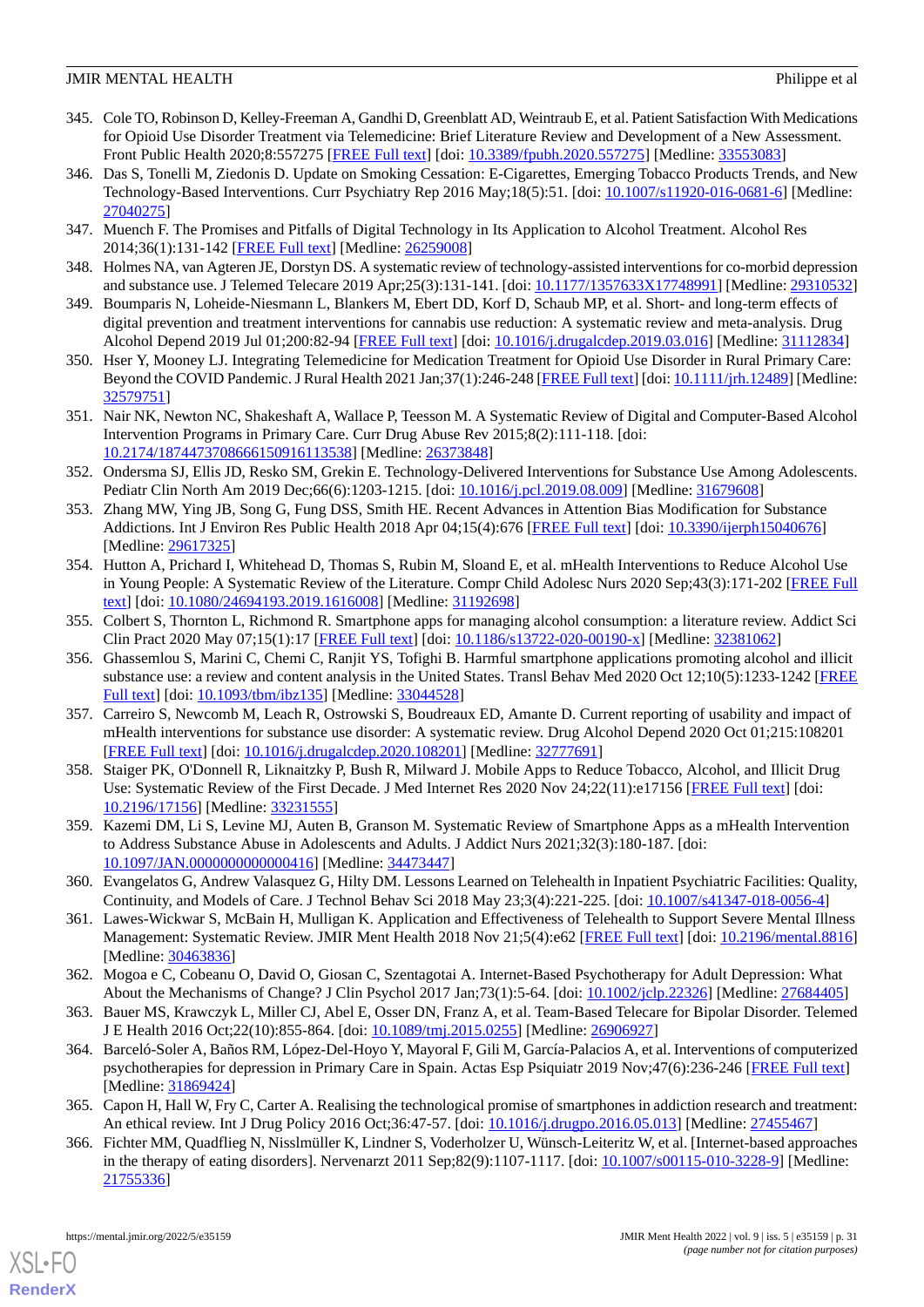345. Cole TO, Robinson D, Kelley-Freeman A, Gandhi D, Greenblatt AD, Weintraub E, et al. Patient Satisfaction With Medications for Opioid Use Disorder Treatment via Telemedicine: Brief Literature Review and Development of a New Assessment. Front Public Health 2020;8:557275 [FREE Full text] [doi: 10.3389/fpubh.2020.557275] [Medline: 33553083]
346. Das S, Tonelli M, Ziedonis D. Update on Smoking Cessation: E-Cigarettes, Emerging Tobacco Products Trends, and New Technology-Based Interventions. Curr Psychiatry Rep 2016 May;18(5):51. [doi: 10.1007/s11920-016-0681-6] [Medline: 27040275]
347. Muench F. The Promises and Pitfalls of Digital Technology in Its Application to Alcohol Treatment. Alcohol Res 2014;36(1):131-142 [FREE Full text] [Medline: 26259008]
348. Holmes NA, van Agteren JE, Dorstyn DS. A systematic review of technology-assisted interventions for co-morbid depression and substance use. J Telemed Telecare 2019 Apr;25(3):131-141. [doi: 10.1177/1357633X17748991] [Medline: 29310532]
349. Boumparis N, Loheide-Niesmann L, Blankers M, Ebert DD, Korf D, Schaub MP, et al. Short- and long-term effects of digital prevention and treatment interventions for cannabis use reduction: A systematic review and meta-analysis. Drug Alcohol Depend 2019 Jul 01;200:82-94 [FREE Full text] [doi: 10.1016/j.drugalcdep.2019.03.016] [Medline: 31112834]
350. Hser Y, Mooney LJ. Integrating Telemedicine for Medication Treatment for Opioid Use Disorder in Rural Primary Care: Beyond the COVID Pandemic. J Rural Health 2021 Jan;37(1):246-248 [FREE Full text] [doi: 10.1111/jrh.12489] [Medline: 32579751]
351. Nair NK, Newton NC, Shakeshaft A, Wallace P, Teesson M. A Systematic Review of Digital and Computer-Based Alcohol Intervention Programs in Primary Care. Curr Drug Abuse Rev 2015;8(2):111-118. [doi: 10.2174/1874473708666150916113538] [Medline: 26373848]
352. Ondersma SJ, Ellis JD, Resko SM, Grekin E. Technology-Delivered Interventions for Substance Use Among Adolescents. Pediatr Clin North Am 2019 Dec;66(6):1203-1215. [doi: 10.1016/j.pcl.2019.08.009] [Medline: 31679608]
353. Zhang MW, Ying JB, Song G, Fung DSS, Smith HE. Recent Advances in Attention Bias Modification for Substance Addictions. Int J Environ Res Public Health 2018 Apr 04;15(4):676 [FREE Full text] [doi: 10.3390/ijerph15040676] [Medline: 29617325]
354. Hutton A, Prichard I, Whitehead D, Thomas S, Rubin M, Sloand E, et al. mHealth Interventions to Reduce Alcohol Use in Young People: A Systematic Review of the Literature. Compr Child Adolesc Nurs 2020 Sep;43(3):171-202 [FREE Full text] [doi: 10.1080/24694193.2019.1616008] [Medline: 31192698]
355. Colbert S, Thornton L, Richmond R. Smartphone apps for managing alcohol consumption: a literature review. Addict Sci Clin Pract 2020 May 07;15(1):17 [FREE Full text] [doi: 10.1186/s13722-020-00190-x] [Medline: 32381062]
356. Ghassemlou S, Marini C, Chemi C, Ranjit YS, Tofighi B. Harmful smartphone applications promoting alcohol and illicit substance use: a review and content analysis in the United States. Transl Behav Med 2020 Oct 12;10(5):1233-1242 [FREE Full text] [doi: 10.1093/tbm/ibz135] [Medline: 33044528]
357. Carreiro S, Newcomb M, Leach R, Ostrowski S, Boudreaux ED, Amante D. Current reporting of usability and impact of mHealth interventions for substance use disorder: A systematic review. Drug Alcohol Depend 2020 Oct 01;215:108201 [FREE Full text] [doi: 10.1016/j.drugalcdep.2020.108201] [Medline: 32777691]
358. Staiger PK, O'Donnell R, Liknaitzky P, Bush R, Milward J. Mobile Apps to Reduce Tobacco, Alcohol, and Illicit Drug Use: Systematic Review of the First Decade. J Med Internet Res 2020 Nov 24;22(11):e17156 [FREE Full text] [doi: 10.2196/17156] [Medline: 33231555]
359. Kazemi DM, Li S, Levine MJ, Auten B, Granson M. Systematic Review of Smartphone Apps as a mHealth Intervention to Address Substance Abuse in Adolescents and Adults. J Addict Nurs 2021;32(3):180-187. [doi: 10.1097/JAN.0000000000000416] [Medline: 34473447]
360. Evangelatos G, Andrew Valasquez G, Hilty DM. Lessons Learned on Telehealth in Inpatient Psychiatric Facilities: Quality, Continuity, and Models of Care. J Technol Behav Sci 2018 May 23;3(4):221-225. [doi: 10.1007/s41347-018-0056-4]
361. Lawes-Wickwar S, McBain H, Mulligan K. Application and Effectiveness of Telehealth to Support Severe Mental Illness Management: Systematic Review. JMIR Ment Health 2018 Nov 21;5(4):e62 [FREE Full text] [doi: 10.2196/mental.8816] [Medline: 30463836]
362. Mogoa e C, Cobeanu O, David O, Giosan C, Szentagotai A. Internet-Based Psychotherapy for Adult Depression: What About the Mechanisms of Change? J Clin Psychol 2017 Jan;73(1):5-64. [doi: 10.1002/jclp.22326] [Medline: 27684405]
363. Bauer MS, Krawczyk L, Miller CJ, Abel E, Osser DN, Franz A, et al. Team-Based Telecare for Bipolar Disorder. Telemed J E Health 2016 Oct;22(10):855-864. [doi: 10.1089/tmj.2015.0255] [Medline: 26906927]
364. Barceló-Soler A, Baños RM, López-Del-Hoyo Y, Mayoral F, Gili M, García-Palacios A, et al. Interventions of computerized psychotherapies for depression in Primary Care in Spain. Actas Esp Psiquiatr 2019 Nov;47(6):236-246 [FREE Full text] [Medline: 31869424]
365. Capon H, Hall W, Fry C, Carter A. Realising the technological promise of smartphones in addiction research and treatment: An ethical review. Int J Drug Policy 2016 Oct;36:47-57. [doi: 10.1016/j.drugpo.2016.05.013] [Medline: 27455467]
366. Fichter MM, Quadflieg N, Nisslmüller K, Lindner S, Voderholzer U, Wünsch-Leiteritz W, et al. [Internet-based approaches in the therapy of eating disorders]. Nervenarzt 2011 Sep;82(9):1107-1117. [doi: 10.1007/s00115-010-3228-9] [Medline: 21755336]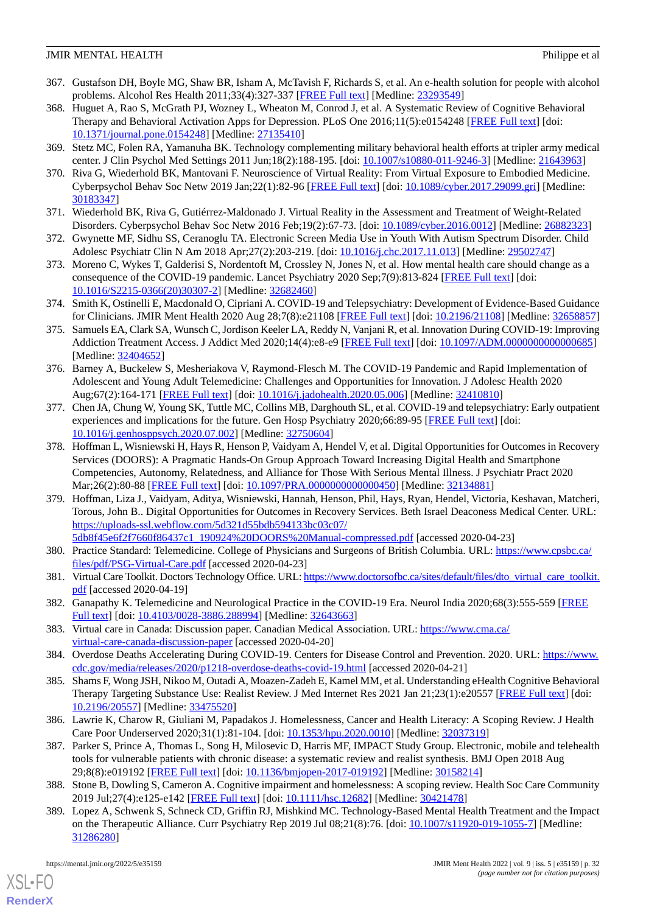367. Gustafson DH, Boyle MG, Shaw BR, Isham A, McTavish F, Richards S, et al. An e-health solution for people with alcohol problems. Alcohol Res Health 2011;33(4):327-337 [FREE Full text] [Medline: 23293549]
368. Huguet A, Rao S, McGrath PJ, Wozney L, Wheaton M, Conrod J, et al. A Systematic Review of Cognitive Behavioral Therapy and Behavioral Activation Apps for Depression. PLoS One 2016;11(5):e0154248 [FREE Full text] [doi: 10.1371/journal.pone.0154248] [Medline: 27135410]
369. Stetz MC, Folen RA, Yamanuha BK. Technology complementing military behavioral health efforts at tripler army medical center. J Clin Psychol Med Settings 2011 Jun;18(2):188-195. [doi: 10.1007/s10880-011-9246-3] [Medline: 21643963]
370. Riva G, Wiederhold BK, Mantovani F. Neuroscience of Virtual Reality: From Virtual Exposure to Embodied Medicine. Cyberpsychol Behav Soc Netw 2019 Jan;22(1):82-96 [FREE Full text] [doi: 10.1089/cyber.2017.29099.gri] [Medline: 30183347]
371. Wiederhold BK, Riva G, Gutiérrez-Maldonado J. Virtual Reality in the Assessment and Treatment of Weight-Related Disorders. Cyberpsychol Behav Soc Netw 2016 Feb;19(2):67-73. [doi: 10.1089/cyber.2016.0012] [Medline: 26882323]
372. Gwynette MF, Sidhu SS, Ceranoglu TA. Electronic Screen Media Use in Youth With Autism Spectrum Disorder. Child Adolesc Psychiatr Clin N Am 2018 Apr;27(2):203-219. [doi: 10.1016/j.chc.2017.11.013] [Medline: 29502747]
373. Moreno C, Wykes T, Galderisi S, Nordentoft M, Crossley N, Jones N, et al. How mental health care should change as a consequence of the COVID-19 pandemic. Lancet Psychiatry 2020 Sep;7(9):813-824 [FREE Full text] [doi: 10.1016/S2215-0366(20)30307-2] [Medline: 32682460]
374. Smith K, Ostinelli E, Macdonald O, Cipriani A. COVID-19 and Telepsychiatry: Development of Evidence-Based Guidance for Clinicians. JMIR Ment Health 2020 Aug 28;7(8):e21108 [FREE Full text] [doi: 10.2196/21108] [Medline: 32658857]
375. Samuels EA, Clark SA, Wunsch C, Jordison Keeler LA, Reddy N, Vanjani R, et al. Innovation During COVID-19: Improving Addiction Treatment Access. J Addict Med 2020;14(4):e8-e9 [FREE Full text] [doi: 10.1097/ADM.0000000000000685] [Medline: 32404652]
376. Barney A, Buckelew S, Mesheriakova V, Raymond-Flesch M. The COVID-19 Pandemic and Rapid Implementation of Adolescent and Young Adult Telemedicine: Challenges and Opportunities for Innovation. J Adolesc Health 2020 Aug;67(2):164-171 [FREE Full text] [doi: 10.1016/j.jadohealth.2020.05.006] [Medline: 32410810]
377. Chen JA, Chung W, Young SK, Tuttle MC, Collins MB, Darghouth SL, et al. COVID-19 and telepsychiatry: Early outpatient experiences and implications for the future. Gen Hosp Psychiatry 2020;66:89-95 [FREE Full text] [doi: 10.1016/j.genhosppsych.2020.07.002] [Medline: 32750604]
378. Hoffman L, Wisniewski H, Hays R, Henson P, Vaidyam A, Hendel V, et al. Digital Opportunities for Outcomes in Recovery Services (DOORS): A Pragmatic Hands-On Group Approach Toward Increasing Digital Health and Smartphone Competencies, Autonomy, Relatedness, and Alliance for Those With Serious Mental Illness. J Psychiatr Pract 2020 Mar;26(2):80-88 [FREE Full text] [doi: 10.1097/PRA.0000000000000450] [Medline: 32134881]
379. Hoffman, Liza J., Vaidyam, Aditya, Wisniewski, Hannah, Henson, Phil, Hays, Ryan, Hendel, Victoria, Keshavan, Matcheri, Torous, John B.. Digital Opportunities for Outcomes in Recovery Services. Beth Israel Deaconess Medical Center. URL: https://uploads-ssl.webflow.com/5d321d55bdb594133bc03c07/5db8f45e6f2f7660f86437c1_190924%20DOORS%20Manual-compressed.pdf [accessed 2020-04-23]
380. Practice Standard: Telemedicine. College of Physicians and Surgeons of British Columbia. URL: https://www.cpsbc.ca/files/pdf/PSG-Virtual-Care.pdf [accessed 2020-04-23]
381. Virtual Care Toolkit. Doctors Technology Office. URL: https://www.doctorsofbc.ca/sites/default/files/dto_virtual_care_toolkit.pdf [accessed 2020-04-19]
382. Ganapathy K. Telemedicine and Neurological Practice in the COVID-19 Era. Neurol India 2020;68(3):555-559 [FREE Full text] [doi: 10.4103/0028-3886.288994] [Medline: 32643663]
383. Virtual care in Canada: Discussion paper. Canadian Medical Association. URL: https://www.cma.ca/virtual-care-canada-discussion-paper [accessed 2020-04-20]
384. Overdose Deaths Accelerating During COVID-19. Centers for Disease Control and Prevention. 2020. URL: https://www.cdc.gov/media/releases/2020/p1218-overdose-deaths-covid-19.html [accessed 2020-04-21]
385. Shams F, Wong JSH, Nikoo M, Outadi A, Moazen-Zadeh E, Kamel MM, et al. Understanding eHealth Cognitive Behavioral Therapy Targeting Substance Use: Realist Review. J Med Internet Res 2021 Jan 21;23(1):e20557 [FREE Full text] [doi: 10.2196/20557] [Medline: 33475520]
386. Lawrie K, Charow R, Giuliani M, Papadakos J. Homelessness, Cancer and Health Literacy: A Scoping Review. J Health Care Poor Underserved 2020;31(1):81-104. [doi: 10.1353/hpu.2020.0010] [Medline: 32037319]
387. Parker S, Prince A, Thomas L, Song H, Milosevic D, Harris MF, IMPACT Study Group. Electronic, mobile and telehealth tools for vulnerable patients with chronic disease: a systematic review and realist synthesis. BMJ Open 2018 Aug 29;8(8):e019192 [FREE Full text] [doi: 10.1136/bmjopen-2017-019192] [Medline: 30158214]
388. Stone B, Dowling S, Cameron A. Cognitive impairment and homelessness: A scoping review. Health Soc Care Community 2019 Jul;27(4):e125-e142 [FREE Full text] [doi: 10.1111/hsc.12682] [Medline: 30421478]
389. Lopez A, Schwenk S, Schneck CD, Griffin RJ, Mishkind MC. Technology-Based Mental Health Treatment and the Impact on the Therapeutic Alliance. Curr Psychiatry Rep 2019 Jul 08;21(8):76. [doi: 10.1007/s11920-019-1055-7] [Medline: 31286280]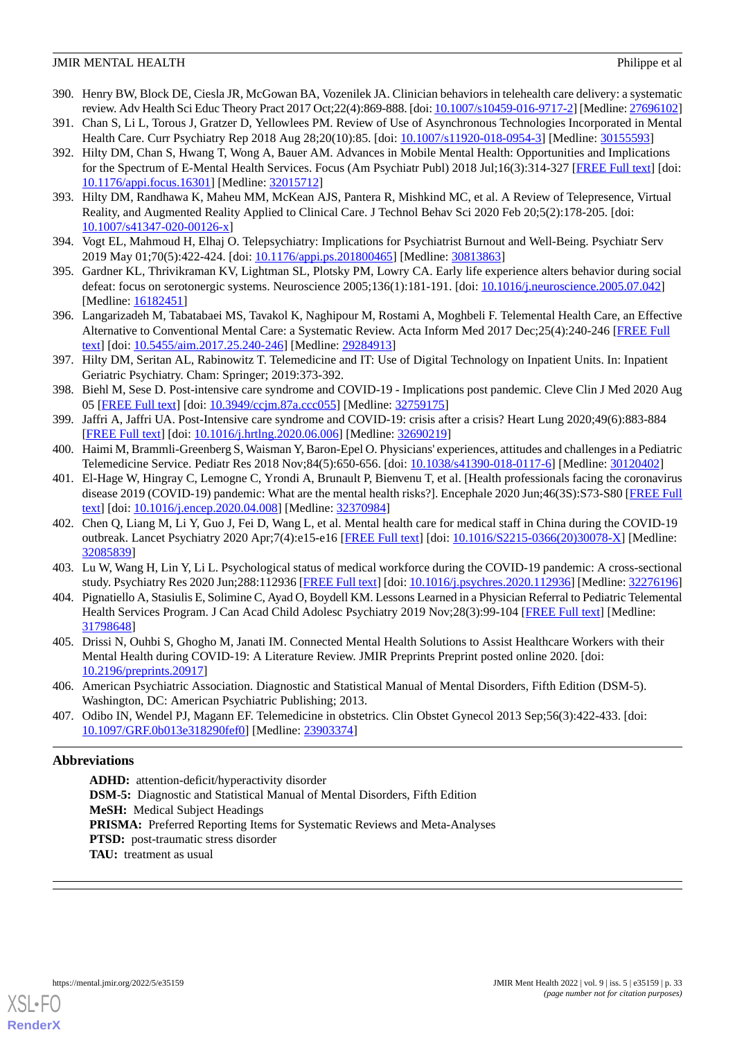390. Henry BW, Block DE, Ciesla JR, McGowan BA, Vozenilek JA. Clinician behaviors in telehealth care delivery: a systematic review. Adv Health Sci Educ Theory Pract 2017 Oct;22(4):869-888. [doi: 10.1007/s10459-016-9717-2] [Medline: 27696102]
391. Chan S, Li L, Torous J, Gratzer D, Yellowlees PM. Review of Use of Asynchronous Technologies Incorporated in Mental Health Care. Curr Psychiatry Rep 2018 Aug 28;20(10):85. [doi: 10.1007/s11920-018-0954-3] [Medline: 30155593]
392. Hilty DM, Chan S, Hwang T, Wong A, Bauer AM. Advances in Mobile Mental Health: Opportunities and Implications for the Spectrum of E-Mental Health Services. Focus (Am Psychiatr Publ) 2018 Jul;16(3):314-327 [FREE Full text] [doi: 10.1176/appi.focus.16301] [Medline: 32015712]
393. Hilty DM, Randhawa K, Maheu MM, McKean AJS, Pantera R, Mishkind MC, et al. A Review of Telepresence, Virtual Reality, and Augmented Reality Applied to Clinical Care. J Technol Behav Sci 2020 Feb 20;5(2):178-205. [doi: 10.1007/s41347-020-00126-x]
394. Vogt EL, Mahmoud H, Elhaj O. Telepsychiatry: Implications for Psychiatrist Burnout and Well-Being. Psychiatr Serv 2019 May 01;70(5):422-424. [doi: 10.1176/appi.ps.201800465] [Medline: 30813863]
395. Gardner KL, Thrivikraman KV, Lightman SL, Plotsky PM, Lowry CA. Early life experience alters behavior during social defeat: focus on serotonergic systems. Neuroscience 2005;136(1):181-191. [doi: 10.1016/j.neuroscience.2005.07.042] [Medline: 16182451]
396. Langarizadeh M, Tabatabaei MS, Tavakol K, Naghipour M, Rostami A, Moghbeli F. Telemental Health Care, an Effective Alternative to Conventional Mental Care: a Systematic Review. Acta Inform Med 2017 Dec;25(4):240-246 [FREE Full text] [doi: 10.5455/aim.2017.25.240-246] [Medline: 29284913]
397. Hilty DM, Seritan AL, Rabinowitz T. Telemedicine and IT: Use of Digital Technology on Inpatient Units. In: Inpatient Geriatric Psychiatry. Cham: Springer; 2019:373-392.
398. Biehl M, Sese D. Post-intensive care syndrome and COVID-19 - Implications post pandemic. Cleve Clin J Med 2020 Aug 05 [FREE Full text] [doi: 10.3949/ccjm.87a.ccc055] [Medline: 32759175]
399. Jaffri A, Jaffri UA. Post-Intensive care syndrome and COVID-19: crisis after a crisis? Heart Lung 2020;49(6):883-884 [FREE Full text] [doi: 10.1016/j.hrtlng.2020.06.006] [Medline: 32690219]
400. Haimi M, Brammli-Greenberg S, Waisman Y, Baron-Epel O. Physicians' experiences, attitudes and challenges in a Pediatric Telemedicine Service. Pediatr Res 2018 Nov;84(5):650-656. [doi: 10.1038/s41390-018-0117-6] [Medline: 30120402]
401. El-Hage W, Hingray C, Lemogne C, Yrondi A, Brunault P, Bienvenu T, et al. [Health professionals facing the coronavirus disease 2019 (COVID-19) pandemic: What are the mental health risks?]. Encephale 2020 Jun;46(3S):S73-S80 [FREE Full text] [doi: 10.1016/j.encep.2020.04.008] [Medline: 32370984]
402. Chen Q, Liang M, Li Y, Guo J, Fei D, Wang L, et al. Mental health care for medical staff in China during the COVID-19 outbreak. Lancet Psychiatry 2020 Apr;7(4):e15-e16 [FREE Full text] [doi: 10.1016/S2215-0366(20)30078-X] [Medline: 32085839]
403. Lu W, Wang H, Lin Y, Li L. Psychological status of medical workforce during the COVID-19 pandemic: A cross-sectional study. Psychiatry Res 2020 Jun;288:112936 [FREE Full text] [doi: 10.1016/j.psychres.2020.112936] [Medline: 32276196]
404. Pignatiello A, Stasiulis E, Solimine C, Ayad O, Boydell KM. Lessons Learned in a Physician Referral to Pediatric Telemental Health Services Program. J Can Acad Child Adolesc Psychiatry 2019 Nov;28(3):99-104 [FREE Full text] [Medline: 31798648]
405. Drissi N, Ouhbi S, Ghogho M, Janati IM. Connected Mental Health Solutions to Assist Healthcare Workers with their Mental Health during COVID-19: A Literature Review. JMIR Preprints Preprint posted online 2020. [doi: 10.2196/preprints.20917]
406. American Psychiatric Association. Diagnostic and Statistical Manual of Mental Disorders, Fifth Edition (DSM-5). Washington, DC: American Psychiatric Publishing; 2013.
407. Odibo IN, Wendel PJ, Magann EF. Telemedicine in obstetrics. Clin Obstet Gynecol 2013 Sep;56(3):422-433. [doi: 10.1097/GRF.0b013e318290fef0] [Medline: 23903374]

## Abbreviations

**ADHD:** attention-deficit/hyperactivity disorder
**DSM-5:** Diagnostic and Statistical Manual of Mental Disorders, Fifth Edition
**MeSH:** Medical Subject Headings
**PRISMA:** Preferred Reporting Items for Systematic Reviews and Meta-Analyses
**PTSD:** post-traumatic stress disorder
**TAU:** treatment as usual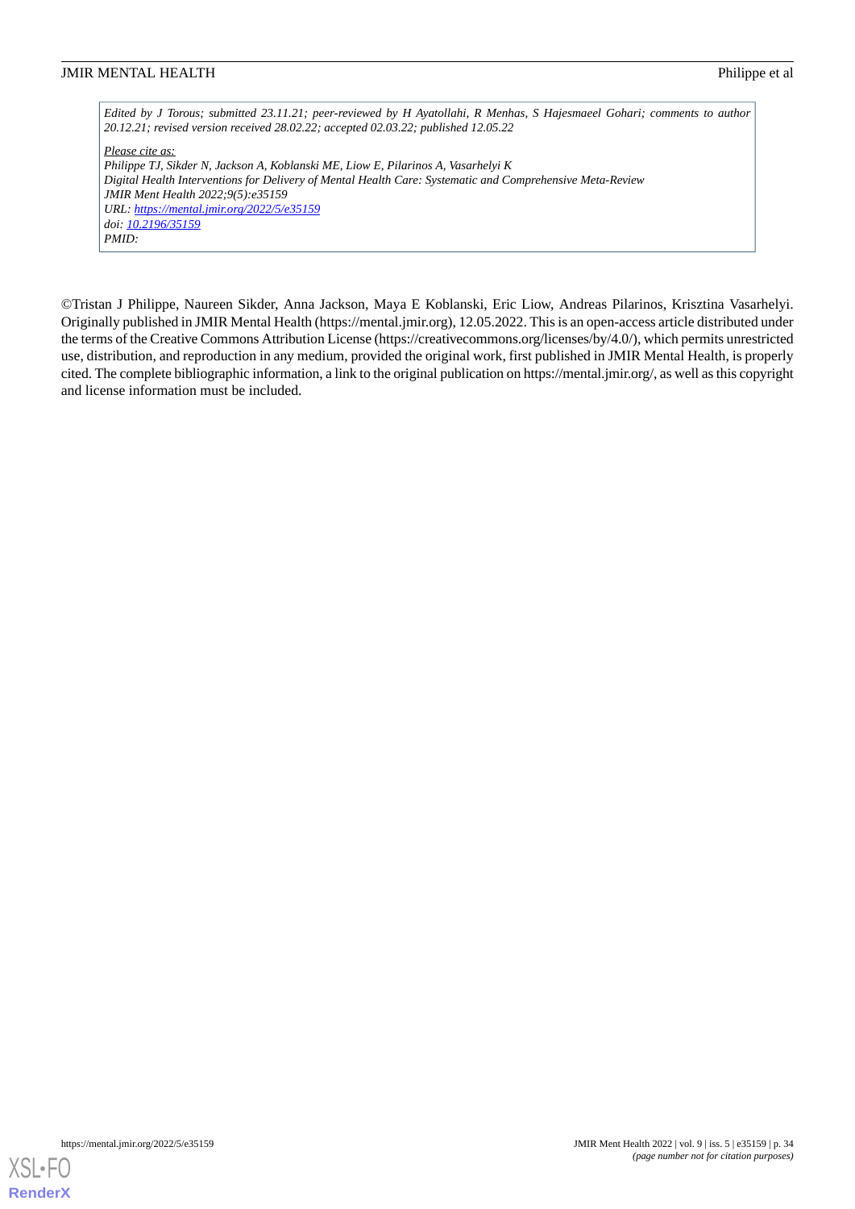*Edited by J Torous; submitted 23.11.21; peer-reviewed by H Ayatollahi, R Menhas, S Hajesmaeel Gohari; comments to author 20.12.21; revised version received 28.02.22; accepted 02.03.22; published 12.05.22*

*Please cite as:*
*Philippe TJ, Sikder N, Jackson A, Koblanski ME, Liow E, Pilarinos A, Vasarhelyi K*
*Digital Health Interventions for Delivery of Mental Health Care: Systematic and Comprehensive Meta-Review*
*JMIR Ment Health 2022;9(5):e35159*
*URL: [https://mental.jmir.org/2022/5/e35159](https://mental.jmir.org/2022/5/e35159)*
*doi: [10.2196/35159](https://doi.org/10.2196/35159)*
*PMID:*

©Tristan J Philippe, Naureen Sikder, Anna Jackson, Maya E Koblanski, Eric Liow, Andreas Pilarinos, Krisztina Vasarhelyi. Originally published in JMIR Mental Health (https://mental.jmir.org), 12.05.2022. This is an open-access article distributed under the terms of the Creative Commons Attribution License (https://creativecommons.org/licenses/by/4.0/), which permits unrestricted use, distribution, and reproduction in any medium, provided the original work, first published in JMIR Mental Health, is properly cited. The complete bibliographic information, a link to the original publication on https://mental.jmir.org/, as well as this copyright and license information must be included.